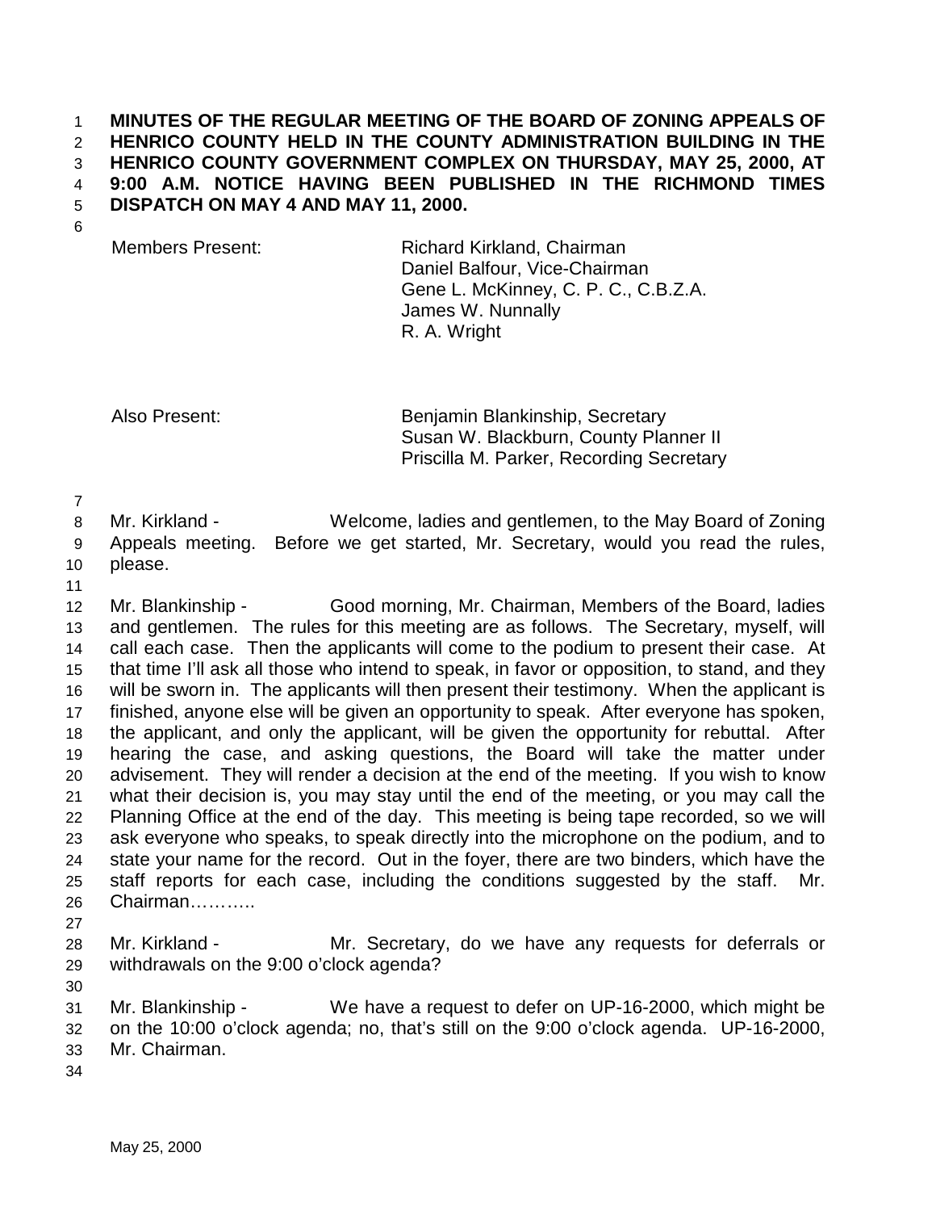**MINUTES OF THE REGULAR MEETING OF THE BOARD OF ZONING APPEALS OF HENRICO COUNTY HELD IN THE COUNTY ADMINISTRATION BUILDING IN THE HENRICO COUNTY GOVERNMENT COMPLEX ON THURSDAY, MAY 25, 2000, AT 9:00 A.M. NOTICE HAVING BEEN PUBLISHED IN THE RICHMOND TIMES DISPATCH ON MAY 4 AND MAY 11, 2000.**

Members Present: Richard Kirkland, Chairman
Daniel Balfour, Vice-Chairman
Gene L. McKinney, C. P. C., C.B.Z.A.
James W. Nunnally
R. A. Wright

Also Present: Benjamin Blankinship, Secretary
Susan W. Blackburn, County Planner II
Priscilla M. Parker, Recording Secretary

Mr. Kirkland - Welcome, ladies and gentlemen, to the May Board of Zoning Appeals meeting. Before we get started, Mr. Secretary, would you read the rules, please.

Mr. Blankinship - Good morning, Mr. Chairman, Members of the Board, ladies and gentlemen. The rules for this meeting are as follows. The Secretary, myself, will call each case. Then the applicants will come to the podium to present their case. At that time I'll ask all those who intend to speak, in favor or opposition, to stand, and they will be sworn in. The applicants will then present their testimony. When the applicant is finished, anyone else will be given an opportunity to speak. After everyone has spoken, the applicant, and only the applicant, will be given the opportunity for rebuttal. After hearing the case, and asking questions, the Board will take the matter under advisement. They will render a decision at the end of the meeting. If you wish to know what their decision is, you may stay until the end of the meeting, or you may call the Planning Office at the end of the day. This meeting is being tape recorded, so we will ask everyone who speaks, to speak directly into the microphone on the podium, and to state your name for the record. Out in the foyer, there are two binders, which have the staff reports for each case, including the conditions suggested by the staff. Mr. Chairman………..

Mr. Kirkland - Mr. Secretary, do we have any requests for deferrals or withdrawals on the 9:00 o'clock agenda?

Mr. Blankinship - We have a request to defer on UP-16-2000, which might be on the 10:00 o'clock agenda; no, that's still on the 9:00 o'clock agenda. UP-16-2000, Mr. Chairman.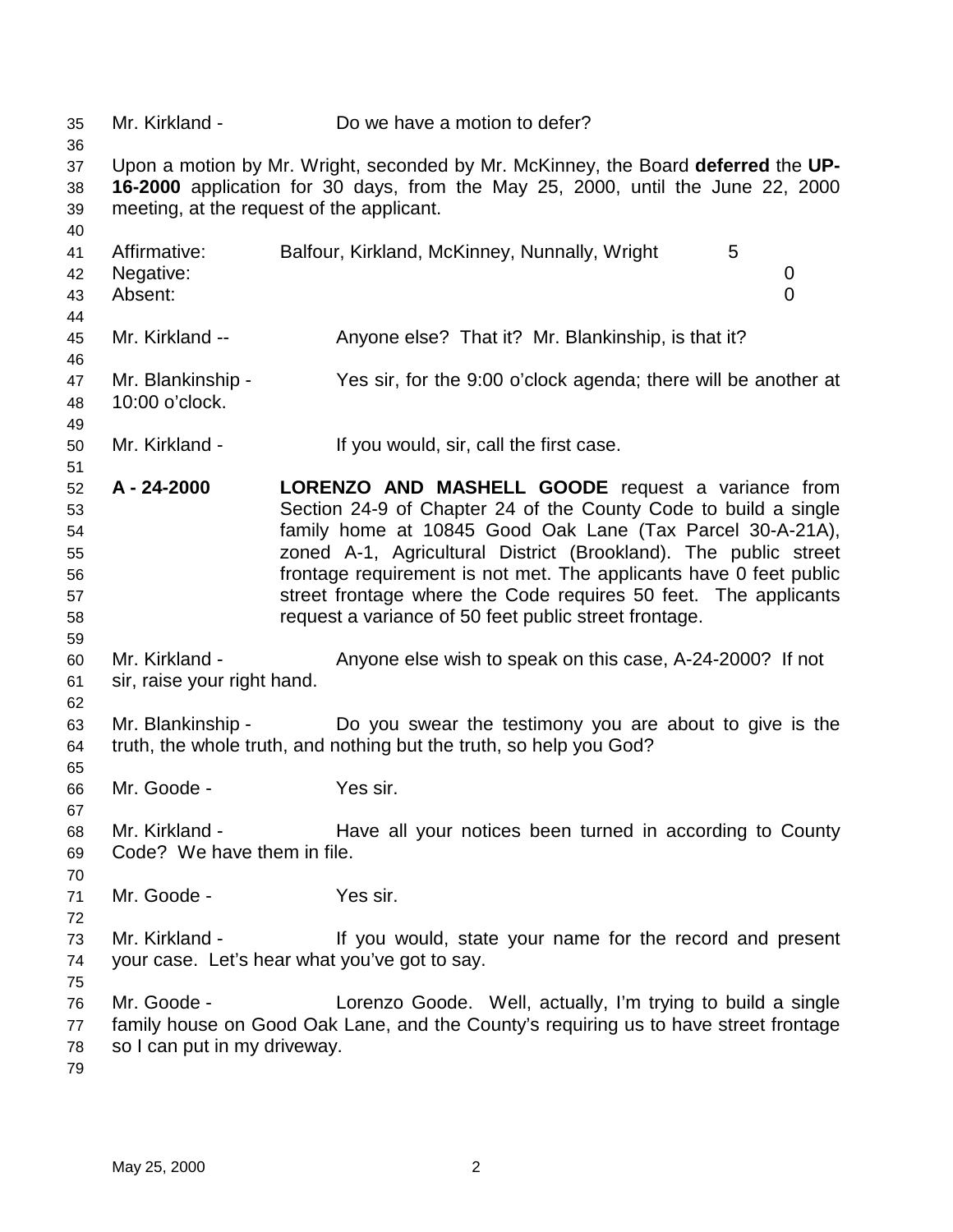Mr. Kirkland - Do we have a motion to defer?

Upon a motion by Mr. Wright, seconded by Mr. McKinney, the Board **deferred** the **UP-16-2000** application for 30 days, from the May 25, 2000, until the June 22, 2000 meeting, at the request of the applicant.

| | | |
|---|---|---|
| Affirmative: | Balfour, Kirkland, McKinney, Nunnally, Wright | 5 |
| Negative: | | 0 |
| Absent: | | 0 |

Mr. Kirkland -- Anyone else? That it? Mr. Blankinship, is that it?

Mr. Blankinship - Yes sir, for the 9:00 o'clock agenda; there will be another at 10:00 o'clock.

Mr. Kirkland - If you would, sir, call the first case.

**A - 24-2000** **LORENZO AND MASHELL GOODE** request a variance from Section 24-9 of Chapter 24 of the County Code to build a single family home at 10845 Good Oak Lane (Tax Parcel 30-A-21A), zoned A-1, Agricultural District (Brookland). The public street frontage requirement is not met. The applicants have 0 feet public street frontage where the Code requires 50 feet. The applicants request a variance of 50 feet public street frontage.

Mr. Kirkland - Anyone else wish to speak on this case, A-24-2000? If not sir, raise your right hand.

Mr. Blankinship - Do you swear the testimony you are about to give is the truth, the whole truth, and nothing but the truth, so help you God?

Mr. Goode - Yes sir.

Mr. Kirkland - Have all your notices been turned in according to County Code? We have them in file.

Mr. Goode - Yes sir.

Mr. Kirkland - If you would, state your name for the record and present your case. Let's hear what you've got to say.

Mr. Goode - Lorenzo Goode. Well, actually, I'm trying to build a single family house on Good Oak Lane, and the County's requiring us to have street frontage so I can put in my driveway.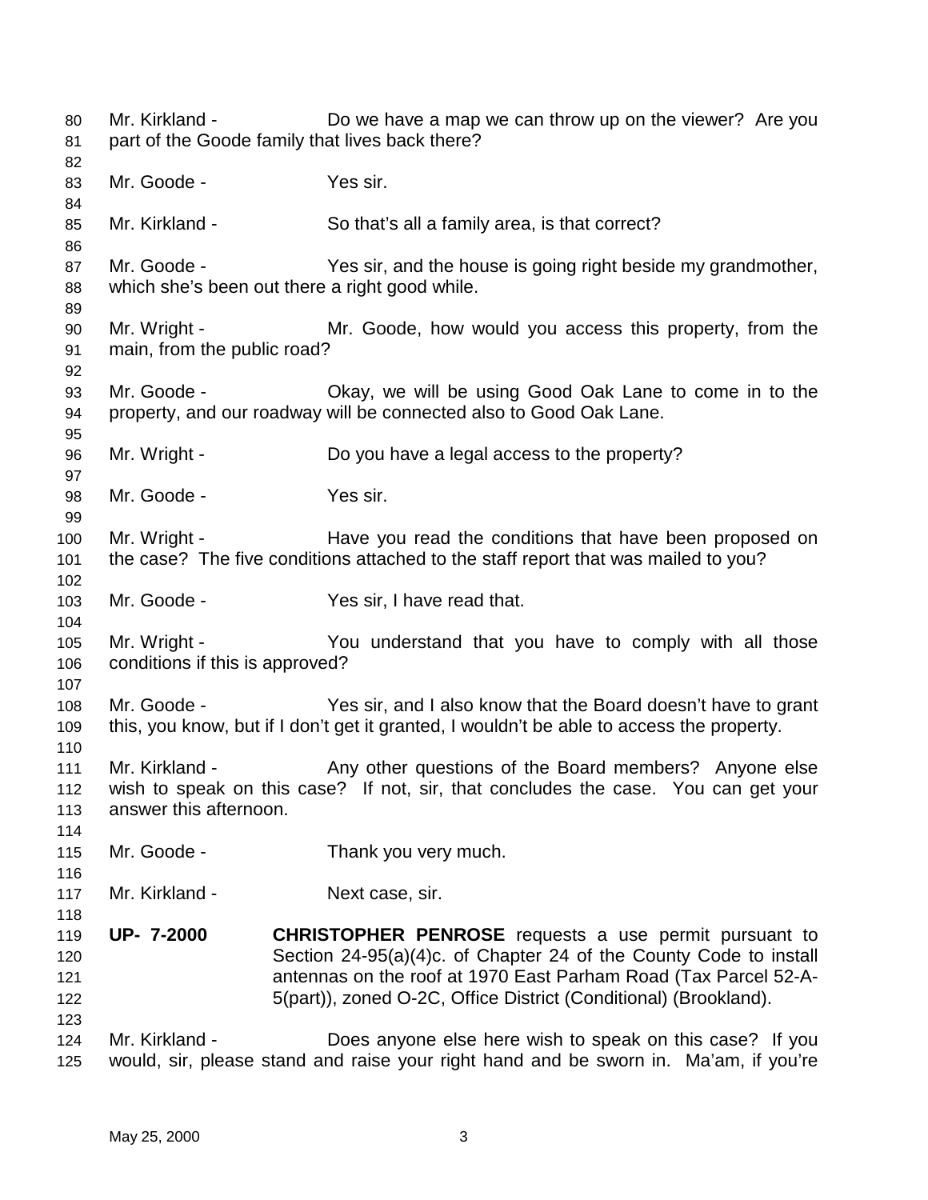Mr. Kirkland - Do we have a map we can throw up on the viewer? Are you part of the Goode family that lives back there?

Mr. Goode - Yes sir.

Mr. Kirkland - So that's all a family area, is that correct?

Mr. Goode - Yes sir, and the house is going right beside my grandmother, which she's been out there a right good while.

Mr. Wright - Mr. Goode, how would you access this property, from the main, from the public road?

Mr. Goode - Okay, we will be using Good Oak Lane to come in to the property, and our roadway will be connected also to Good Oak Lane.

Mr. Wright - Do you have a legal access to the property?

Mr. Goode - Yes sir.

Mr. Wright - Have you read the conditions that have been proposed on the case? The five conditions attached to the staff report that was mailed to you?

Mr. Goode - Yes sir, I have read that.

Mr. Wright - You understand that you have to comply with all those conditions if this is approved?

Mr. Goode - Yes sir, and I also know that the Board doesn't have to grant this, you know, but if I don't get it granted, I wouldn't be able to access the property.

Mr. Kirkland - Any other questions of the Board members? Anyone else wish to speak on this case? If not, sir, that concludes the case. You can get your answer this afternoon.

Mr. Goode - Thank you very much.

Mr. Kirkland - Next case, sir.

**UP- 7-2000** **CHRISTOPHER PENROSE** requests a use permit pursuant to Section 24-95(a)(4)c. of Chapter 24 of the County Code to install antennas on the roof at 1970 East Parham Road (Tax Parcel 52-A-5(part)), zoned O-2C, Office District (Conditional) (Brookland).

Mr. Kirkland - Does anyone else here wish to speak on this case? If you would, sir, please stand and raise your right hand and be sworn in. Ma'am, if you're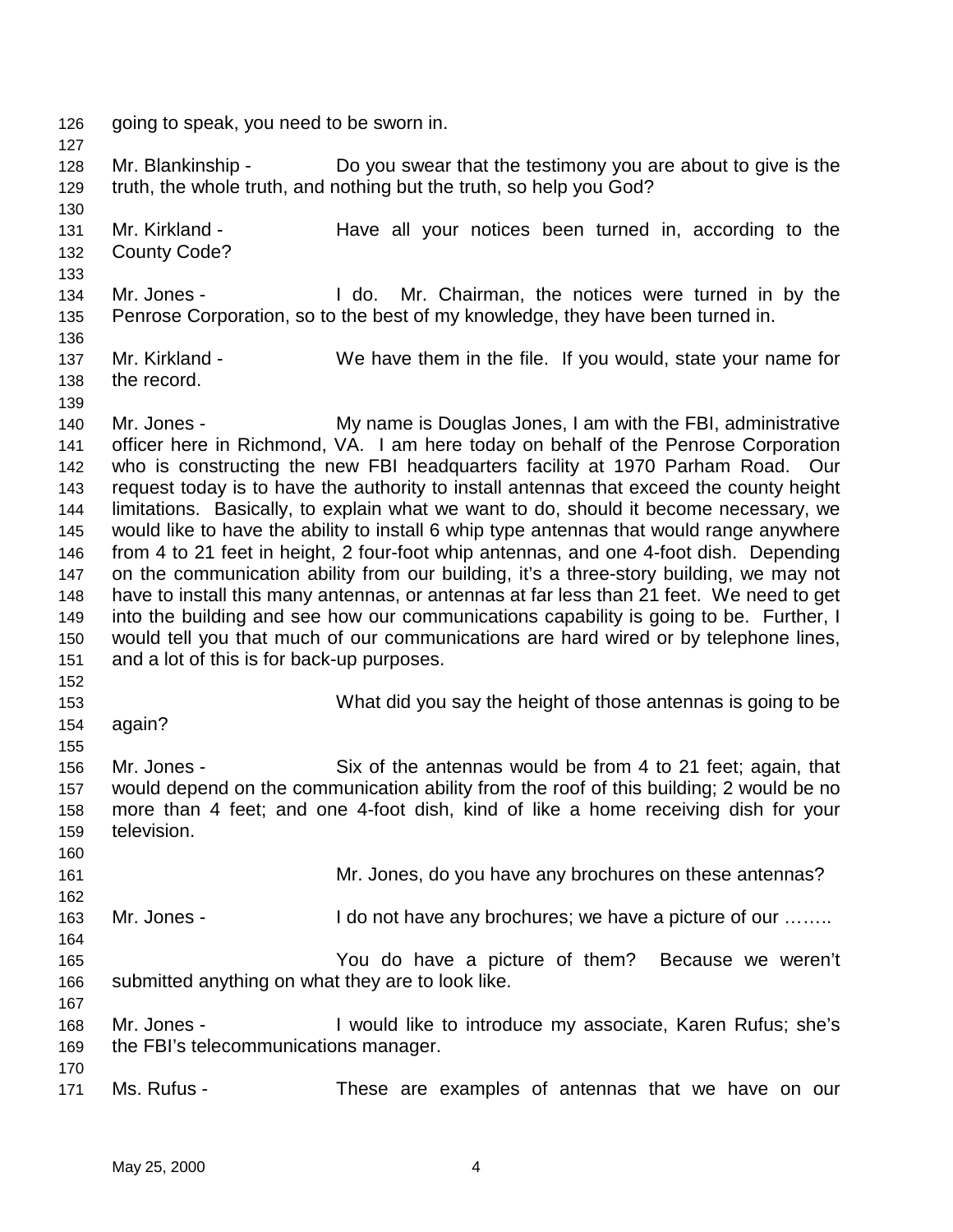going to speak, you need to be sworn in.

Mr. Blankinship - Do you swear that the testimony you are about to give is the truth, the whole truth, and nothing but the truth, so help you God?

Mr. Kirkland - Have all your notices been turned in, according to the County Code?

Mr. Jones - I do. Mr. Chairman, the notices were turned in by the Penrose Corporation, so to the best of my knowledge, they have been turned in.

Mr. Kirkland - We have them in the file. If you would, state your name for the record.

Mr. Jones - My name is Douglas Jones, I am with the FBI, administrative officer here in Richmond, VA. I am here today on behalf of the Penrose Corporation who is constructing the new FBI headquarters facility at 1970 Parham Road. Our request today is to have the authority to install antennas that exceed the county height limitations. Basically, to explain what we want to do, should it become necessary, we would like to have the ability to install 6 whip type antennas that would range anywhere from 4 to 21 feet in height, 2 four-foot whip antennas, and one 4-foot dish. Depending on the communication ability from our building, it's a three-story building, we may not have to install this many antennas, or antennas at far less than 21 feet. We need to get into the building and see how our communications capability is going to be. Further, I would tell you that much of our communications are hard wired or by telephone lines, and a lot of this is for back-up purposes.

What did you say the height of those antennas is going to be again?

Mr. Jones - Six of the antennas would be from 4 to 21 feet; again, that would depend on the communication ability from the roof of this building; 2 would be no more than 4 feet; and one 4-foot dish, kind of like a home receiving dish for your television.

Mr. Jones, do you have any brochures on these antennas?

Mr. Jones - I do not have any brochures; we have a picture of our ……..

You do have a picture of them? Because we weren't submitted anything on what they are to look like.

Mr. Jones - I would like to introduce my associate, Karen Rufus; she's the FBI's telecommunications manager.

Ms. Rufus - These are examples of antennas that we have on our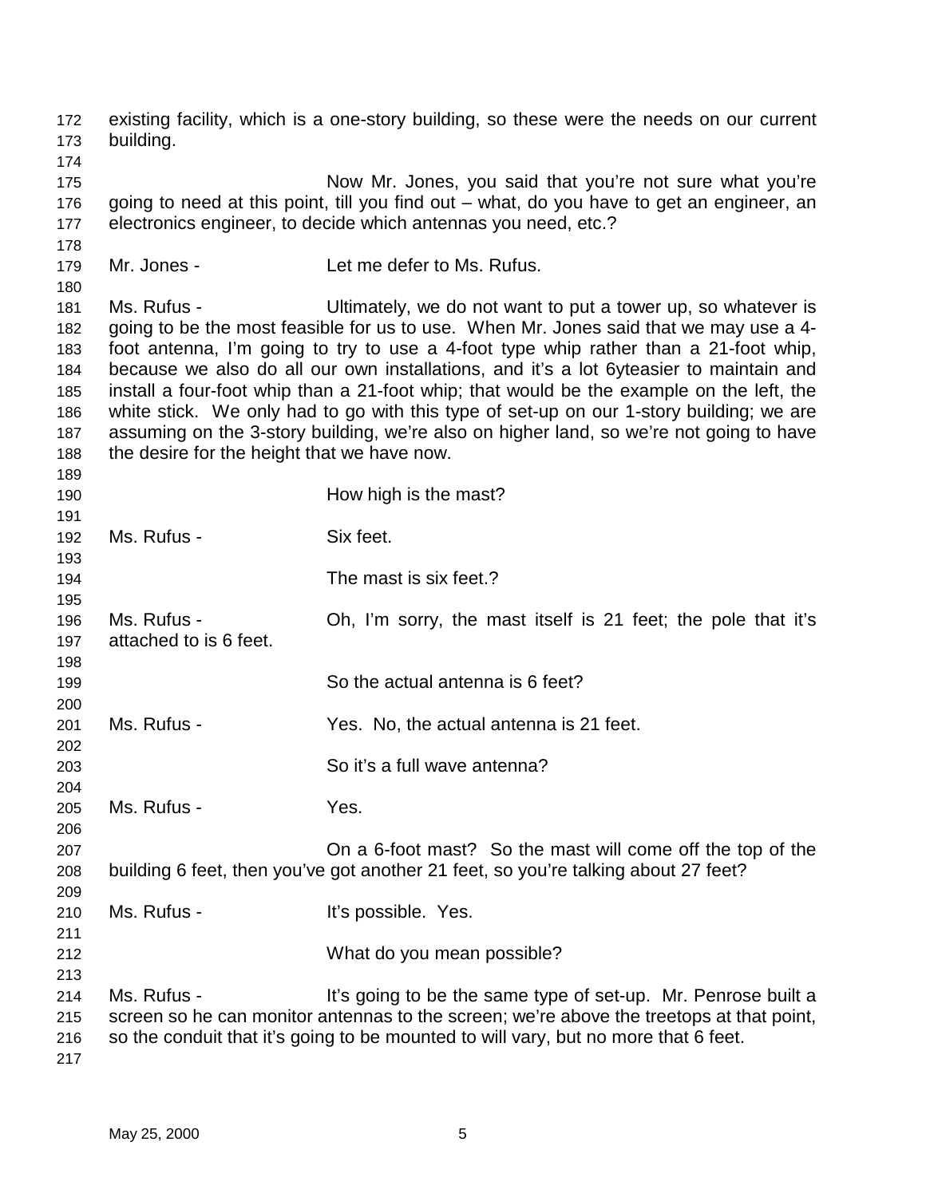existing facility, which is a one-story building, so these were the needs on our current building.

Now Mr. Jones, you said that you're not sure what you're going to need at this point, till you find out – what, do you have to get an engineer, an electronics engineer, to decide which antennas you need, etc.?

Mr. Jones - Let me defer to Ms. Rufus.

Ms. Rufus - Ultimately, we do not want to put a tower up, so whatever is going to be the most feasible for us to use. When Mr. Jones said that we may use a 4-foot antenna, I'm going to try to use a 4-foot type whip rather than a 21-foot whip, because we also do all our own installations, and it's a lot 6yteasier to maintain and install a four-foot whip than a 21-foot whip; that would be the example on the left, the white stick. We only had to go with this type of set-up on our 1-story building; we are assuming on the 3-story building, we're also on higher land, so we're not going to have the desire for the height that we have now.

How high is the mast?

Ms. Rufus - Six feet.

The mast is six feet.?

Ms. Rufus - Oh, I'm sorry, the mast itself is 21 feet; the pole that it's attached to is 6 feet.

So the actual antenna is 6 feet?

Ms. Rufus - Yes. No, the actual antenna is 21 feet.

So it's a full wave antenna?

Ms. Rufus - Yes.

On a 6-foot mast? So the mast will come off the top of the building 6 feet, then you've got another 21 feet, so you're talking about 27 feet?

Ms. Rufus - It's possible. Yes.

What do you mean possible?

Ms. Rufus - It's going to be the same type of set-up. Mr. Penrose built a screen so he can monitor antennas to the screen; we're above the treetops at that point, so the conduit that it's going to be mounted to will vary, but no more that 6 feet.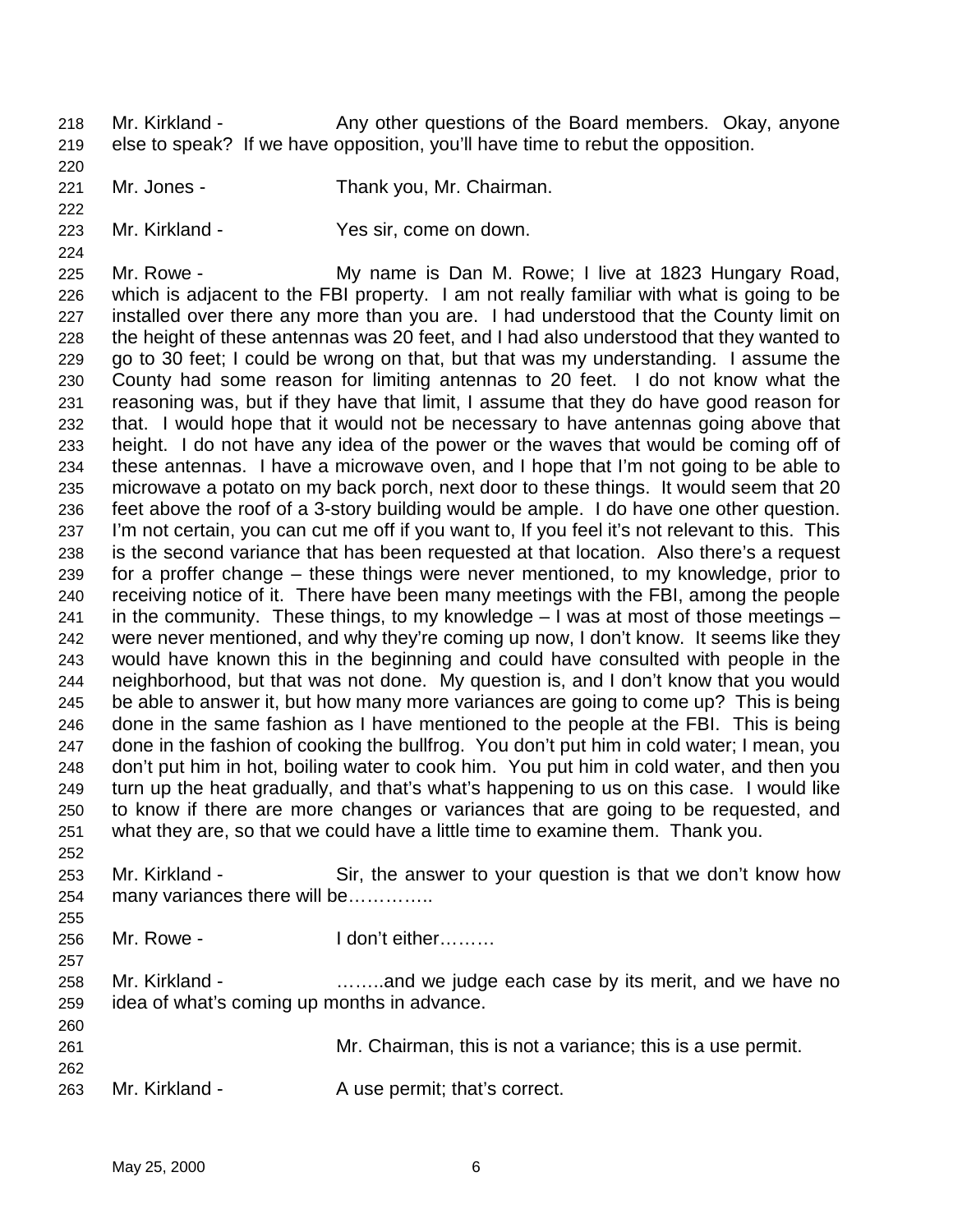218 Mr. Kirkland - Any other questions of the Board members. Okay, anyone
219 else to speak? If we have opposition, you'll have time to rebut the opposition.

221 Mr. Jones - Thank you, Mr. Chairman.

223 Mr. Kirkland - Yes sir, come on down.

225 Mr. Rowe - My name is Dan M. Rowe; I live at 1823 Hungary Road,
226 which is adjacent to the FBI property. I am not really familiar with what is going to be
227 installed over there any more than you are. I had understood that the County limit on
228 the height of these antennas was 20 feet, and I had also understood that they wanted to
229 go to 30 feet; I could be wrong on that, but that was my understanding. I assume the
230 County had some reason for limiting antennas to 20 feet. I do not know what the
231 reasoning was, but if they have that limit, I assume that they do have good reason for
232 that. I would hope that it would not be necessary to have antennas going above that
233 height. I do not have any idea of the power or the waves that would be coming off of
234 these antennas. I have a microwave oven, and I hope that I'm not going to be able to
235 microwave a potato on my back porch, next door to these things. It would seem that 20
236 feet above the roof of a 3-story building would be ample. I do have one other question.
237 I'm not certain, you can cut me off if you want to, If you feel it's not relevant to this. This
238 is the second variance that has been requested at that location. Also there's a request
239 for a proffer change – these things were never mentioned, to my knowledge, prior to
240 receiving notice of it. There have been many meetings with the FBI, among the people
241 in the community. These things, to my knowledge – I was at most of those meetings –
242 were never mentioned, and why they're coming up now, I don't know. It seems like they
243 would have known this in the beginning and could have consulted with people in the
244 neighborhood, but that was not done. My question is, and I don't know that you would
245 be able to answer it, but how many more variances are going to come up? This is being
246 done in the same fashion as I have mentioned to the people at the FBI. This is being
247 done in the fashion of cooking the bullfrog. You don't put him in cold water; I mean, you
248 don't put him in hot, boiling water to cook him. You put him in cold water, and then you
249 turn up the heat gradually, and that's what's happening to us on this case. I would like
250 to know if there are more changes or variances that are going to be requested, and
251 what they are, so that we could have a little time to examine them. Thank you.

253 Mr. Kirkland - Sir, the answer to your question is that we don't know how
254 many variances there will be…………..

256 Mr. Rowe - I don't either………

258 Mr. Kirkland - ……..and we judge each case by its merit, and we have no
259 idea of what's coming up months in advance.

261 Mr. Chairman, this is not a variance; this is a use permit.

263 Mr. Kirkland - A use permit; that's correct.

May 25, 2000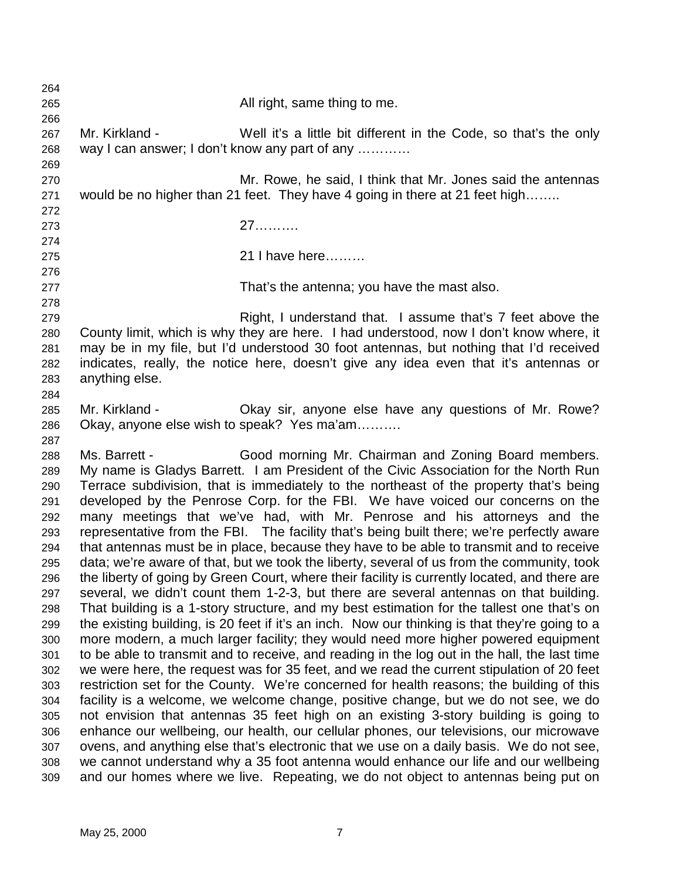All right, same thing to me.

Mr. Kirkland - Well it's a little bit different in the Code, so that's the only way I can answer; I don't know any part of any …………

Mr. Rowe, he said, I think that Mr. Jones said the antennas would be no higher than 21 feet. They have 4 going in there at 21 feet high……..

27……….

21 I have here………

That's the antenna; you have the mast also.

Right, I understand that. I assume that's 7 feet above the County limit, which is why they are here. I had understood, now I don't know where, it may be in my file, but I'd understood 30 foot antennas, but nothing that I'd received indicates, really, the notice here, doesn't give any idea even that it's antennas or anything else.

Mr. Kirkland - Okay sir, anyone else have any questions of Mr. Rowe? Okay, anyone else wish to speak? Yes ma'am……….

Ms. Barrett - Good morning Mr. Chairman and Zoning Board members. My name is Gladys Barrett. I am President of the Civic Association for the North Run Terrace subdivision, that is immediately to the northeast of the property that's being developed by the Penrose Corp. for the FBI. We have voiced our concerns on the many meetings that we've had, with Mr. Penrose and his attorneys and the representative from the FBI. The facility that's being built there; we're perfectly aware that antennas must be in place, because they have to be able to transmit and to receive data; we're aware of that, but we took the liberty, several of us from the community, took the liberty of going by Green Court, where their facility is currently located, and there are several, we didn't count them 1-2-3, but there are several antennas on that building. That building is a 1-story structure, and my best estimation for the tallest one that's on the existing building, is 20 feet if it's an inch. Now our thinking is that they're going to a more modern, a much larger facility; they would need more higher powered equipment to be able to transmit and to receive, and reading in the log out in the hall, the last time we were here, the request was for 35 feet, and we read the current stipulation of 20 feet restriction set for the County. We're concerned for health reasons; the building of this facility is a welcome, we welcome change, positive change, but we do not see, we do not envision that antennas 35 feet high on an existing 3-story building is going to enhance our wellbeing, our health, our cellular phones, our televisions, our microwave ovens, and anything else that's electronic that we use on a daily basis. We do not see, we cannot understand why a 35 foot antenna would enhance our life and our wellbeing and our homes where we live. Repeating, we do not object to antennas being put on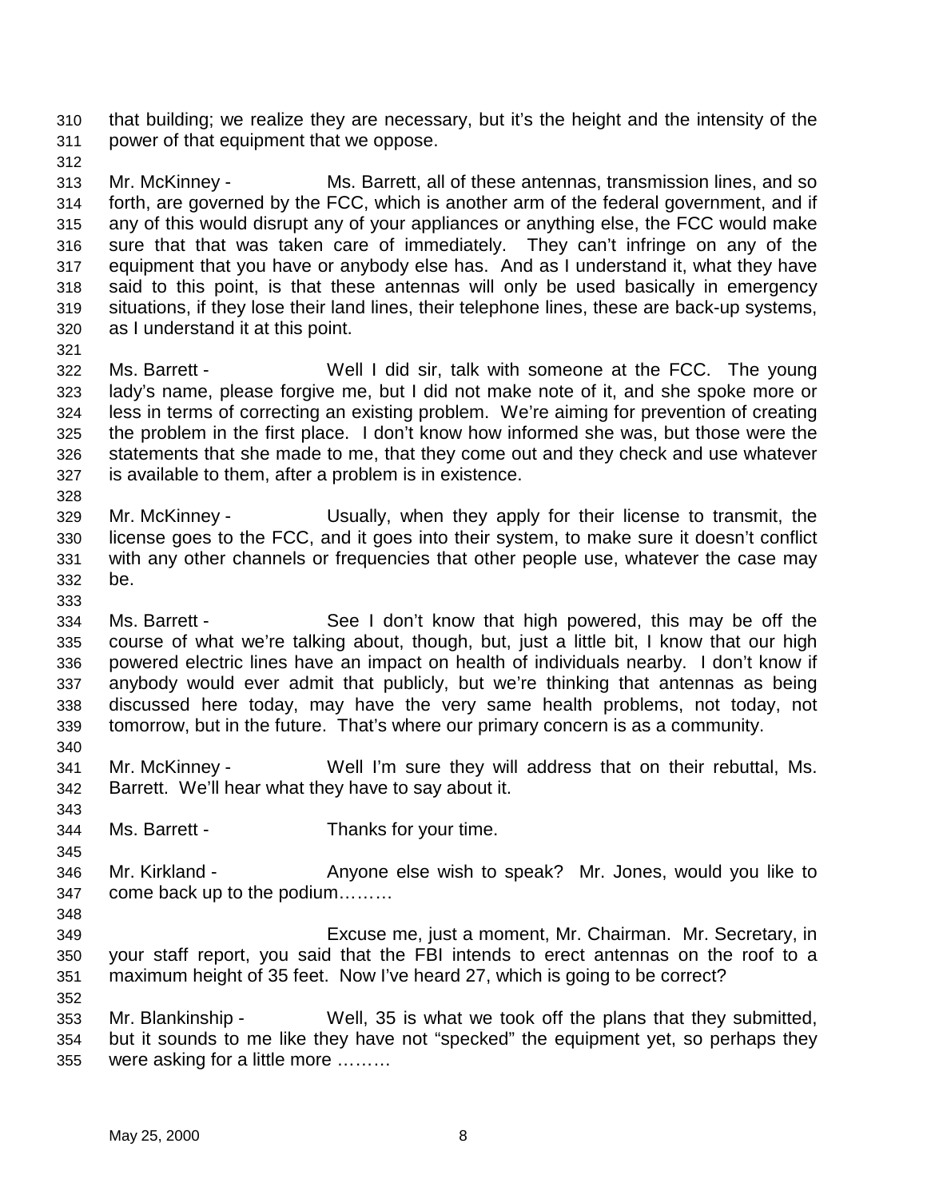that building; we realize they are necessary, but it's the height and the intensity of the power of that equipment that we oppose.

Mr. McKinney - Ms. Barrett, all of these antennas, transmission lines, and so forth, are governed by the FCC, which is another arm of the federal government, and if any of this would disrupt any of your appliances or anything else, the FCC would make sure that that was taken care of immediately. They can't infringe on any of the equipment that you have or anybody else has. And as I understand it, what they have said to this point, is that these antennas will only be used basically in emergency situations, if they lose their land lines, their telephone lines, these are back-up systems, as I understand it at this point.

Ms. Barrett - Well I did sir, talk with someone at the FCC. The young lady's name, please forgive me, but I did not make note of it, and she spoke more or less in terms of correcting an existing problem. We're aiming for prevention of creating the problem in the first place. I don't know how informed she was, but those were the statements that she made to me, that they come out and they check and use whatever is available to them, after a problem is in existence.

Mr. McKinney - Usually, when they apply for their license to transmit, the license goes to the FCC, and it goes into their system, to make sure it doesn't conflict with any other channels or frequencies that other people use, whatever the case may be.

Ms. Barrett - See I don't know that high powered, this may be off the course of what we're talking about, though, but, just a little bit, I know that our high powered electric lines have an impact on health of individuals nearby. I don't know if anybody would ever admit that publicly, but we're thinking that antennas as being discussed here today, may have the very same health problems, not today, not tomorrow, but in the future. That's where our primary concern is as a community.

Mr. McKinney - Well I'm sure they will address that on their rebuttal, Ms. Barrett. We'll hear what they have to say about it.

Ms. Barrett - Thanks for your time.

Mr. Kirkland - Anyone else wish to speak? Mr. Jones, would you like to come back up to the podium………

Excuse me, just a moment, Mr. Chairman. Mr. Secretary, in your staff report, you said that the FBI intends to erect antennas on the roof to a maximum height of 35 feet. Now I've heard 27, which is going to be correct?

Mr. Blankinship - Well, 35 is what we took off the plans that they submitted, but it sounds to me like they have not "specked" the equipment yet, so perhaps they were asking for a little more ………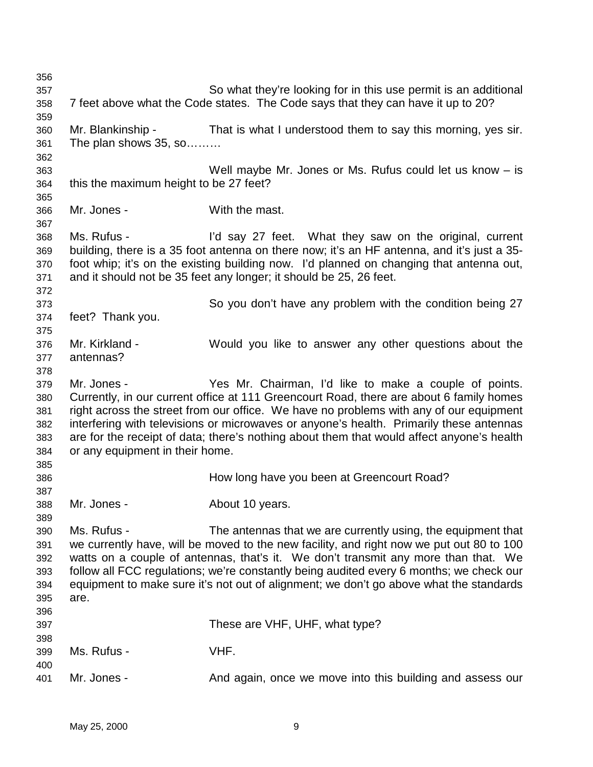So what they're looking for in this use permit is an additional 7 feet above what the Code states. The Code says that they can have it up to 20?

Mr. Blankinship - That is what I understood them to say this morning, yes sir. The plan shows 35, so………

Well maybe Mr. Jones or Ms. Rufus could let us know – is this the maximum height to be 27 feet?

Mr. Jones - With the mast.

Ms. Rufus - I'd say 27 feet. What they saw on the original, current building, there is a 35 foot antenna on there now; it's an HF antenna, and it's just a 35-foot whip; it's on the existing building now. I'd planned on changing that antenna out, and it should not be 35 feet any longer; it should be 25, 26 feet.

So you don't have any problem with the condition being 27 feet? Thank you.

Mr. Kirkland - Would you like to answer any other questions about the antennas?

Mr. Jones - Yes Mr. Chairman, I'd like to make a couple of points. Currently, in our current office at 111 Greencourt Road, there are about 6 family homes right across the street from our office. We have no problems with any of our equipment interfering with televisions or microwaves or anyone's health. Primarily these antennas are for the receipt of data; there's nothing about them that would affect anyone's health or any equipment in their home.

How long have you been at Greencourt Road?

Mr. Jones - About 10 years.

Ms. Rufus - The antennas that we are currently using, the equipment that we currently have, will be moved to the new facility, and right now we put out 80 to 100 watts on a couple of antennas, that's it. We don't transmit any more than that. We follow all FCC regulations; we're constantly being audited every 6 months; we check our equipment to make sure it's not out of alignment; we don't go above what the standards are.

These are VHF, UHF, what type?

Ms. Rufus - VHF.

Mr. Jones - And again, once we move into this building and assess our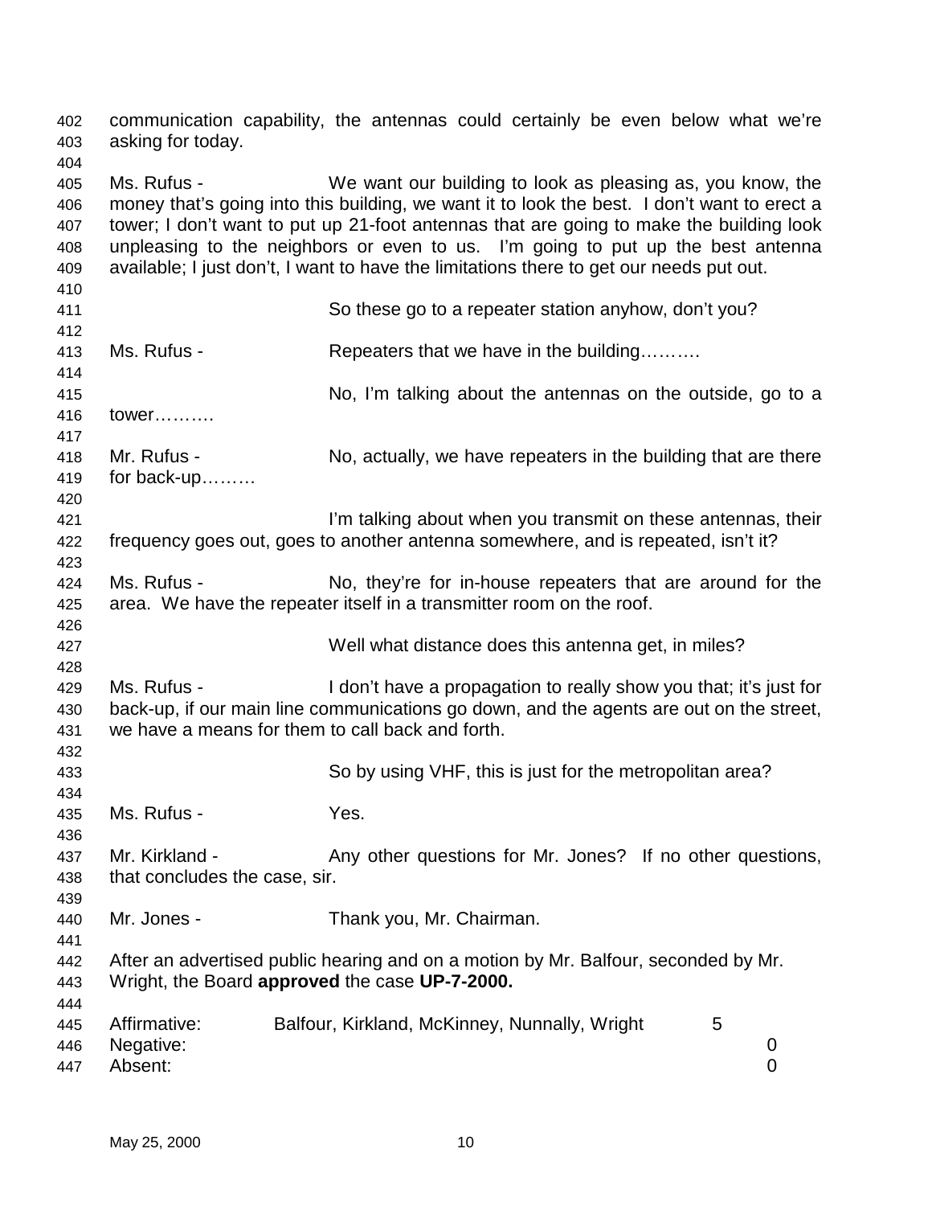communication capability, the antennas could certainly be even below what we're asking for today.

Ms. Rufus - We want our building to look as pleasing as, you know, the money that's going into this building, we want it to look the best. I don't want to erect a tower; I don't want to put up 21-foot antennas that are going to make the building look unpleasing to the neighbors or even to us. I'm going to put up the best antenna available; I just don't, I want to have the limitations there to get our needs put out.

So these go to a repeater station anyhow, don't you?

Ms. Rufus - Repeaters that we have in the building……….

No, I'm talking about the antennas on the outside, go to a tower……….

Mr. Rufus - No, actually, we have repeaters in the building that are there for back-up………

I'm talking about when you transmit on these antennas, their frequency goes out, goes to another antenna somewhere, and is repeated, isn't it?

Ms. Rufus - No, they're for in-house repeaters that are around for the area. We have the repeater itself in a transmitter room on the roof.

Well what distance does this antenna get, in miles?

Ms. Rufus - I don't have a propagation to really show you that; it's just for back-up, if our main line communications go down, and the agents are out on the street, we have a means for them to call back and forth.

So by using VHF, this is just for the metropolitan area?

Ms. Rufus - Yes.

Mr. Kirkland - Any other questions for Mr. Jones? If no other questions, that concludes the case, sir.

Mr. Jones - Thank you, Mr. Chairman.

After an advertised public hearing and on a motion by Mr. Balfour, seconded by Mr. Wright, the Board **approved** the case **UP-7-2000.**

| | | |
|---|---|---|
| Affirmative: | Balfour, Kirkland, McKinney, Nunnally, Wright | 5 |
| Negative: | | 0 |
| Absent: | | 0 |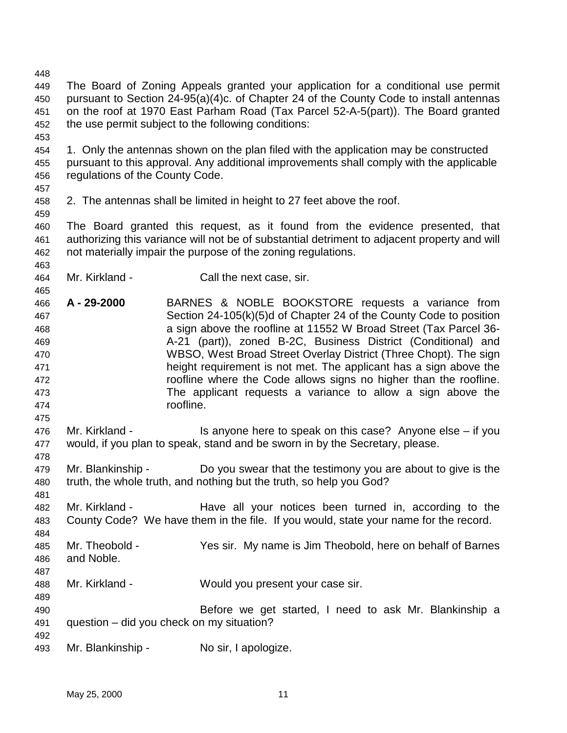The Board of Zoning Appeals granted your application for a conditional use permit pursuant to Section 24-95(a)(4)c. of Chapter 24 of the County Code to install antennas on the roof at 1970 East Parham Road (Tax Parcel 52-A-5(part)). The Board granted the use permit subject to the following conditions:

1. Only the antennas shown on the plan filed with the application may be constructed pursuant to this approval. Any additional improvements shall comply with the applicable regulations of the County Code.

2. The antennas shall be limited in height to 27 feet above the roof.

The Board granted this request, as it found from the evidence presented, that authorizing this variance will not be of substantial detriment to adjacent property and will not materially impair the purpose of the zoning regulations.

Mr. Kirkland - Call the next case, sir.

**A - 29-2000** BARNES & NOBLE BOOKSTORE requests a variance from Section 24-105(k)(5)d of Chapter 24 of the County Code to position a sign above the roofline at 11552 W Broad Street (Tax Parcel 36-A-21 (part)), zoned B-2C, Business District (Conditional) and WBSO, West Broad Street Overlay District (Three Chopt). The sign height requirement is not met. The applicant has a sign above the roofline where the Code allows signs no higher than the roofline. The applicant requests a variance to allow a sign above the roofline.

Mr. Kirkland - Is anyone here to speak on this case? Anyone else – if you would, if you plan to speak, stand and be sworn in by the Secretary, please.

Mr. Blankinship - Do you swear that the testimony you are about to give is the truth, the whole truth, and nothing but the truth, so help you God?

Mr. Kirkland - Have all your notices been turned in, according to the County Code? We have them in the file. If you would, state your name for the record.

Mr. Theobold - Yes sir. My name is Jim Theobold, here on behalf of Barnes and Noble.

Mr. Kirkland - Would you present your case sir.

Before we get started, I need to ask Mr. Blankinship a question – did you check on my situation?

Mr. Blankinship - No sir, I apologize.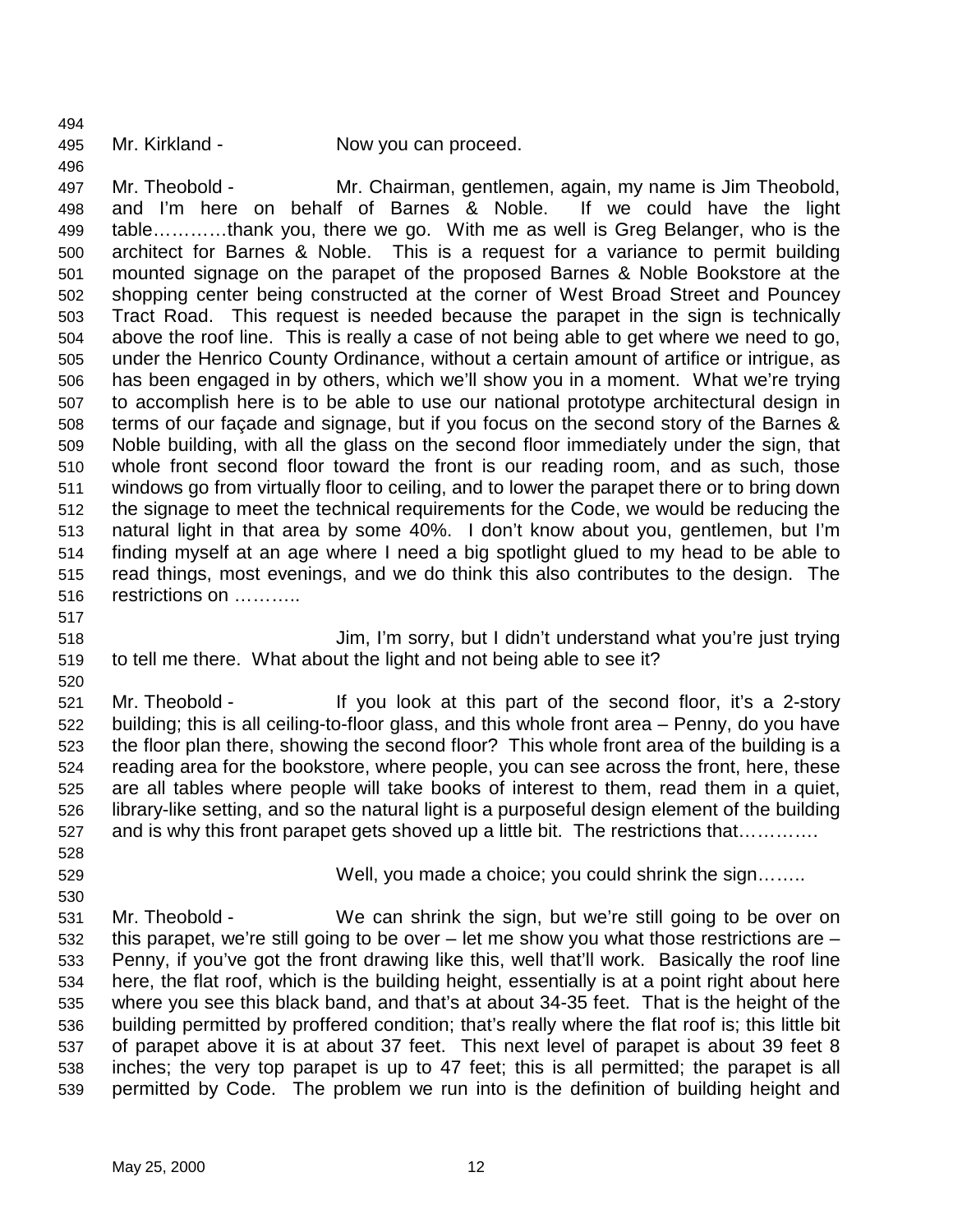Mr. Kirkland - Now you can proceed.

Mr. Theobold - Mr. Chairman, gentlemen, again, my name is Jim Theobold, and I'm here on behalf of Barnes & Noble. If we could have the light table…………thank you, there we go. With me as well is Greg Belanger, who is the architect for Barnes & Noble. This is a request for a variance to permit building mounted signage on the parapet of the proposed Barnes & Noble Bookstore at the shopping center being constructed at the corner of West Broad Street and Pouncey Tract Road. This request is needed because the parapet in the sign is technically above the roof line. This is really a case of not being able to get where we need to go, under the Henrico County Ordinance, without a certain amount of artifice or intrigue, as has been engaged in by others, which we'll show you in a moment. What we're trying to accomplish here is to be able to use our national prototype architectural design in terms of our façade and signage, but if you focus on the second story of the Barnes & Noble building, with all the glass on the second floor immediately under the sign, that whole front second floor toward the front is our reading room, and as such, those windows go from virtually floor to ceiling, and to lower the parapet there or to bring down the signage to meet the technical requirements for the Code, we would be reducing the natural light in that area by some 40%. I don't know about you, gentlemen, but I'm finding myself at an age where I need a big spotlight glued to my head to be able to read things, most evenings, and we do think this also contributes to the design. The restrictions on ………..

Jim, I'm sorry, but I didn't understand what you're just trying to tell me there. What about the light and not being able to see it?

Mr. Theobold - If you look at this part of the second floor, it's a 2-story building; this is all ceiling-to-floor glass, and this whole front area – Penny, do you have the floor plan there, showing the second floor? This whole front area of the building is a reading area for the bookstore, where people, you can see across the front, here, these are all tables where people will take books of interest to them, read them in a quiet, library-like setting, and so the natural light is a purposeful design element of the building and is why this front parapet gets shoved up a little bit. The restrictions that………….

Well, you made a choice; you could shrink the sign……..

Mr. Theobold - We can shrink the sign, but we're still going to be over on this parapet, we're still going to be over – let me show you what those restrictions are – Penny, if you've got the front drawing like this, well that'll work. Basically the roof line here, the flat roof, which is the building height, essentially is at a point right about here where you see this black band, and that's at about 34-35 feet. That is the height of the building permitted by proffered condition; that's really where the flat roof is; this little bit of parapet above it is at about 37 feet. This next level of parapet is about 39 feet 8 inches; the very top parapet is up to 47 feet; this is all permitted; the parapet is all permitted by Code. The problem we run into is the definition of building height and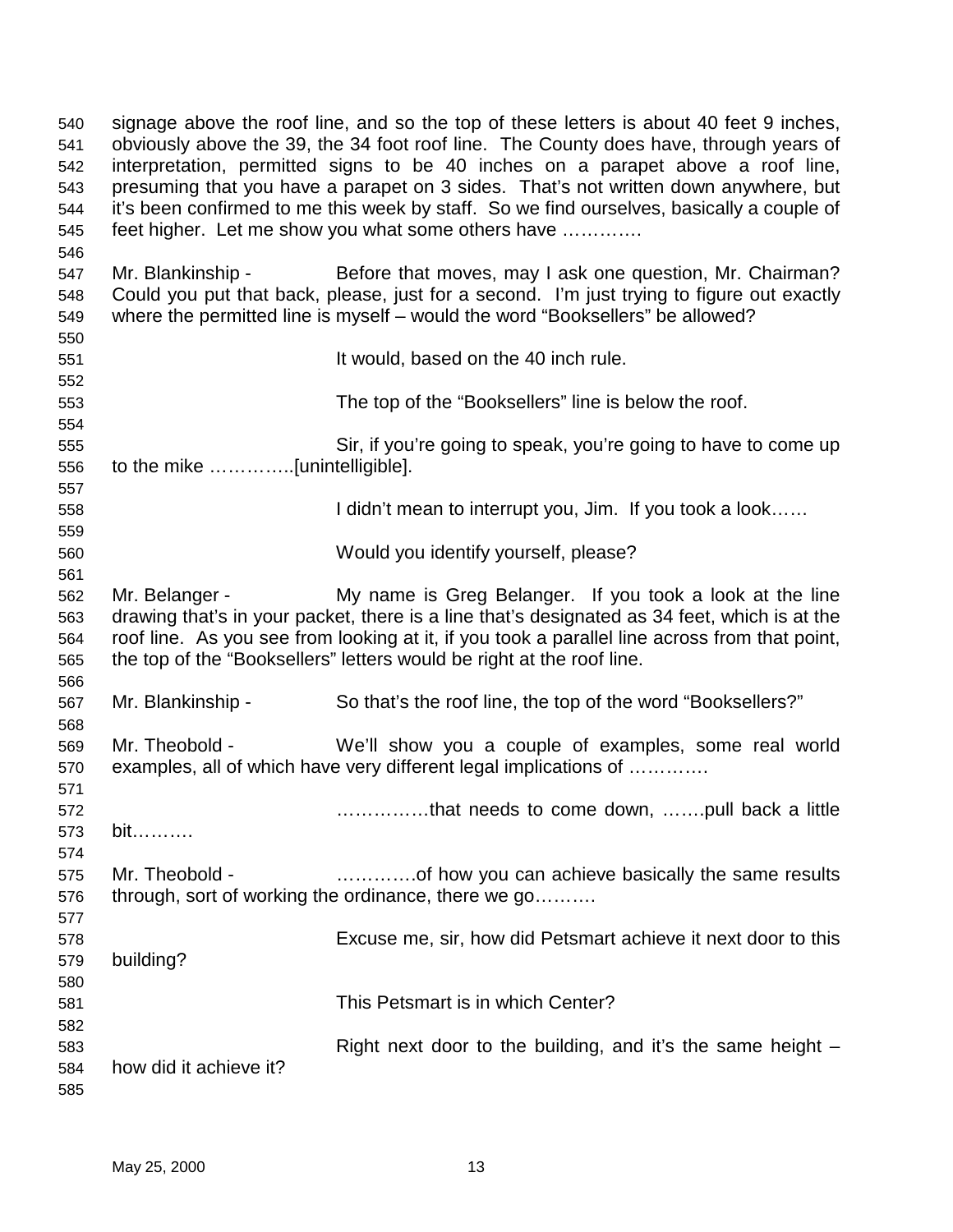signage above the roof line, and so the top of these letters is about 40 feet 9 inches, obviously above the 39, the 34 foot roof line. The County does have, through years of interpretation, permitted signs to be 40 inches on a parapet above a roof line, presuming that you have a parapet on 3 sides. That's not written down anywhere, but it's been confirmed to me this week by staff. So we find ourselves, basically a couple of feet higher. Let me show you what some others have ………….

Mr. Blankinship - Before that moves, may I ask one question, Mr. Chairman? Could you put that back, please, just for a second. I'm just trying to figure out exactly where the permitted line is myself – would the word "Booksellers" be allowed?

It would, based on the 40 inch rule.

The top of the "Booksellers" line is below the roof.

Sir, if you're going to speak, you're going to have to come up to the mike …………..[unintelligible].

I didn't mean to interrupt you, Jim. If you took a look……

Would you identify yourself, please?

Mr. Belanger - My name is Greg Belanger. If you took a look at the line drawing that's in your packet, there is a line that's designated as 34 feet, which is at the roof line. As you see from looking at it, if you took a parallel line across from that point, the top of the "Booksellers" letters would be right at the roof line.

Mr. Blankinship - So that's the roof line, the top of the word "Booksellers?"

Mr. Theobold - We'll show you a couple of examples, some real world examples, all of which have very different legal implications of ………….

……………that needs to come down, …….pull back a little bit……….

Mr. Theobold - ………….of how you can achieve basically the same results through, sort of working the ordinance, there we go……….

Excuse me, sir, how did Petsmart achieve it next door to this building?

This Petsmart is in which Center?

Right next door to the building, and it's the same height – how did it achieve it?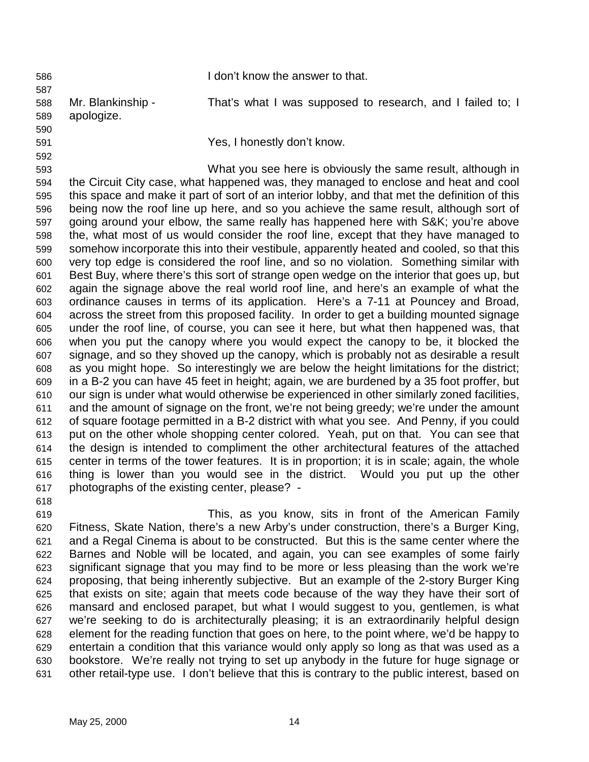I don't know the answer to that.

Mr. Blankinship - That's what I was supposed to research, and I failed to; I apologize.

Yes, I honestly don't know.

What you see here is obviously the same result, although in the Circuit City case, what happened was, they managed to enclose and heat and cool this space and make it part of sort of an interior lobby, and that met the definition of this being now the roof line up here, and so you achieve the same result, although sort of going around your elbow, the same really has happened here with S&K; you're above the, what most of us would consider the roof line, except that they have managed to somehow incorporate this into their vestibule, apparently heated and cooled, so that this very top edge is considered the roof line, and so no violation. Something similar with Best Buy, where there's this sort of strange open wedge on the interior that goes up, but again the signage above the real world roof line, and here's an example of what the ordinance causes in terms of its application. Here's a 7-11 at Pouncey and Broad, across the street from this proposed facility. In order to get a building mounted signage under the roof line, of course, you can see it here, but what then happened was, that when you put the canopy where you would expect the canopy to be, it blocked the signage, and so they shoved up the canopy, which is probably not as desirable a result as you might hope. So interestingly we are below the height limitations for the district; in a B-2 you can have 45 feet in height; again, we are burdened by a 35 foot proffer, but our sign is under what would otherwise be experienced in other similarly zoned facilities, and the amount of signage on the front, we're not being greedy; we're under the amount of square footage permitted in a B-2 district with what you see. And Penny, if you could put on the other whole shopping center colored. Yeah, put on that. You can see that the design is intended to compliment the other architectural features of the attached center in terms of the tower features. It is in proportion; it is in scale; again, the whole thing is lower than you would see in the district. Would you put up the other photographs of the existing center, please? -

This, as you know, sits in front of the American Family Fitness, Skate Nation, there's a new Arby's under construction, there's a Burger King, and a Regal Cinema is about to be constructed. But this is the same center where the Barnes and Noble will be located, and again, you can see examples of some fairly significant signage that you may find to be more or less pleasing than the work we're proposing, that being inherently subjective. But an example of the 2-story Burger King that exists on site; again that meets code because of the way they have their sort of mansard and enclosed parapet, but what I would suggest to you, gentlemen, is what we're seeking to do is architecturally pleasing; it is an extraordinarily helpful design element for the reading function that goes on here, to the point where, we'd be happy to entertain a condition that this variance would only apply so long as that was used as a bookstore. We're really not trying to set up anybody in the future for huge signage or other retail-type use. I don't believe that this is contrary to the public interest, based on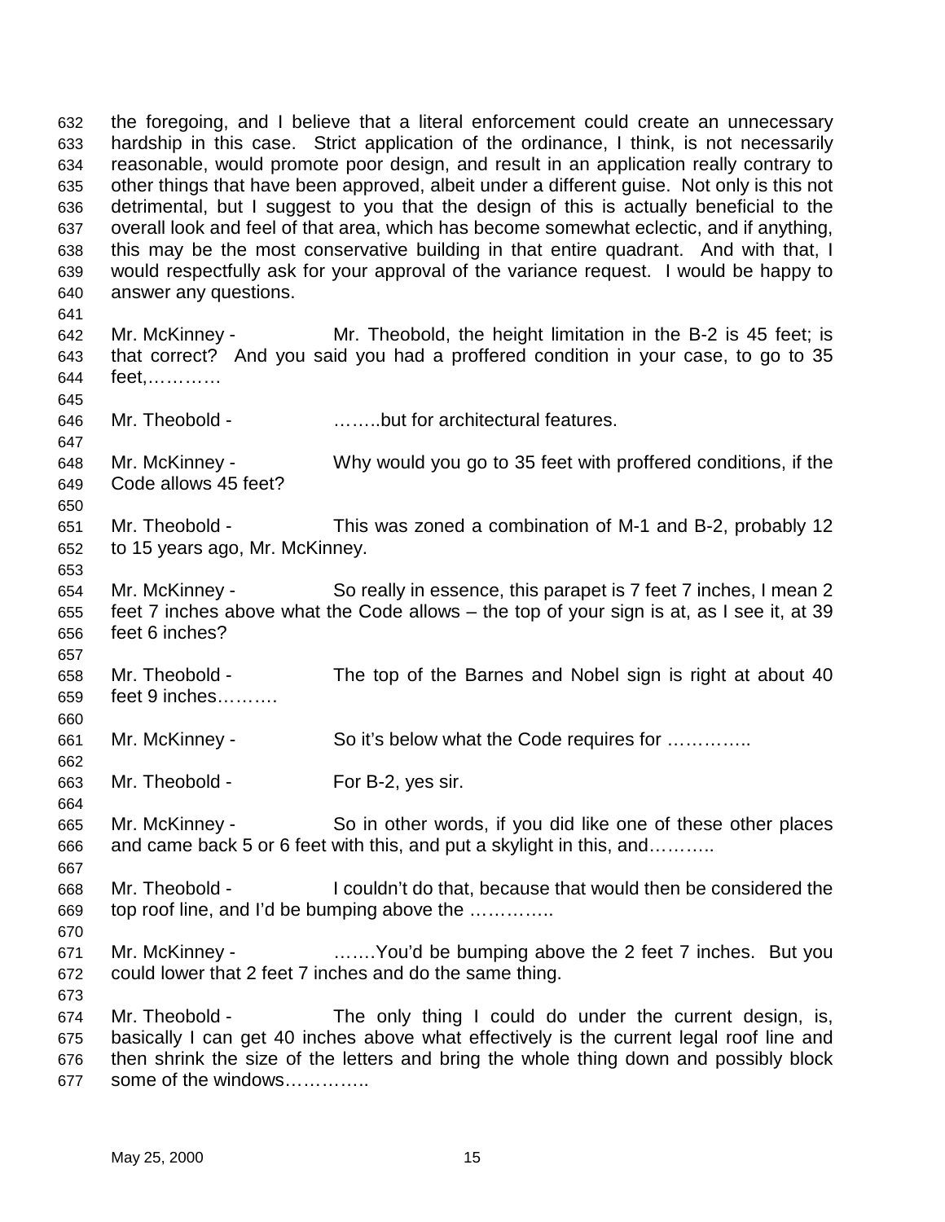the foregoing, and I believe that a literal enforcement could create an unnecessary hardship in this case. Strict application of the ordinance, I think, is not necessarily reasonable, would promote poor design, and result in an application really contrary to other things that have been approved, albeit under a different guise. Not only is this not detrimental, but I suggest to you that the design of this is actually beneficial to the overall look and feel of that area, which has become somewhat eclectic, and if anything, this may be the most conservative building in that entire quadrant. And with that, I would respectfully ask for your approval of the variance request. I would be happy to answer any questions.

Mr. McKinney - Mr. Theobold, the height limitation in the B-2 is 45 feet; is that correct? And you said you had a proffered condition in your case, to go to 35 feet,…………

Mr. Theobold - ……..but for architectural features.

Mr. McKinney - Why would you go to 35 feet with proffered conditions, if the Code allows 45 feet?

Mr. Theobold - This was zoned a combination of M-1 and B-2, probably 12 to 15 years ago, Mr. McKinney.

Mr. McKinney - So really in essence, this parapet is 7 feet 7 inches, I mean 2 feet 7 inches above what the Code allows – the top of your sign is at, as I see it, at 39 feet 6 inches?

Mr. Theobold - The top of the Barnes and Nobel sign is right at about 40 feet 9 inches……….

Mr. McKinney - So it's below what the Code requires for …………..

Mr. Theobold - For B-2, yes sir.

Mr. McKinney - So in other words, if you did like one of these other places and came back 5 or 6 feet with this, and put a skylight in this, and………..

Mr. Theobold - I couldn't do that, because that would then be considered the top roof line, and I'd be bumping above the …………..

Mr. McKinney - …….You'd be bumping above the 2 feet 7 inches. But you could lower that 2 feet 7 inches and do the same thing.

Mr. Theobold - The only thing I could do under the current design, is, basically I can get 40 inches above what effectively is the current legal roof line and then shrink the size of the letters and bring the whole thing down and possibly block some of the windows…………..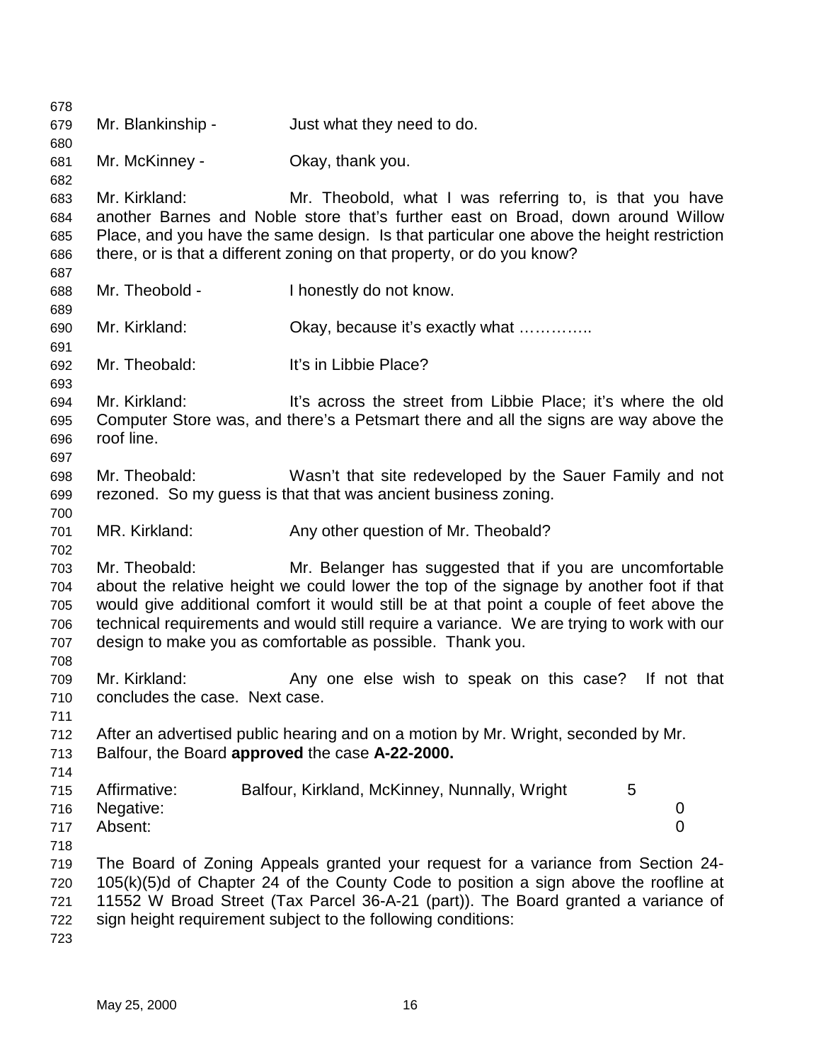Mr. Blankinship - Just what they need to do.

Mr. McKinney - Okay, thank you.

Mr. Kirkland: Mr. Theobold, what I was referring to, is that you have another Barnes and Noble store that's further east on Broad, down around Willow Place, and you have the same design. Is that particular one above the height restriction there, or is that a different zoning on that property, or do you know?

Mr. Theobold - I honestly do not know.

Mr. Kirkland: Okay, because it's exactly what …………..

Mr. Theobald: It's in Libbie Place?

Mr. Kirkland: It's across the street from Libbie Place; it's where the old Computer Store was, and there's a Petsmart there and all the signs are way above the roof line.

Mr. Theobald: Wasn't that site redeveloped by the Sauer Family and not rezoned. So my guess is that that was ancient business zoning.

MR. Kirkland: Any other question of Mr. Theobald?

Mr. Theobald: Mr. Belanger has suggested that if you are uncomfortable about the relative height we could lower the top of the signage by another foot if that would give additional comfort it would still be at that point a couple of feet above the technical requirements and would still require a variance. We are trying to work with our design to make you as comfortable as possible. Thank you.

Mr. Kirkland: Any one else wish to speak on this case? If not that concludes the case. Next case.

After an advertised public hearing and on a motion by Mr. Wright, seconded by Mr. Balfour, the Board **approved** the case **A-22-2000.**

| | | |
|---|---|---|
| Affirmative: | Balfour, Kirkland, McKinney, Nunnally, Wright | 5 |
| Negative: | | 0 |
| Absent: | | 0 |

The Board of Zoning Appeals granted your request for a variance from Section 24-105(k)(5)d of Chapter 24 of the County Code to position a sign above the roofline at 11552 W Broad Street (Tax Parcel 36-A-21 (part)). The Board granted a variance of sign height requirement subject to the following conditions: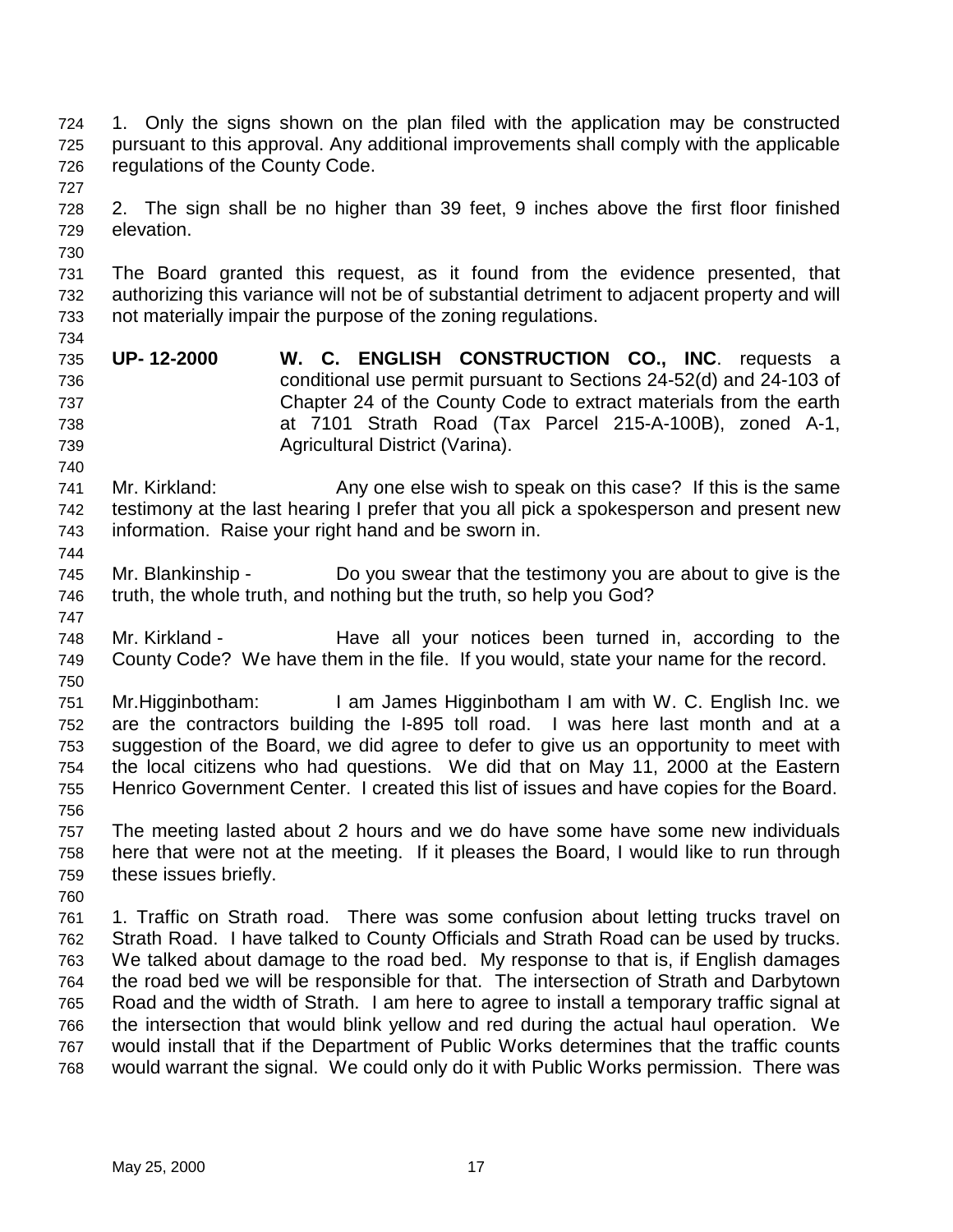1. Only the signs shown on the plan filed with the application may be constructed pursuant to this approval. Any additional improvements shall comply with the applicable regulations of the County Code.

2. The sign shall be no higher than 39 feet, 9 inches above the first floor finished elevation.

The Board granted this request, as it found from the evidence presented, that authorizing this variance will not be of substantial detriment to adjacent property and will not materially impair the purpose of the zoning regulations.

**UP- 12-2000** **W. C. ENGLISH CONSTRUCTION CO., INC**. requests a conditional use permit pursuant to Sections 24-52(d) and 24-103 of Chapter 24 of the County Code to extract materials from the earth at 7101 Strath Road (Tax Parcel 215-A-100B), zoned A-1, Agricultural District (Varina).

Mr. Kirkland: Any one else wish to speak on this case? If this is the same testimony at the last hearing I prefer that you all pick a spokesperson and present new information. Raise your right hand and be sworn in.

Mr. Blankinship - Do you swear that the testimony you are about to give is the truth, the whole truth, and nothing but the truth, so help you God?

Mr. Kirkland - Have all your notices been turned in, according to the County Code? We have them in the file. If you would, state your name for the record.

Mr.Higginbotham: I am James Higginbotham I am with W. C. English Inc. we are the contractors building the I-895 toll road. I was here last month and at a suggestion of the Board, we did agree to defer to give us an opportunity to meet with the local citizens who had questions. We did that on May 11, 2000 at the Eastern Henrico Government Center. I created this list of issues and have copies for the Board.

The meeting lasted about 2 hours and we do have some have some new individuals here that were not at the meeting. If it pleases the Board, I would like to run through these issues briefly.

1. Traffic on Strath road. There was some confusion about letting trucks travel on Strath Road. I have talked to County Officials and Strath Road can be used by trucks. We talked about damage to the road bed. My response to that is, if English damages the road bed we will be responsible for that. The intersection of Strath and Darbytown Road and the width of Strath. I am here to agree to install a temporary traffic signal at the intersection that would blink yellow and red during the actual haul operation. We would install that if the Department of Public Works determines that the traffic counts would warrant the signal. We could only do it with Public Works permission. There was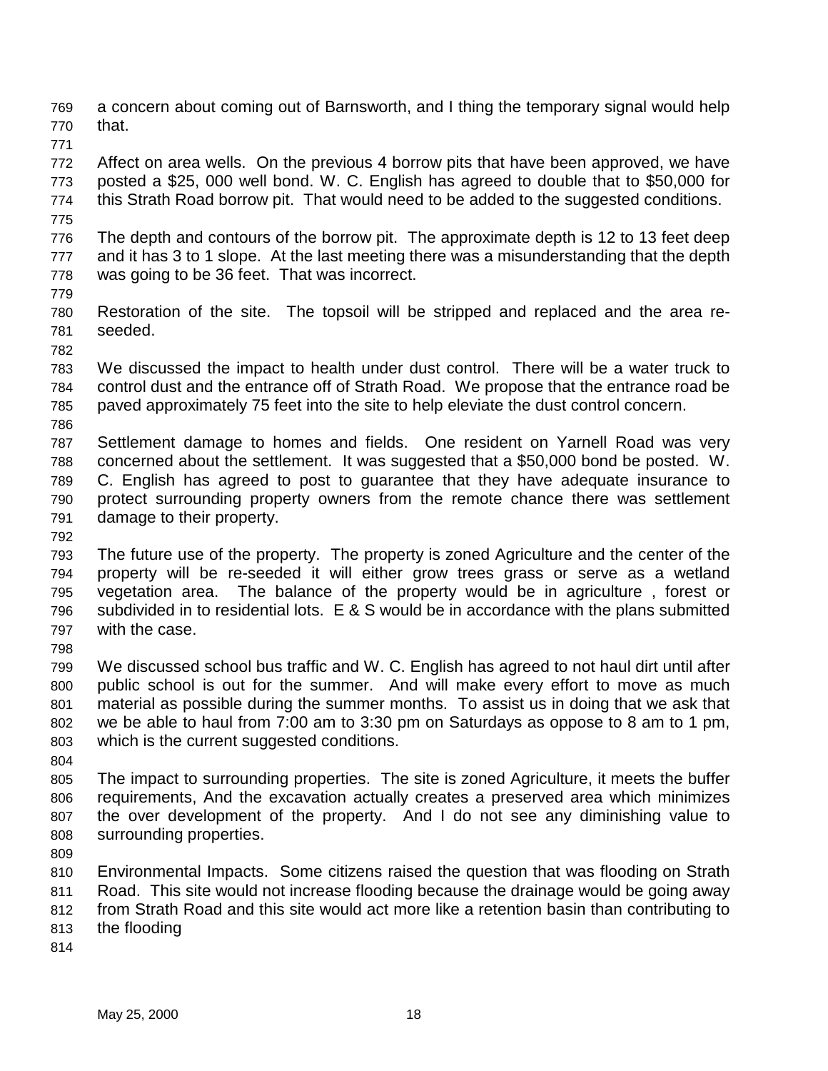a concern about coming out of Barnsworth, and I thing the temporary signal would help that.

Affect on area wells. On the previous 4 borrow pits that have been approved, we have posted a $25, 000 well bond. W. C. English has agreed to double that to $50,000 for this Strath Road borrow pit. That would need to be added to the suggested conditions.

The depth and contours of the borrow pit. The approximate depth is 12 to 13 feet deep and it has 3 to 1 slope. At the last meeting there was a misunderstanding that the depth was going to be 36 feet. That was incorrect.

Restoration of the site. The topsoil will be stripped and replaced and the area re-seeded.

We discussed the impact to health under dust control. There will be a water truck to control dust and the entrance off of Strath Road. We propose that the entrance road be paved approximately 75 feet into the site to help eleviate the dust control concern.

Settlement damage to homes and fields. One resident on Yarnell Road was very concerned about the settlement. It was suggested that a $50,000 bond be posted. W. C. English has agreed to post to guarantee that they have adequate insurance to protect surrounding property owners from the remote chance there was settlement damage to their property.

The future use of the property. The property is zoned Agriculture and the center of the property will be re-seeded it will either grow trees grass or serve as a wetland vegetation area. The balance of the property would be in agriculture , forest or subdivided in to residential lots. E & S would be in accordance with the plans submitted with the case.

We discussed school bus traffic and W. C. English has agreed to not haul dirt until after public school is out for the summer. And will make every effort to move as much material as possible during the summer months. To assist us in doing that we ask that we be able to haul from 7:00 am to 3:30 pm on Saturdays as oppose to 8 am to 1 pm, which is the current suggested conditions.

The impact to surrounding properties. The site is zoned Agriculture, it meets the buffer requirements, And the excavation actually creates a preserved area which minimizes the over development of the property. And I do not see any diminishing value to surrounding properties.

Environmental Impacts. Some citizens raised the question that was flooding on Strath Road. This site would not increase flooding because the drainage would be going away from Strath Road and this site would act more like a retention basin than contributing to the flooding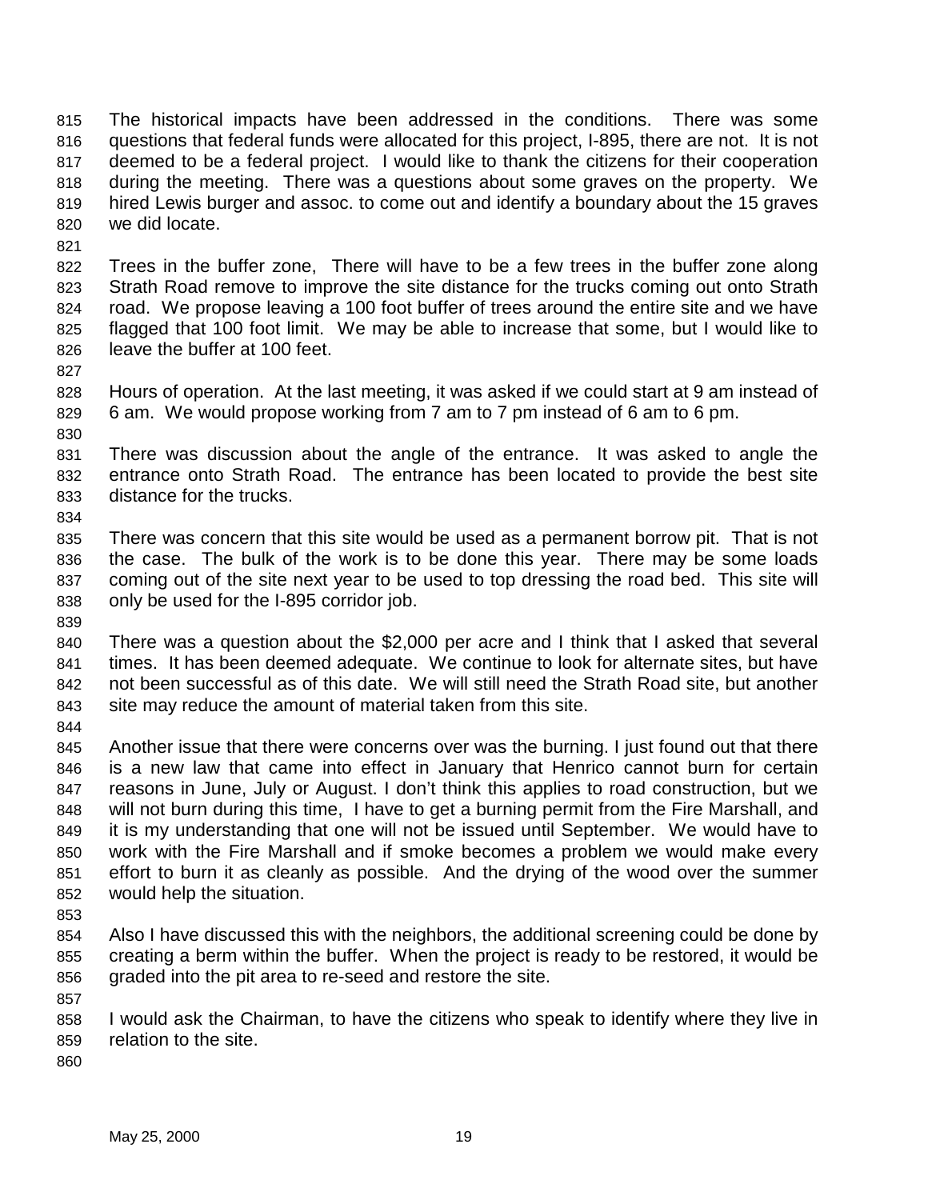The historical impacts have been addressed in the conditions. There was some questions that federal funds were allocated for this project, I-895, there are not. It is not deemed to be a federal project. I would like to thank the citizens for their cooperation during the meeting. There was a questions about some graves on the property. We hired Lewis burger and assoc. to come out and identify a boundary about the 15 graves we did locate.

Trees in the buffer zone, There will have to be a few trees in the buffer zone along Strath Road remove to improve the site distance for the trucks coming out onto Strath road. We propose leaving a 100 foot buffer of trees around the entire site and we have flagged that 100 foot limit. We may be able to increase that some, but I would like to leave the buffer at 100 feet.

Hours of operation. At the last meeting, it was asked if we could start at 9 am instead of 6 am. We would propose working from 7 am to 7 pm instead of 6 am to 6 pm.

There was discussion about the angle of the entrance. It was asked to angle the entrance onto Strath Road. The entrance has been located to provide the best site distance for the trucks.

There was concern that this site would be used as a permanent borrow pit. That is not the case. The bulk of the work is to be done this year. There may be some loads coming out of the site next year to be used to top dressing the road bed. This site will only be used for the I-895 corridor job.

There was a question about the $2,000 per acre and I think that I asked that several times. It has been deemed adequate. We continue to look for alternate sites, but have not been successful as of this date. We will still need the Strath Road site, but another site may reduce the amount of material taken from this site.

Another issue that there were concerns over was the burning. I just found out that there is a new law that came into effect in January that Henrico cannot burn for certain reasons in June, July or August. I don't think this applies to road construction, but we will not burn during this time, I have to get a burning permit from the Fire Marshall, and it is my understanding that one will not be issued until September. We would have to work with the Fire Marshall and if smoke becomes a problem we would make every effort to burn it as cleanly as possible. And the drying of the wood over the summer would help the situation.

Also I have discussed this with the neighbors, the additional screening could be done by creating a berm within the buffer. When the project is ready to be restored, it would be graded into the pit area to re-seed and restore the site.

I would ask the Chairman, to have the citizens who speak to identify where they live in relation to the site.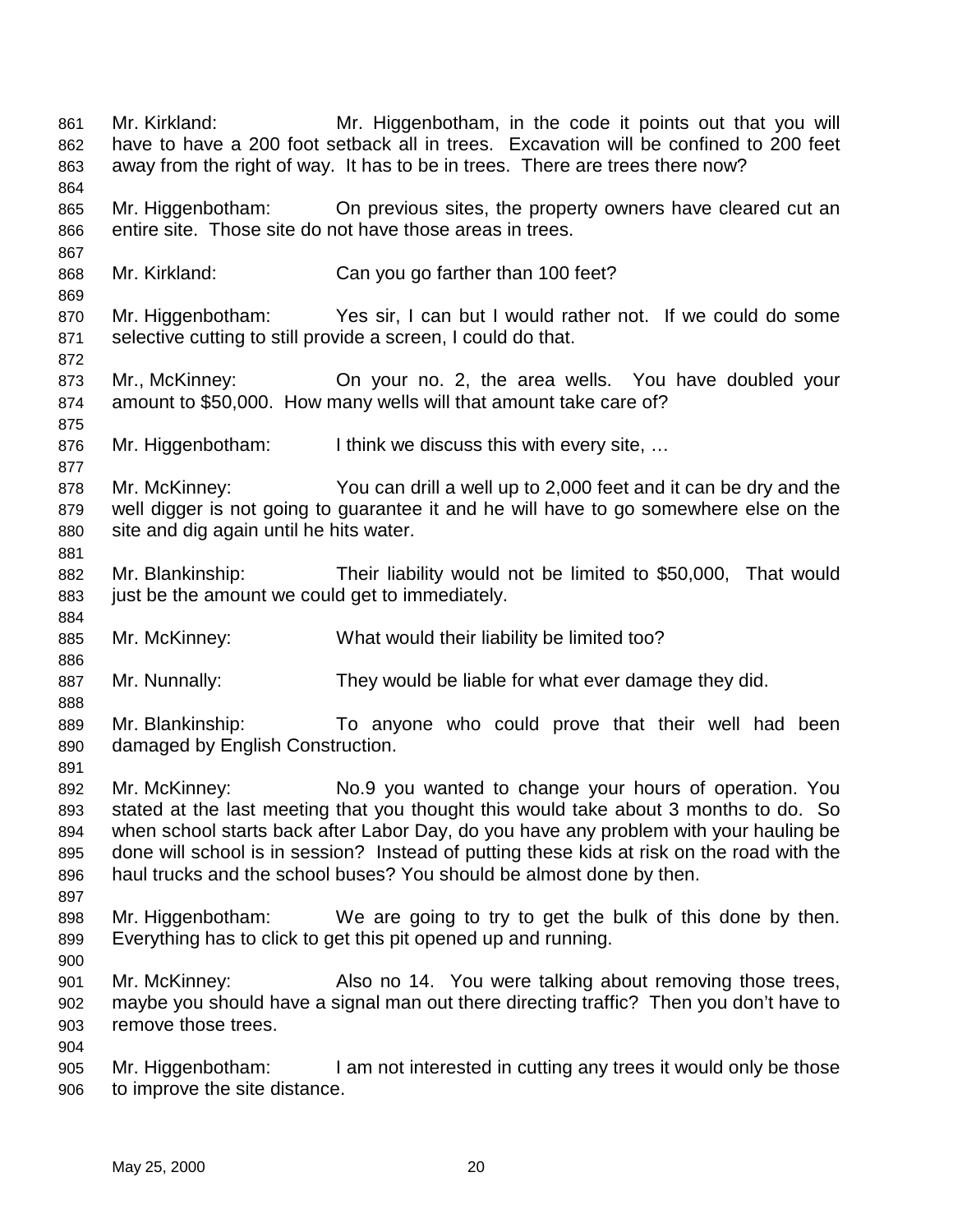Mr. Kirkland: Mr. Higgenbotham, in the code it points out that you will have to have a 200 foot setback all in trees. Excavation will be confined to 200 feet away from the right of way. It has to be in trees. There are trees there now?

Mr. Higgenbotham: On previous sites, the property owners have cleared cut an entire site. Those site do not have those areas in trees.

Mr. Kirkland: Can you go farther than 100 feet?

Mr. Higgenbotham: Yes sir, I can but I would rather not. If we could do some selective cutting to still provide a screen, I could do that.

Mr., McKinney: On your no. 2, the area wells. You have doubled your amount to $50,000. How many wells will that amount take care of?

Mr. Higgenbotham: I think we discuss this with every site, …

Mr. McKinney: You can drill a well up to 2,000 feet and it can be dry and the well digger is not going to guarantee it and he will have to go somewhere else on the site and dig again until he hits water.

Mr. Blankinship: Their liability would not be limited to $50,000, That would just be the amount we could get to immediately.

Mr. McKinney: What would their liability be limited too?

Mr. Nunnally: They would be liable for what ever damage they did.

Mr. Blankinship: To anyone who could prove that their well had been damaged by English Construction.

Mr. McKinney: No.9 you wanted to change your hours of operation. You stated at the last meeting that you thought this would take about 3 months to do. So when school starts back after Labor Day, do you have any problem with your hauling be done will school is in session? Instead of putting these kids at risk on the road with the haul trucks and the school buses? You should be almost done by then.

Mr. Higgenbotham: We are going to try to get the bulk of this done by then. Everything has to click to get this pit opened up and running.

Mr. McKinney: Also no 14. You were talking about removing those trees, maybe you should have a signal man out there directing traffic? Then you don't have to remove those trees.

Mr. Higgenbotham: I am not interested in cutting any trees it would only be those to improve the site distance.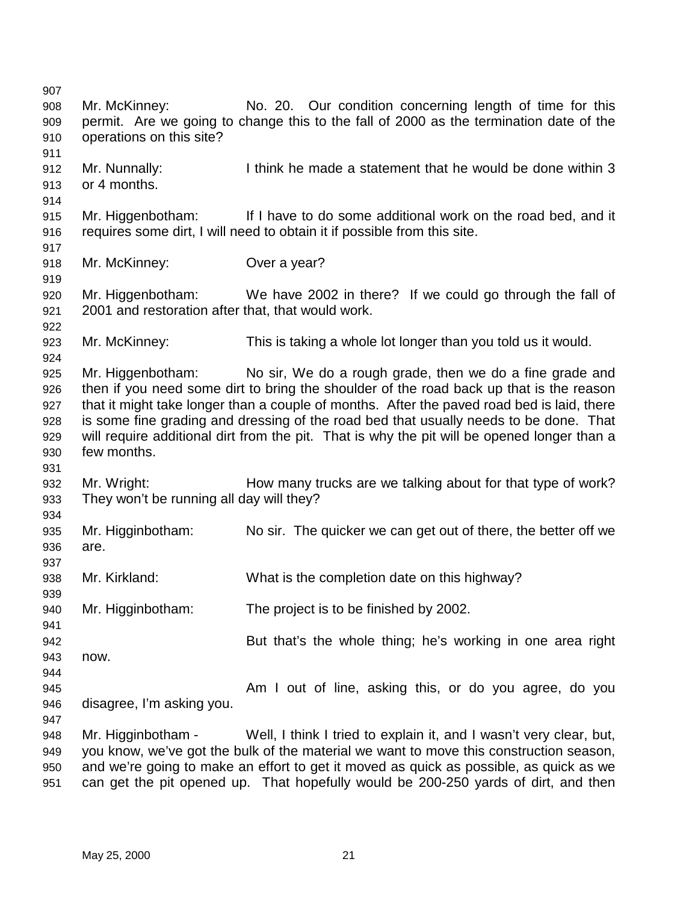Mr. McKinney: No. 20. Our condition concerning length of time for this permit. Are we going to change this to the fall of 2000 as the termination date of the operations on this site?

Mr. Nunnally: I think he made a statement that he would be done within 3 or 4 months.

Mr. Higgenbotham: If I have to do some additional work on the road bed, and it requires some dirt, I will need to obtain it if possible from this site.

Mr. McKinney: Over a year?

Mr. Higgenbotham: We have 2002 in there? If we could go through the fall of 2001 and restoration after that, that would work.

Mr. McKinney: This is taking a whole lot longer than you told us it would.

Mr. Higgenbotham: No sir, We do a rough grade, then we do a fine grade and then if you need some dirt to bring the shoulder of the road back up that is the reason that it might take longer than a couple of months. After the paved road bed is laid, there is some fine grading and dressing of the road bed that usually needs to be done. That will require additional dirt from the pit. That is why the pit will be opened longer than a few months.

Mr. Wright: How many trucks are we talking about for that type of work? They won't be running all day will they?

Mr. Higginbotham: No sir. The quicker we can get out of there, the better off we are.

Mr. Kirkland: What is the completion date on this highway?

Mr. Higginbotham: The project is to be finished by 2002.

But that's the whole thing; he's working in one area right now.

Am I out of line, asking this, or do you agree, do you disagree, I'm asking you.

Mr. Higginbotham - Well, I think I tried to explain it, and I wasn't very clear, but, you know, we've got the bulk of the material we want to move this construction season, and we're going to make an effort to get it moved as quick as possible, as quick as we can get the pit opened up. That hopefully would be 200-250 yards of dirt, and then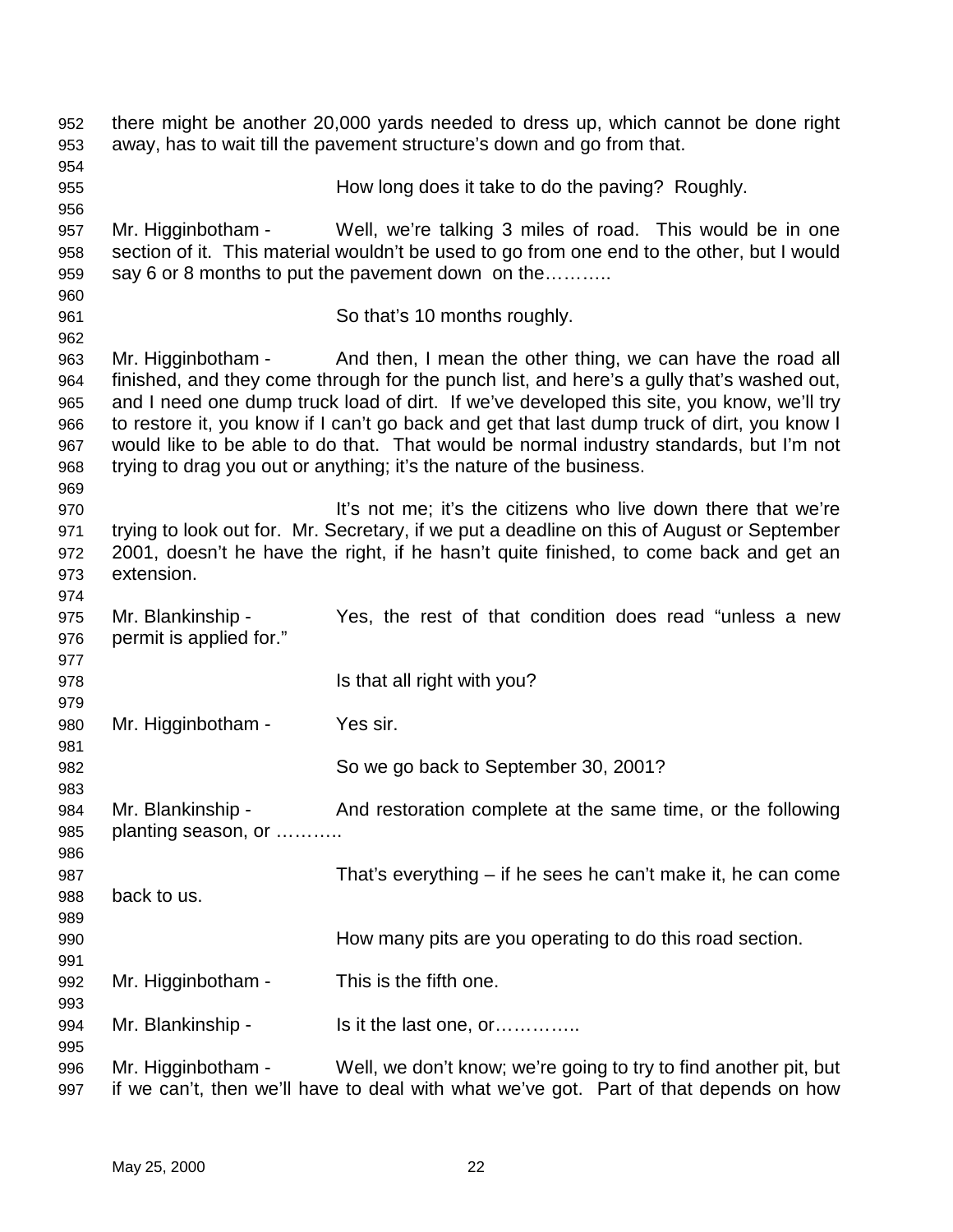there might be another 20,000 yards needed to dress up, which cannot be done right away, has to wait till the pavement structure's down and go from that.

How long does it take to do the paving? Roughly.

Mr. Higginbotham - Well, we're talking 3 miles of road. This would be in one section of it. This material wouldn't be used to go from one end to the other, but I would say 6 or 8 months to put the pavement down on the………..

So that's 10 months roughly.

Mr. Higginbotham - And then, I mean the other thing, we can have the road all finished, and they come through for the punch list, and here's a gully that's washed out, and I need one dump truck load of dirt. If we've developed this site, you know, we'll try to restore it, you know if I can't go back and get that last dump truck of dirt, you know I would like to be able to do that. That would be normal industry standards, but I'm not trying to drag you out or anything; it's the nature of the business.

It's not me; it's the citizens who live down there that we're trying to look out for. Mr. Secretary, if we put a deadline on this of August or September 2001, doesn't he have the right, if he hasn't quite finished, to come back and get an extension.

Mr. Blankinship - Yes, the rest of that condition does read "unless a new permit is applied for."

Is that all right with you?

Mr. Higginbotham - Yes sir.

So we go back to September 30, 2001?

Mr. Blankinship - And restoration complete at the same time, or the following planting season, or ………..

That's everything – if he sees he can't make it, he can come back to us.

How many pits are you operating to do this road section.

Mr. Higginbotham - This is the fifth one.

Mr. Blankinship - Is it the last one, or…………..

Mr. Higginbotham - Well, we don't know; we're going to try to find another pit, but if we can't, then we'll have to deal with what we've got. Part of that depends on how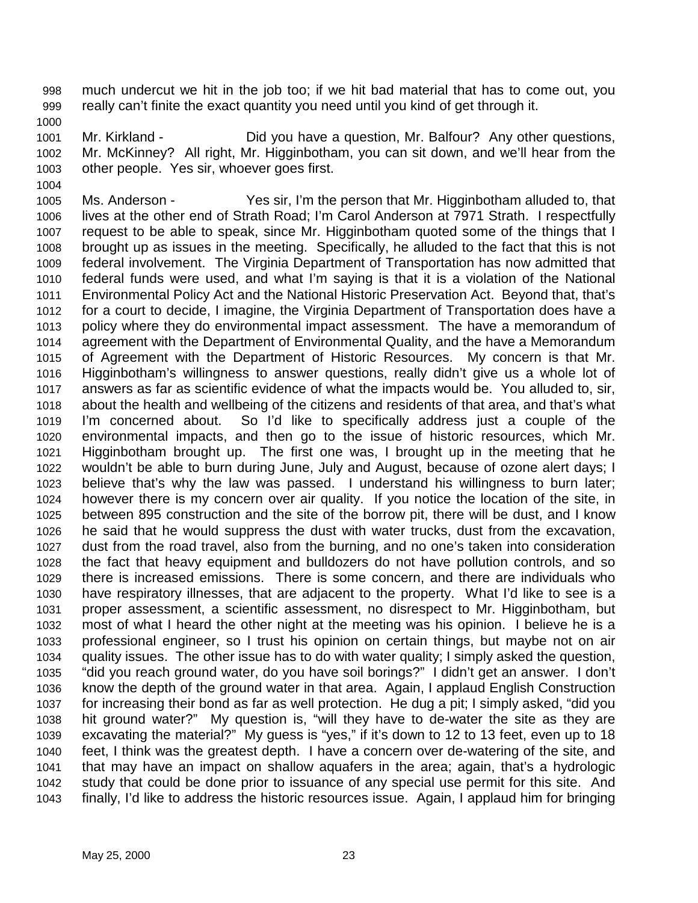much undercut we hit in the job too; if we hit bad material that has to come out, you really can't finite the exact quantity you need until you kind of get through it.

Mr. Kirkland - Did you have a question, Mr. Balfour? Any other questions, Mr. McKinney? All right, Mr. Higginbotham, you can sit down, and we'll hear from the other people. Yes sir, whoever goes first.

Ms. Anderson - Yes sir, I'm the person that Mr. Higginbotham alluded to, that lives at the other end of Strath Road; I'm Carol Anderson at 7971 Strath. I respectfully request to be able to speak, since Mr. Higginbotham quoted some of the things that I brought up as issues in the meeting. Specifically, he alluded to the fact that this is not federal involvement. The Virginia Department of Transportation has now admitted that federal funds were used, and what I'm saying is that it is a violation of the National Environmental Policy Act and the National Historic Preservation Act. Beyond that, that's for a court to decide, I imagine, the Virginia Department of Transportation does have a policy where they do environmental impact assessment. The have a memorandum of agreement with the Department of Environmental Quality, and the have a Memorandum of Agreement with the Department of Historic Resources. My concern is that Mr. Higginbotham's willingness to answer questions, really didn't give us a whole lot of answers as far as scientific evidence of what the impacts would be. You alluded to, sir, about the health and wellbeing of the citizens and residents of that area, and that's what I'm concerned about. So I'd like to specifically address just a couple of the environmental impacts, and then go to the issue of historic resources, which Mr. Higginbotham brought up. The first one was, I brought up in the meeting that he wouldn't be able to burn during June, July and August, because of ozone alert days; I believe that's why the law was passed. I understand his willingness to burn later; however there is my concern over air quality. If you notice the location of the site, in between 895 construction and the site of the borrow pit, there will be dust, and I know he said that he would suppress the dust with water trucks, dust from the excavation, dust from the road travel, also from the burning, and no one's taken into consideration the fact that heavy equipment and bulldozers do not have pollution controls, and so there is increased emissions. There is some concern, and there are individuals who have respiratory illnesses, that are adjacent to the property. What I'd like to see is a proper assessment, a scientific assessment, no disrespect to Mr. Higginbotham, but most of what I heard the other night at the meeting was his opinion. I believe he is a professional engineer, so I trust his opinion on certain things, but maybe not on air quality issues. The other issue has to do with water quality; I simply asked the question, "did you reach ground water, do you have soil borings?" I didn't get an answer. I don't know the depth of the ground water in that area. Again, I applaud English Construction for increasing their bond as far as well protection. He dug a pit; I simply asked, "did you hit ground water?" My question is, "will they have to de-water the site as they are excavating the material?" My guess is "yes," if it's down to 12 to 13 feet, even up to 18 feet, I think was the greatest depth. I have a concern over de-watering of the site, and that may have an impact on shallow aquafers in the area; again, that's a hydrologic study that could be done prior to issuance of any special use permit for this site. And finally, I'd like to address the historic resources issue. Again, I applaud him for bringing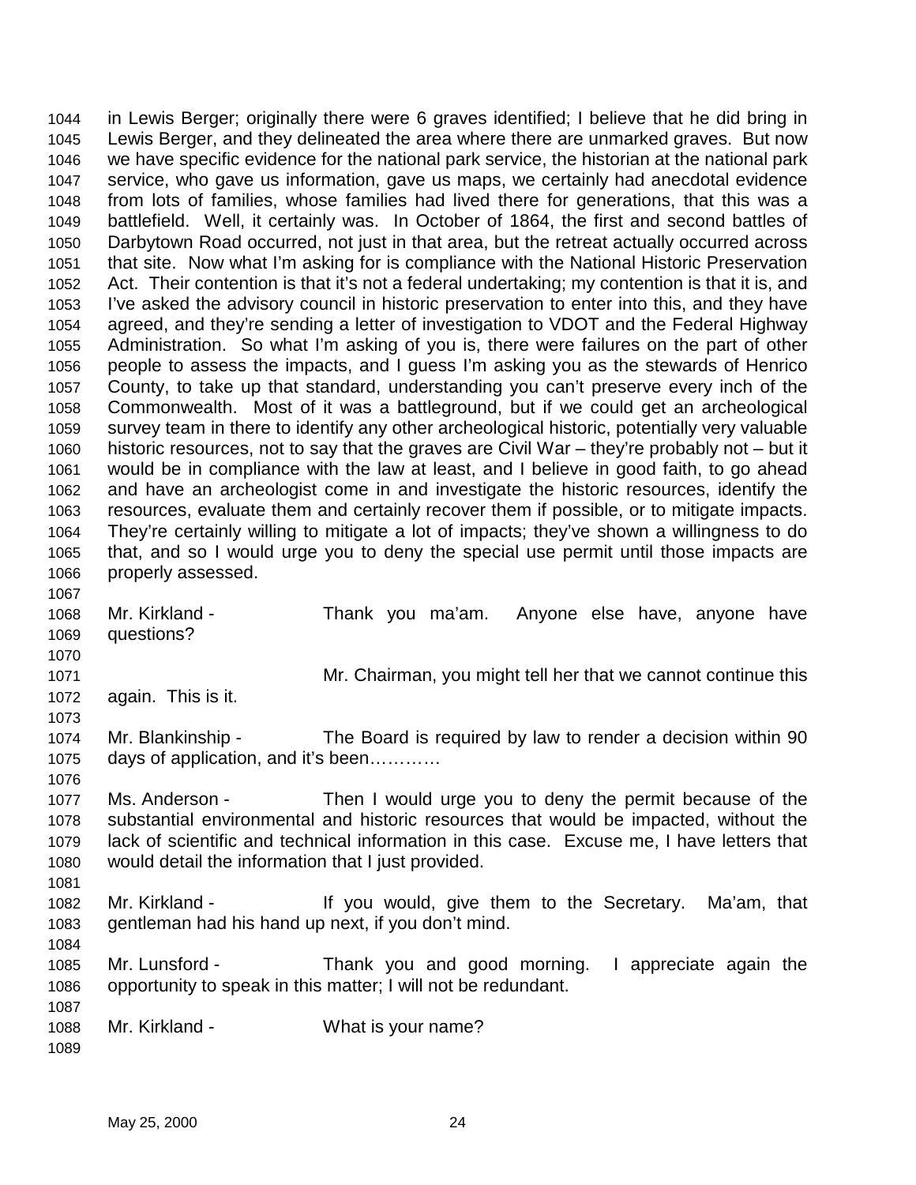1044 in Lewis Berger; originally there were 6 graves identified; I believe that he did bring in
1045 Lewis Berger, and they delineated the area where there are unmarked graves. But now
1046 we have specific evidence for the national park service, the historian at the national park
1047 service, who gave us information, gave us maps, we certainly had anecdotal evidence
1048 from lots of families, whose families had lived there for generations, that this was a
1049 battlefield. Well, it certainly was. In October of 1864, the first and second battles of
1050 Darbytown Road occurred, not just in that area, but the retreat actually occurred across
1051 that site. Now what I'm asking for is compliance with the National Historic Preservation
1052 Act. Their contention is that it's not a federal undertaking; my contention is that it is, and
1053 I've asked the advisory council in historic preservation to enter into this, and they have
1054 agreed, and they're sending a letter of investigation to VDOT and the Federal Highway
1055 Administration. So what I'm asking of you is, there were failures on the part of other
1056 people to assess the impacts, and I guess I'm asking you as the stewards of Henrico
1057 County, to take up that standard, understanding you can't preserve every inch of the
1058 Commonwealth. Most of it was a battleground, but if we could get an archeological
1059 survey team in there to identify any other archeological historic, potentially very valuable
1060 historic resources, not to say that the graves are Civil War – they're probably not – but it
1061 would be in compliance with the law at least, and I believe in good faith, to go ahead
1062 and have an archeologist come in and investigate the historic resources, identify the
1063 resources, evaluate them and certainly recover them if possible, or to mitigate impacts.
1064 They're certainly willing to mitigate a lot of impacts; they've shown a willingness to do
1065 that, and so I would urge you to deny the special use permit until those impacts are
1066 properly assessed.
1067
1068 Mr. Kirkland - Thank you ma'am. Anyone else have, anyone have
1069 questions?
1070
1071 Mr. Chairman, you might tell her that we cannot continue this
1072 again. This is it.
1073
1074 Mr. Blankinship - The Board is required by law to render a decision within 90
1075 days of application, and it's been…………
1076
1077 Ms. Anderson - Then I would urge you to deny the permit because of the
1078 substantial environmental and historic resources that would be impacted, without the
1079 lack of scientific and technical information in this case. Excuse me, I have letters that
1080 would detail the information that I just provided.
1081
1082 Mr. Kirkland - If you would, give them to the Secretary. Ma'am, that
1083 gentleman had his hand up next, if you don't mind.
1084
1085 Mr. Lunsford - Thank you and good morning. I appreciate again the
1086 opportunity to speak in this matter; I will not be redundant.
1087
1088 Mr. Kirkland - What is your name?
1089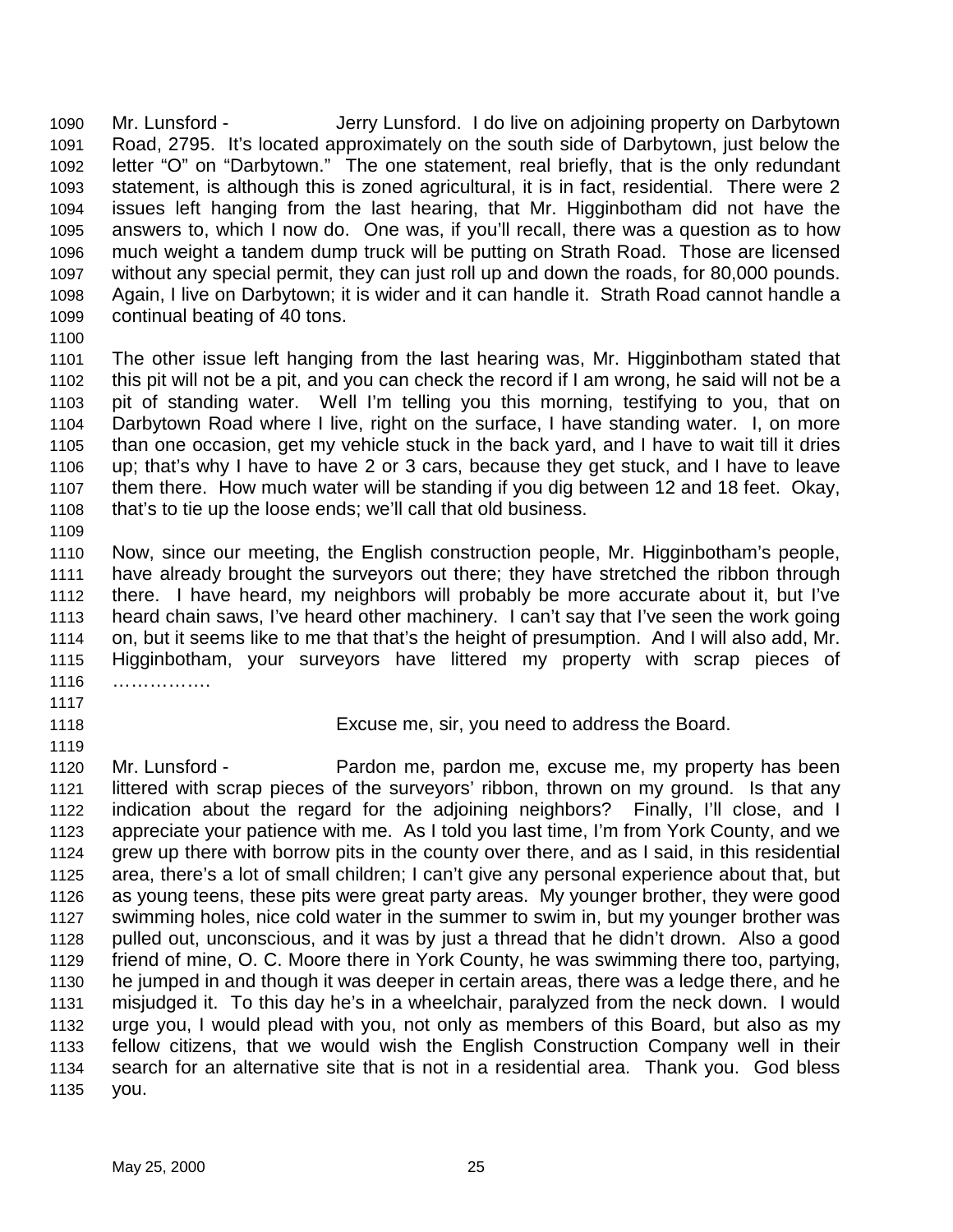Mr. Lunsford - Jerry Lunsford. I do live on adjoining property on Darbytown Road, 2795. It's located approximately on the south side of Darbytown, just below the letter "O" on "Darbytown." The one statement, real briefly, that is the only redundant statement, is although this is zoned agricultural, it is in fact, residential. There were 2 issues left hanging from the last hearing, that Mr. Higginbotham did not have the answers to, which I now do. One was, if you'll recall, there was a question as to how much weight a tandem dump truck will be putting on Strath Road. Those are licensed without any special permit, they can just roll up and down the roads, for 80,000 pounds. Again, I live on Darbytown; it is wider and it can handle it. Strath Road cannot handle a continual beating of 40 tons.

The other issue left hanging from the last hearing was, Mr. Higginbotham stated that this pit will not be a pit, and you can check the record if I am wrong, he said will not be a pit of standing water. Well I'm telling you this morning, testifying to you, that on Darbytown Road where I live, right on the surface, I have standing water. I, on more than one occasion, get my vehicle stuck in the back yard, and I have to wait till it dries up; that's why I have to have 2 or 3 cars, because they get stuck, and I have to leave them there. How much water will be standing if you dig between 12 and 18 feet. Okay, that's to tie up the loose ends; we'll call that old business.

Now, since our meeting, the English construction people, Mr. Higginbotham's people, have already brought the surveyors out there; they have stretched the ribbon through there. I have heard, my neighbors will probably be more accurate about it, but I've heard chain saws, I've heard other machinery. I can't say that I've seen the work going on, but it seems like to me that that's the height of presumption. And I will also add, Mr. Higginbotham, your surveyors have littered my property with scrap pieces of …………….

Excuse me, sir, you need to address the Board.

Mr. Lunsford - Pardon me, pardon me, excuse me, my property has been littered with scrap pieces of the surveyors' ribbon, thrown on my ground. Is that any indication about the regard for the adjoining neighbors? Finally, I'll close, and I appreciate your patience with me. As I told you last time, I'm from York County, and we grew up there with borrow pits in the county over there, and as I said, in this residential area, there's a lot of small children; I can't give any personal experience about that, but as young teens, these pits were great party areas. My younger brother, they were good swimming holes, nice cold water in the summer to swim in, but my younger brother was pulled out, unconscious, and it was by just a thread that he didn't drown. Also a good friend of mine, O. C. Moore there in York County, he was swimming there too, partying, he jumped in and though it was deeper in certain areas, there was a ledge there, and he misjudged it. To this day he's in a wheelchair, paralyzed from the neck down. I would urge you, I would plead with you, not only as members of this Board, but also as my fellow citizens, that we would wish the English Construction Company well in their search for an alternative site that is not in a residential area. Thank you. God bless you.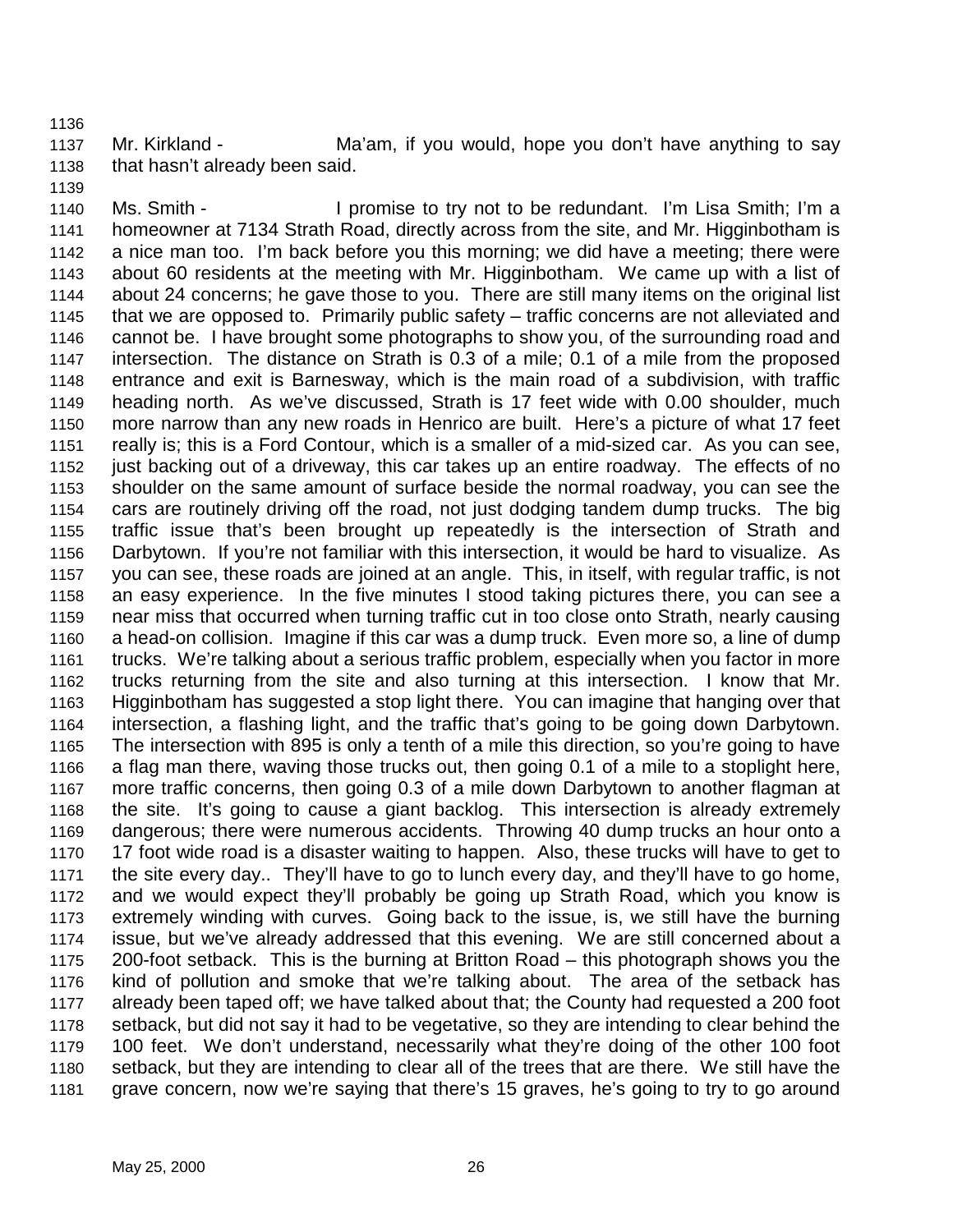Mr. Kirkland - Ma'am, if you would, hope you don't have anything to say that hasn't already been said.

Ms. Smith - I promise to try not to be redundant. I'm Lisa Smith; I'm a homeowner at 7134 Strath Road, directly across from the site, and Mr. Higginbotham is a nice man too. I'm back before you this morning; we did have a meeting; there were about 60 residents at the meeting with Mr. Higginbotham. We came up with a list of about 24 concerns; he gave those to you. There are still many items on the original list that we are opposed to. Primarily public safety – traffic concerns are not alleviated and cannot be. I have brought some photographs to show you, of the surrounding road and intersection. The distance on Strath is 0.3 of a mile; 0.1 of a mile from the proposed entrance and exit is Barnesway, which is the main road of a subdivision, with traffic heading north. As we've discussed, Strath is 17 feet wide with 0.00 shoulder, much more narrow than any new roads in Henrico are built. Here's a picture of what 17 feet really is; this is a Ford Contour, which is a smaller of a mid-sized car. As you can see, just backing out of a driveway, this car takes up an entire roadway. The effects of no shoulder on the same amount of surface beside the normal roadway, you can see the cars are routinely driving off the road, not just dodging tandem dump trucks. The big traffic issue that's been brought up repeatedly is the intersection of Strath and Darbytown. If you're not familiar with this intersection, it would be hard to visualize. As you can see, these roads are joined at an angle. This, in itself, with regular traffic, is not an easy experience. In the five minutes I stood taking pictures there, you can see a near miss that occurred when turning traffic cut in too close onto Strath, nearly causing a head-on collision. Imagine if this car was a dump truck. Even more so, a line of dump trucks. We're talking about a serious traffic problem, especially when you factor in more trucks returning from the site and also turning at this intersection. I know that Mr. Higginbotham has suggested a stop light there. You can imagine that hanging over that intersection, a flashing light, and the traffic that's going to be going down Darbytown. The intersection with 895 is only a tenth of a mile this direction, so you're going to have a flag man there, waving those trucks out, then going 0.1 of a mile to a stoplight here, more traffic concerns, then going 0.3 of a mile down Darbytown to another flagman at the site. It's going to cause a giant backlog. This intersection is already extremely dangerous; there were numerous accidents. Throwing 40 dump trucks an hour onto a 17 foot wide road is a disaster waiting to happen. Also, these trucks will have to get to the site every day.. They'll have to go to lunch every day, and they'll have to go home, and we would expect they'll probably be going up Strath Road, which you know is extremely winding with curves. Going back to the issue, is, we still have the burning issue, but we've already addressed that this evening. We are still concerned about a 200-foot setback. This is the burning at Britton Road – this photograph shows you the kind of pollution and smoke that we're talking about. The area of the setback has already been taped off; we have talked about that; the County had requested a 200 foot setback, but did not say it had to be vegetative, so they are intending to clear behind the 100 feet. We don't understand, necessarily what they're doing of the other 100 foot setback, but they are intending to clear all of the trees that are there. We still have the grave concern, now we're saying that there's 15 graves, he's going to try to go around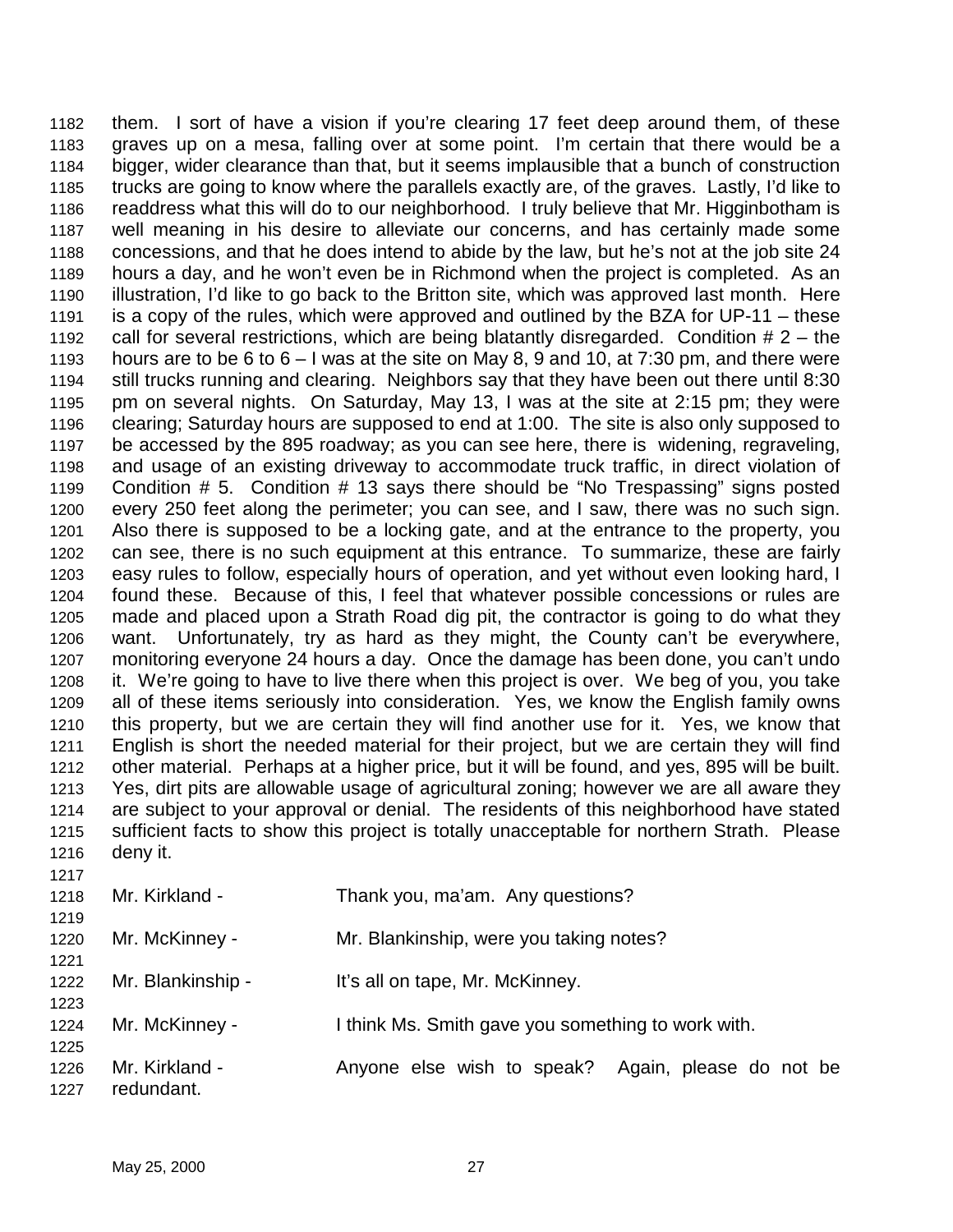them. I sort of have a vision if you're clearing 17 feet deep around them, of these graves up on a mesa, falling over at some point. I'm certain that there would be a bigger, wider clearance than that, but it seems implausible that a bunch of construction trucks are going to know where the parallels exactly are, of the graves. Lastly, I'd like to readdress what this will do to our neighborhood. I truly believe that Mr. Higginbotham is well meaning in his desire to alleviate our concerns, and has certainly made some concessions, and that he does intend to abide by the law, but he's not at the job site 24 hours a day, and he won't even be in Richmond when the project is completed. As an illustration, I'd like to go back to the Britton site, which was approved last month. Here is a copy of the rules, which were approved and outlined by the BZA for UP-11 – these call for several restrictions, which are being blatantly disregarded. Condition # 2 – the hours are to be 6 to 6 – I was at the site on May 8, 9 and 10, at 7:30 pm, and there were still trucks running and clearing. Neighbors say that they have been out there until 8:30 pm on several nights. On Saturday, May 13, I was at the site at 2:15 pm; they were clearing; Saturday hours are supposed to end at 1:00. The site is also only supposed to be accessed by the 895 roadway; as you can see here, there is widening, regraveling, and usage of an existing driveway to accommodate truck traffic, in direct violation of Condition # 5. Condition # 13 says there should be "No Trespassing" signs posted every 250 feet along the perimeter; you can see, and I saw, there was no such sign. Also there is supposed to be a locking gate, and at the entrance to the property, you can see, there is no such equipment at this entrance. To summarize, these are fairly easy rules to follow, especially hours of operation, and yet without even looking hard, I found these. Because of this, I feel that whatever possible concessions or rules are made and placed upon a Strath Road dig pit, the contractor is going to do what they want. Unfortunately, try as hard as they might, the County can't be everywhere, monitoring everyone 24 hours a day. Once the damage has been done, you can't undo it. We're going to have to live there when this project is over. We beg of you, you take all of these items seriously into consideration. Yes, we know the English family owns this property, but we are certain they will find another use for it. Yes, we know that English is short the needed material for their project, but we are certain they will find other material. Perhaps at a higher price, but it will be found, and yes, 895 will be built. Yes, dirt pits are allowable usage of agricultural zoning; however we are all aware they are subject to your approval or denial. The residents of this neighborhood have stated sufficient facts to show this project is totally unacceptable for northern Strath. Please deny it.

Mr. Kirkland - Thank you, ma'am. Any questions?

Mr. McKinney - Mr. Blankinship, were you taking notes?

Mr. Blankinship - It's all on tape, Mr. McKinney.

Mr. McKinney - I think Ms. Smith gave you something to work with.

Mr. Kirkland - Anyone else wish to speak? Again, please do not be redundant.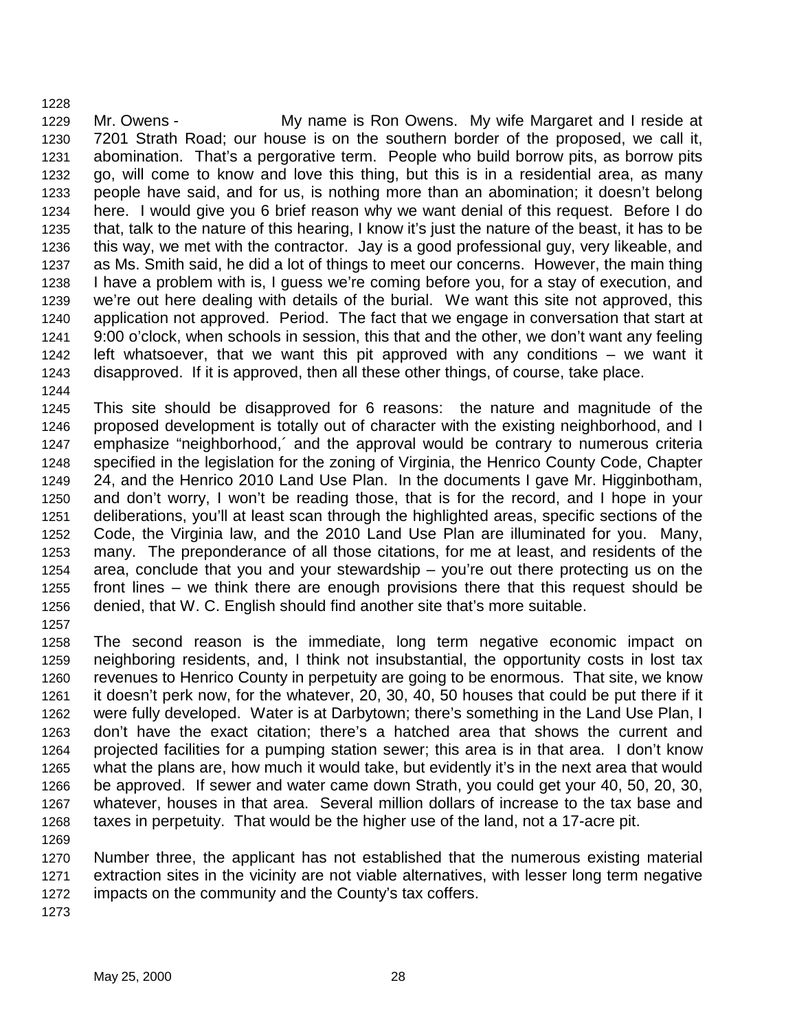Mr. Owens - My name is Ron Owens. My wife Margaret and I reside at 7201 Strath Road; our house is on the southern border of the proposed, we call it, abomination. That's a pergorative term. People who build borrow pits, as borrow pits go, will come to know and love this thing, but this is in a residential area, as many people have said, and for us, is nothing more than an abomination; it doesn't belong here. I would give you 6 brief reason why we want denial of this request. Before I do that, talk to the nature of this hearing, I know it's just the nature of the beast, it has to be this way, we met with the contractor. Jay is a good professional guy, very likeable, and as Ms. Smith said, he did a lot of things to meet our concerns. However, the main thing I have a problem with is, I guess we're coming before you, for a stay of execution, and we're out here dealing with details of the burial. We want this site not approved, this application not approved. Period. The fact that we engage in conversation that start at 9:00 o'clock, when schools in session, this that and the other, we don't want any feeling left whatsoever, that we want this pit approved with any conditions – we want it disapproved. If it is approved, then all these other things, of course, take place.

This site should be disapproved for 6 reasons: the nature and magnitude of the proposed development is totally out of character with the existing neighborhood, and I emphasize "neighborhood,´ and the approval would be contrary to numerous criteria specified in the legislation for the zoning of Virginia, the Henrico County Code, Chapter 24, and the Henrico 2010 Land Use Plan. In the documents I gave Mr. Higginbotham, and don't worry, I won't be reading those, that is for the record, and I hope in your deliberations, you'll at least scan through the highlighted areas, specific sections of the Code, the Virginia law, and the 2010 Land Use Plan are illuminated for you. Many, many. The preponderance of all those citations, for me at least, and residents of the area, conclude that you and your stewardship – you're out there protecting us on the front lines – we think there are enough provisions there that this request should be denied, that W. C. English should find another site that's more suitable.

The second reason is the immediate, long term negative economic impact on neighboring residents, and, I think not insubstantial, the opportunity costs in lost tax revenues to Henrico County in perpetuity are going to be enormous. That site, we know it doesn't perk now, for the whatever, 20, 30, 40, 50 houses that could be put there if it were fully developed. Water is at Darbytown; there's something in the Land Use Plan, I don't have the exact citation; there's a hatched area that shows the current and projected facilities for a pumping station sewer; this area is in that area. I don't know what the plans are, how much it would take, but evidently it's in the next area that would be approved. If sewer and water came down Strath, you could get your 40, 50, 20, 30, whatever, houses in that area. Several million dollars of increase to the tax base and taxes in perpetuity. That would be the higher use of the land, not a 17-acre pit.

Number three, the applicant has not established that the numerous existing material extraction sites in the vicinity are not viable alternatives, with lesser long term negative impacts on the community and the County's tax coffers.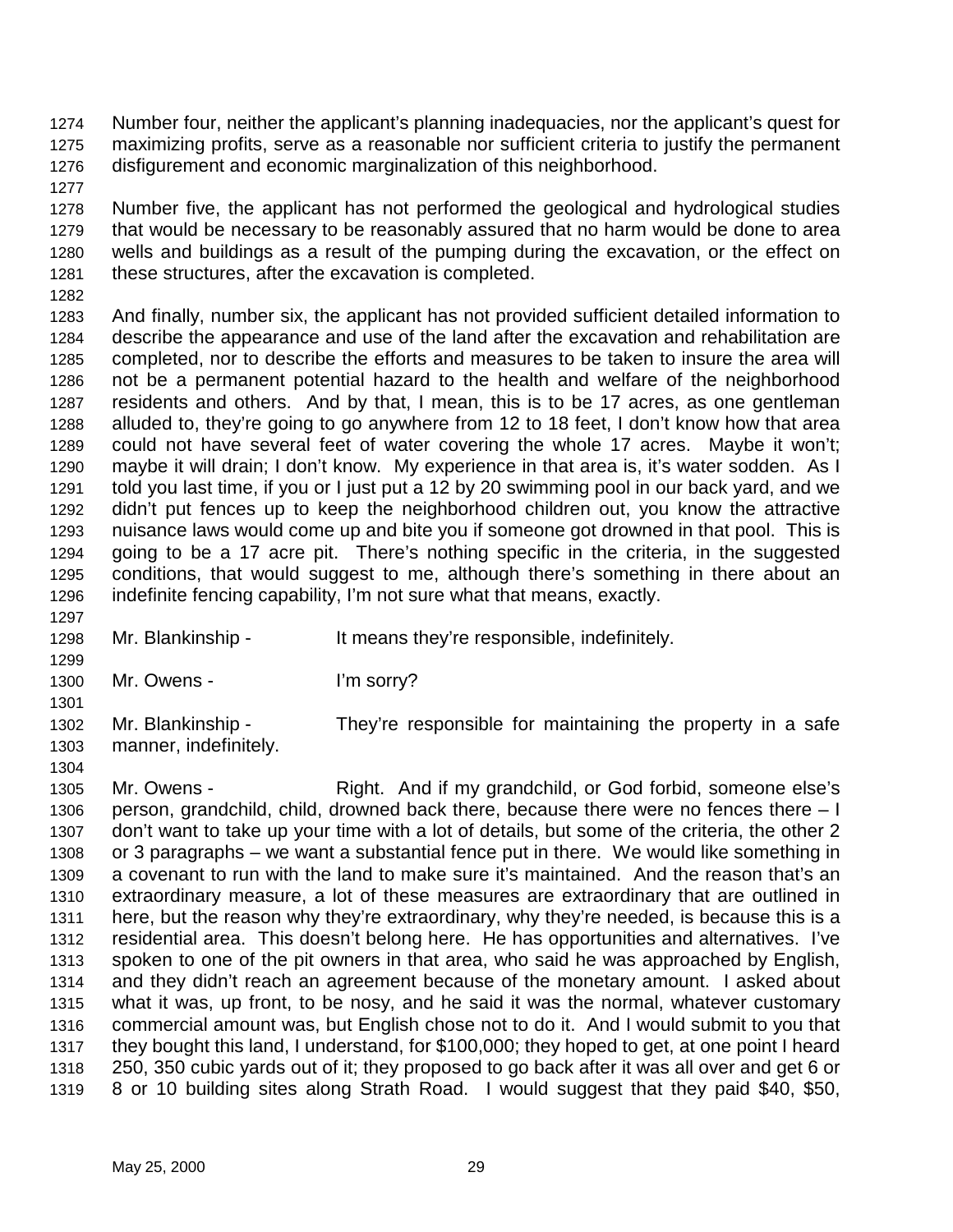Number four, neither the applicant's planning inadequacies, nor the applicant's quest for maximizing profits, serve as a reasonable nor sufficient criteria to justify the permanent disfigurement and economic marginalization of this neighborhood.

Number five, the applicant has not performed the geological and hydrological studies that would be necessary to be reasonably assured that no harm would be done to area wells and buildings as a result of the pumping during the excavation, or the effect on these structures, after the excavation is completed.

And finally, number six, the applicant has not provided sufficient detailed information to describe the appearance and use of the land after the excavation and rehabilitation are completed, nor to describe the efforts and measures to be taken to insure the area will not be a permanent potential hazard to the health and welfare of the neighborhood residents and others. And by that, I mean, this is to be 17 acres, as one gentleman alluded to, they're going to go anywhere from 12 to 18 feet, I don't know how that area could not have several feet of water covering the whole 17 acres. Maybe it won't; maybe it will drain; I don't know. My experience in that area is, it's water sodden. As I told you last time, if you or I just put a 12 by 20 swimming pool in our back yard, and we didn't put fences up to keep the neighborhood children out, you know the attractive nuisance laws would come up and bite you if someone got drowned in that pool. This is going to be a 17 acre pit. There's nothing specific in the criteria, in the suggested conditions, that would suggest to me, although there's something in there about an indefinite fencing capability, I'm not sure what that means, exactly.

Mr. Blankinship - It means they're responsible, indefinitely.

Mr. Owens - I'm sorry?

Mr. Blankinship - They're responsible for maintaining the property in a safe manner, indefinitely.

Mr. Owens - Right. And if my grandchild, or God forbid, someone else's person, grandchild, child, drowned back there, because there were no fences there – I don't want to take up your time with a lot of details, but some of the criteria, the other 2 or 3 paragraphs – we want a substantial fence put in there. We would like something in a covenant to run with the land to make sure it's maintained. And the reason that's an extraordinary measure, a lot of these measures are extraordinary that are outlined in here, but the reason why they're extraordinary, why they're needed, is because this is a residential area. This doesn't belong here. He has opportunities and alternatives. I've spoken to one of the pit owners in that area, who said he was approached by English, and they didn't reach an agreement because of the monetary amount. I asked about what it was, up front, to be nosy, and he said it was the normal, whatever customary commercial amount was, but English chose not to do it. And I would submit to you that they bought this land, I understand, for $100,000; they hoped to get, at one point I heard 250, 350 cubic yards out of it; they proposed to go back after it was all over and get 6 or 8 or 10 building sites along Strath Road. I would suggest that they paid $40, $50,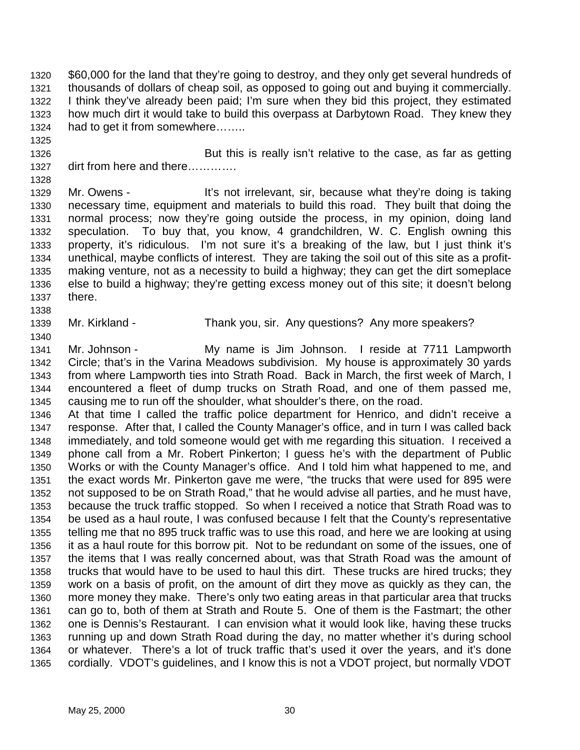$60,000 for the land that they're going to destroy, and they only get several hundreds of thousands of dollars of cheap soil, as opposed to going out and buying it commercially. I think they've already been paid; I'm sure when they bid this project, they estimated how much dirt it would take to build this overpass at Darbytown Road. They knew they had to get it from somewhere……..

But this is really isn't relative to the case, as far as getting dirt from here and there………….

Mr. Owens - It's not irrelevant, sir, because what they're doing is taking necessary time, equipment and materials to build this road. They built that doing the normal process; now they're going outside the process, in my opinion, doing land speculation. To buy that, you know, 4 grandchildren, W. C. English owning this property, it's ridiculous. I'm not sure it's a breaking of the law, but I just think it's unethical, maybe conflicts of interest. They are taking the soil out of this site as a profit-making venture, not as a necessity to build a highway; they can get the dirt someplace else to build a highway; they're getting excess money out of this site; it doesn't belong there.

Mr. Kirkland - Thank you, sir. Any questions? Any more speakers?

Mr. Johnson - My name is Jim Johnson. I reside at 7711 Lampworth Circle; that's in the Varina Meadows subdivision. My house is approximately 30 yards from where Lampworth ties into Strath Road. Back in March, the first week of March, I encountered a fleet of dump trucks on Strath Road, and one of them passed me, causing me to run off the shoulder, what shoulder's there, on the road.
At that time I called the traffic police department for Henrico, and didn't receive a response. After that, I called the County Manager's office, and in turn I was called back immediately, and told someone would get with me regarding this situation. I received a phone call from a Mr. Robert Pinkerton; I guess he's with the department of Public Works or with the County Manager's office. And I told him what happened to me, and the exact words Mr. Pinkerton gave me were, "the trucks that were used for 895 were not supposed to be on Strath Road," that he would advise all parties, and he must have, because the truck traffic stopped. So when I received a notice that Strath Road was to be used as a haul route, I was confused because I felt that the County's representative telling me that no 895 truck traffic was to use this road, and here we are looking at using it as a haul route for this borrow pit. Not to be redundant on some of the issues, one of the items that I was really concerned about, was that Strath Road was the amount of trucks that would have to be used to haul this dirt. These trucks are hired trucks; they work on a basis of profit, on the amount of dirt they move as quickly as they can, the more money they make. There's only two eating areas in that particular area that trucks can go to, both of them at Strath and Route 5. One of them is the Fastmart; the other one is Dennis's Restaurant. I can envision what it would look like, having these trucks running up and down Strath Road during the day, no matter whether it's during school or whatever. There's a lot of truck traffic that's used it over the years, and it's done cordially. VDOT's guidelines, and I know this is not a VDOT project, but normally VDOT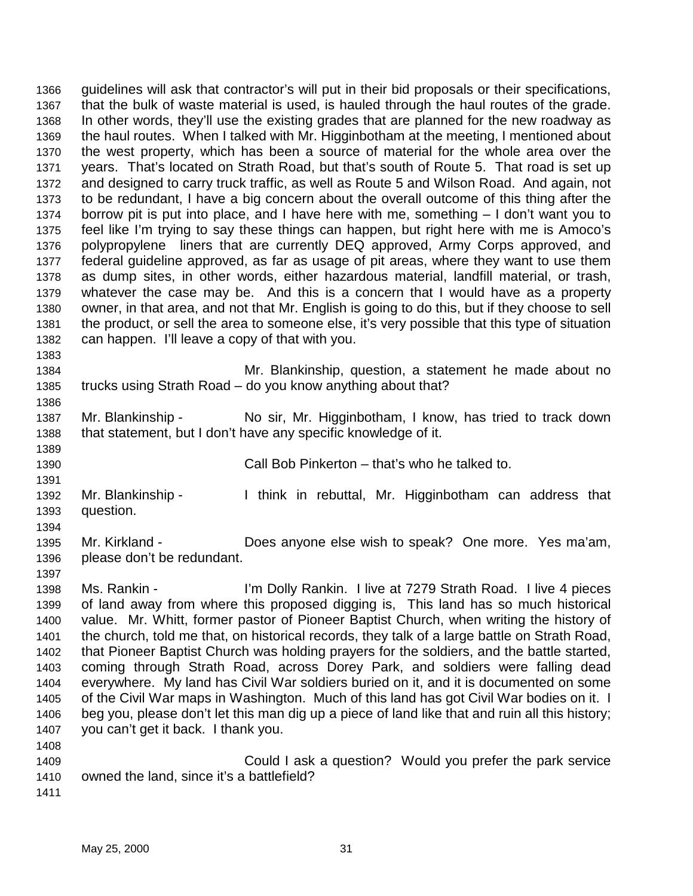guidelines will ask that contractor's will put in their bid proposals or their specifications, that the bulk of waste material is used, is hauled through the haul routes of the grade. In other words, they'll use the existing grades that are planned for the new roadway as the haul routes. When I talked with Mr. Higginbotham at the meeting, I mentioned about the west property, which has been a source of material for the whole area over the years. That's located on Strath Road, but that's south of Route 5. That road is set up and designed to carry truck traffic, as well as Route 5 and Wilson Road. And again, not to be redundant, I have a big concern about the overall outcome of this thing after the borrow pit is put into place, and I have here with me, something – I don't want you to feel like I'm trying to say these things can happen, but right here with me is Amoco's polypropylene liners that are currently DEQ approved, Army Corps approved, and federal guideline approved, as far as usage of pit areas, where they want to use them as dump sites, in other words, either hazardous material, landfill material, or trash, whatever the case may be. And this is a concern that I would have as a property owner, in that area, and not that Mr. English is going to do this, but if they choose to sell the product, or sell the area to someone else, it's very possible that this type of situation can happen. I'll leave a copy of that with you.

Mr. Blankinship, question, a statement he made about no trucks using Strath Road – do you know anything about that?

Mr. Blankinship - No sir, Mr. Higginbotham, I know, has tried to track down that statement, but I don't have any specific knowledge of it.

Call Bob Pinkerton – that's who he talked to.

Mr. Blankinship - I think in rebuttal, Mr. Higginbotham can address that question.

Mr. Kirkland - Does anyone else wish to speak? One more. Yes ma'am, please don't be redundant.

Ms. Rankin - I'm Dolly Rankin. I live at 7279 Strath Road. I live 4 pieces of land away from where this proposed digging is, This land has so much historical value. Mr. Whitt, former pastor of Pioneer Baptist Church, when writing the history of the church, told me that, on historical records, they talk of a large battle on Strath Road, that Pioneer Baptist Church was holding prayers for the soldiers, and the battle started, coming through Strath Road, across Dorey Park, and soldiers were falling dead everywhere. My land has Civil War soldiers buried on it, and it is documented on some of the Civil War maps in Washington. Much of this land has got Civil War bodies on it. I beg you, please don't let this man dig up a piece of land like that and ruin all this history; you can't get it back. I thank you.

Could I ask a question? Would you prefer the park service owned the land, since it's a battlefield?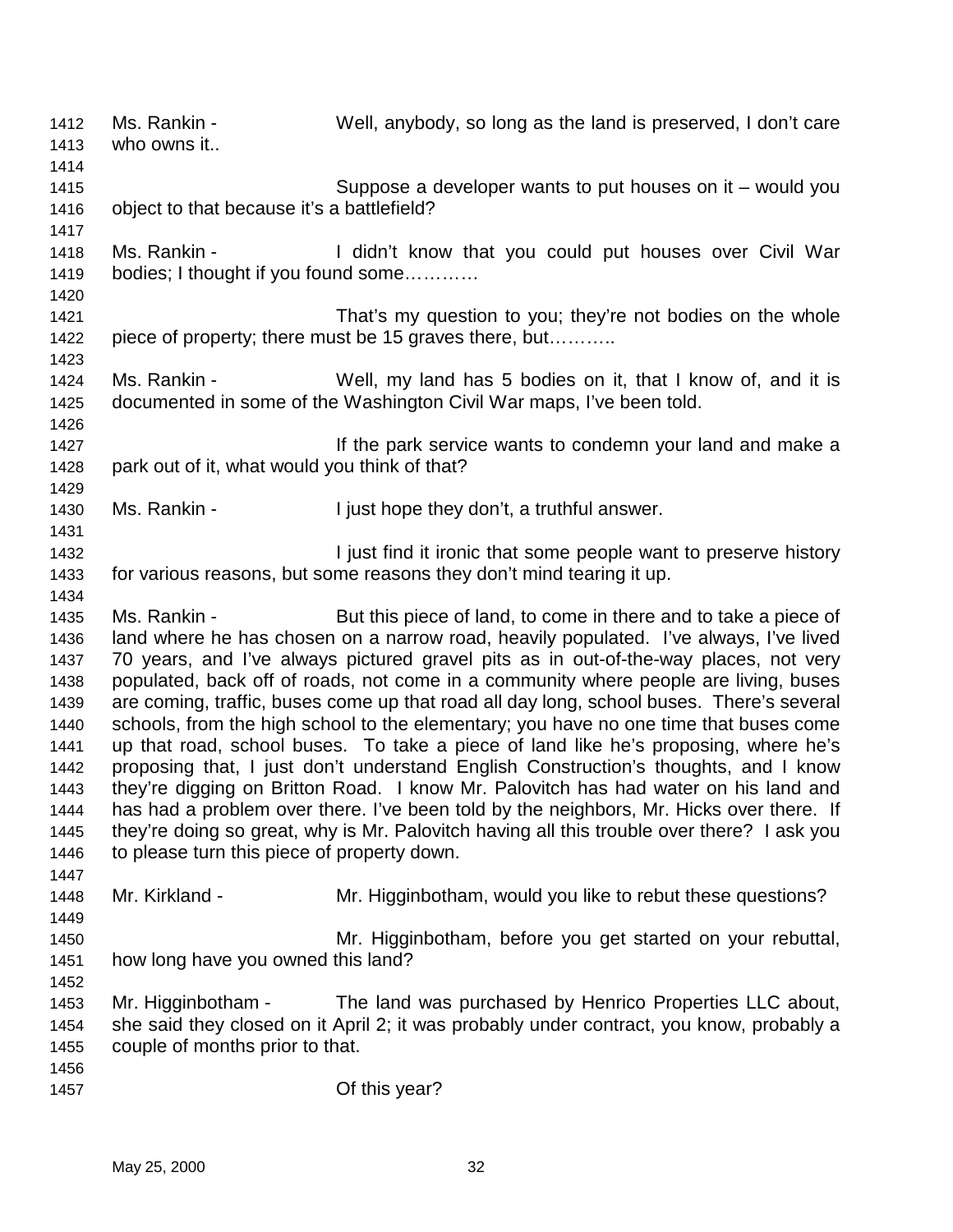1412 Ms. Rankin - Well, anybody, so long as the land is preserved, I don't care
1413 who owns it..
1414
1415 Suppose a developer wants to put houses on it – would you
1416 object to that because it's a battlefield?
1417
1418 Ms. Rankin - I didn't know that you could put houses over Civil War
1419 bodies; I thought if you found some…………
1420
1421 That's my question to you; they're not bodies on the whole
1422 piece of property; there must be 15 graves there, but………..
1423
1424 Ms. Rankin - Well, my land has 5 bodies on it, that I know of, and it is
1425 documented in some of the Washington Civil War maps, I've been told.
1426
1427 If the park service wants to condemn your land and make a
1428 park out of it, what would you think of that?
1429
1430 Ms. Rankin - I just hope they don't, a truthful answer.
1431
1432 I just find it ironic that some people want to preserve history
1433 for various reasons, but some reasons they don't mind tearing it up.
1434
1435 Ms. Rankin - But this piece of land, to come in there and to take a piece of
1436 land where he has chosen on a narrow road, heavily populated. I've always, I've lived
1437 70 years, and I've always pictured gravel pits as in out-of-the-way places, not very
1438 populated, back off of roads, not come in a community where people are living, buses
1439 are coming, traffic, buses come up that road all day long, school buses. There's several
1440 schools, from the high school to the elementary; you have no one time that buses come
1441 up that road, school buses. To take a piece of land like he's proposing, where he's
1442 proposing that, I just don't understand English Construction's thoughts, and I know
1443 they're digging on Britton Road. I know Mr. Palovitch has had water on his land and
1444 has had a problem over there. I've been told by the neighbors, Mr. Hicks over there. If
1445 they're doing so great, why is Mr. Palovitch having all this trouble over there? I ask you
1446 to please turn this piece of property down.
1447
1448 Mr. Kirkland - Mr. Higginbotham, would you like to rebut these questions?
1449
1450 Mr. Higginbotham, before you get started on your rebuttal,
1451 how long have you owned this land?
1452
1453 Mr. Higginbotham - The land was purchased by Henrico Properties LLC about,
1454 she said they closed on it April 2; it was probably under contract, you know, probably a
1455 couple of months prior to that.
1456
1457 Of this year?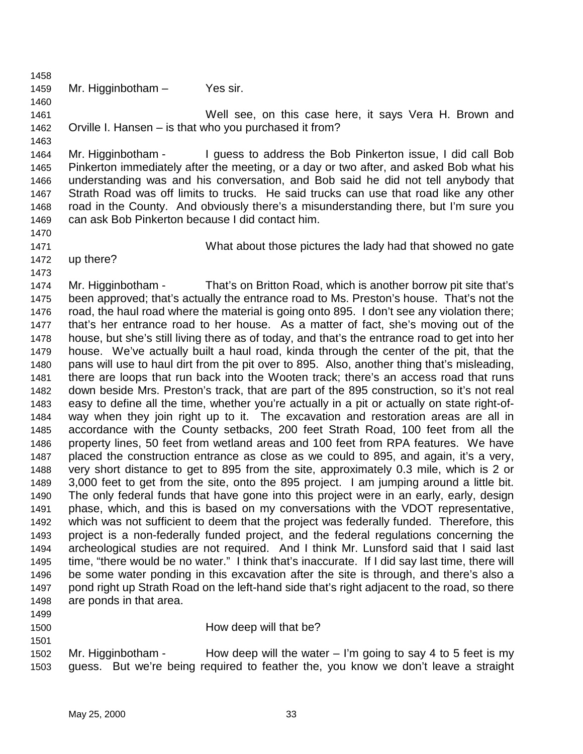Mr. Higginbotham – Yes sir.

Well see, on this case here, it says Vera H. Brown and Orville I. Hansen – is that who you purchased it from?

Mr. Higginbotham - I guess to address the Bob Pinkerton issue, I did call Bob Pinkerton immediately after the meeting, or a day or two after, and asked Bob what his understanding was and his conversation, and Bob said he did not tell anybody that Strath Road was off limits to trucks. He said trucks can use that road like any other road in the County. And obviously there's a misunderstanding there, but I'm sure you can ask Bob Pinkerton because I did contact him.

What about those pictures the lady had that showed no gate up there?

Mr. Higginbotham - That's on Britton Road, which is another borrow pit site that's been approved; that's actually the entrance road to Ms. Preston's house. That's not the road, the haul road where the material is going onto 895. I don't see any violation there; that's her entrance road to her house. As a matter of fact, she's moving out of the house, but she's still living there as of today, and that's the entrance road to get into her house. We've actually built a haul road, kinda through the center of the pit, that the pans will use to haul dirt from the pit over to 895. Also, another thing that's misleading, there are loops that run back into the Wooten track; there's an access road that runs down beside Mrs. Preston's track, that are part of the 895 construction, so it's not real easy to define all the time, whether you're actually in a pit or actually on state right-of-way when they join right up to it. The excavation and restoration areas are all in accordance with the County setbacks, 200 feet Strath Road, 100 feet from all the property lines, 50 feet from wetland areas and 100 feet from RPA features. We have placed the construction entrance as close as we could to 895, and again, it's a very, very short distance to get to 895 from the site, approximately 0.3 mile, which is 2 or 3,000 feet to get from the site, onto the 895 project. I am jumping around a little bit. The only federal funds that have gone into this project were in an early, early, design phase, which, and this is based on my conversations with the VDOT representative, which was not sufficient to deem that the project was federally funded. Therefore, this project is a non-federally funded project, and the federal regulations concerning the archeological studies are not required. And I think Mr. Lunsford said that I said last time, "there would be no water." I think that's inaccurate. If I did say last time, there will be some water ponding in this excavation after the site is through, and there's also a pond right up Strath Road on the left-hand side that's right adjacent to the road, so there are ponds in that area.

How deep will that be?

Mr. Higginbotham - How deep will the water – I'm going to say 4 to 5 feet is my guess. But we're being required to feather the, you know we don't leave a straight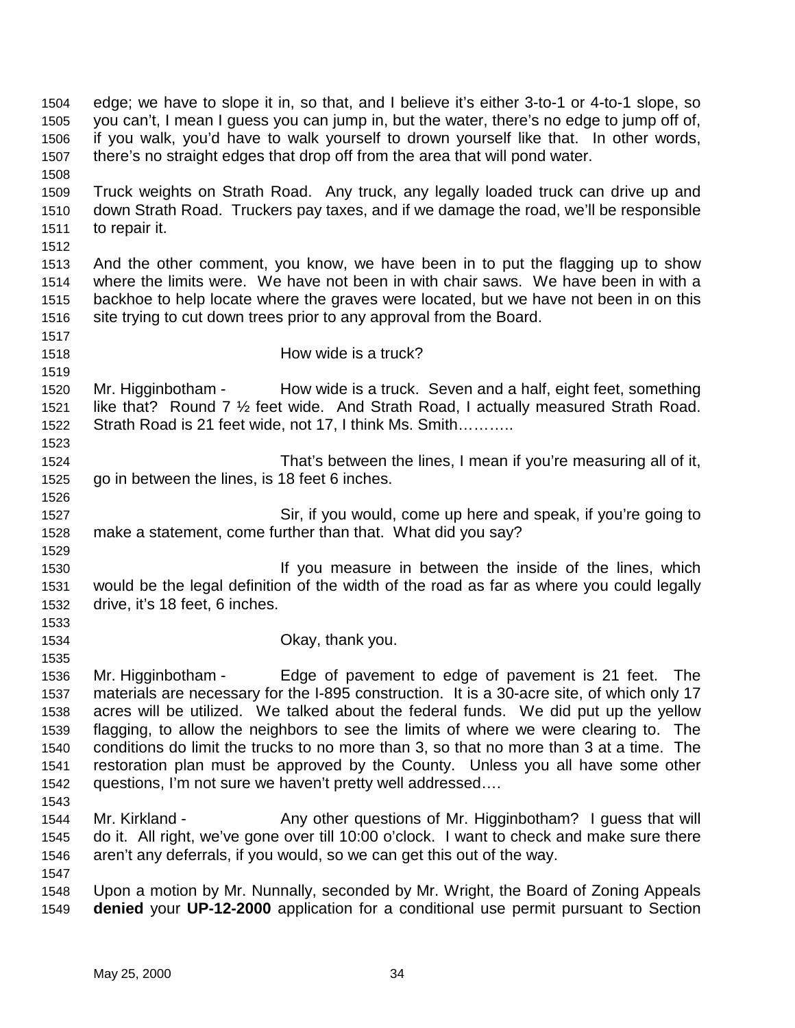edge; we have to slope it in, so that, and I believe it's either 3-to-1 or 4-to-1 slope, so you can't, I mean I guess you can jump in, but the water, there's no edge to jump off of, if you walk, you'd have to walk yourself to drown yourself like that. In other words, there's no straight edges that drop off from the area that will pond water.

Truck weights on Strath Road. Any truck, any legally loaded truck can drive up and down Strath Road. Truckers pay taxes, and if we damage the road, we'll be responsible to repair it.

And the other comment, you know, we have been in to put the flagging up to show where the limits were. We have not been in with chair saws. We have been in with a backhoe to help locate where the graves were located, but we have not been in on this site trying to cut down trees prior to any approval from the Board.

How wide is a truck?

Mr. Higginbotham - How wide is a truck. Seven and a half, eight feet, something like that? Round 7 ½ feet wide. And Strath Road, I actually measured Strath Road. Strath Road is 21 feet wide, not 17, I think Ms. Smith………..

That's between the lines, I mean if you're measuring all of it, go in between the lines, is 18 feet 6 inches.

Sir, if you would, come up here and speak, if you're going to make a statement, come further than that. What did you say?

If you measure in between the inside of the lines, which would be the legal definition of the width of the road as far as where you could legally drive, it's 18 feet, 6 inches.

Okay, thank you.

Mr. Higginbotham - Edge of pavement to edge of pavement is 21 feet. The materials are necessary for the I-895 construction. It is a 30-acre site, of which only 17 acres will be utilized. We talked about the federal funds. We did put up the yellow flagging, to allow the neighbors to see the limits of where we were clearing to. The conditions do limit the trucks to no more than 3, so that no more than 3 at a time. The restoration plan must be approved by the County. Unless you all have some other questions, I'm not sure we haven't pretty well addressed….

Mr. Kirkland - Any other questions of Mr. Higginbotham? I guess that will do it. All right, we've gone over till 10:00 o'clock. I want to check and make sure there aren't any deferrals, if you would, so we can get this out of the way.

Upon a motion by Mr. Nunnally, seconded by Mr. Wright, the Board of Zoning Appeals **denied** your **UP-12-2000** application for a conditional use permit pursuant to Section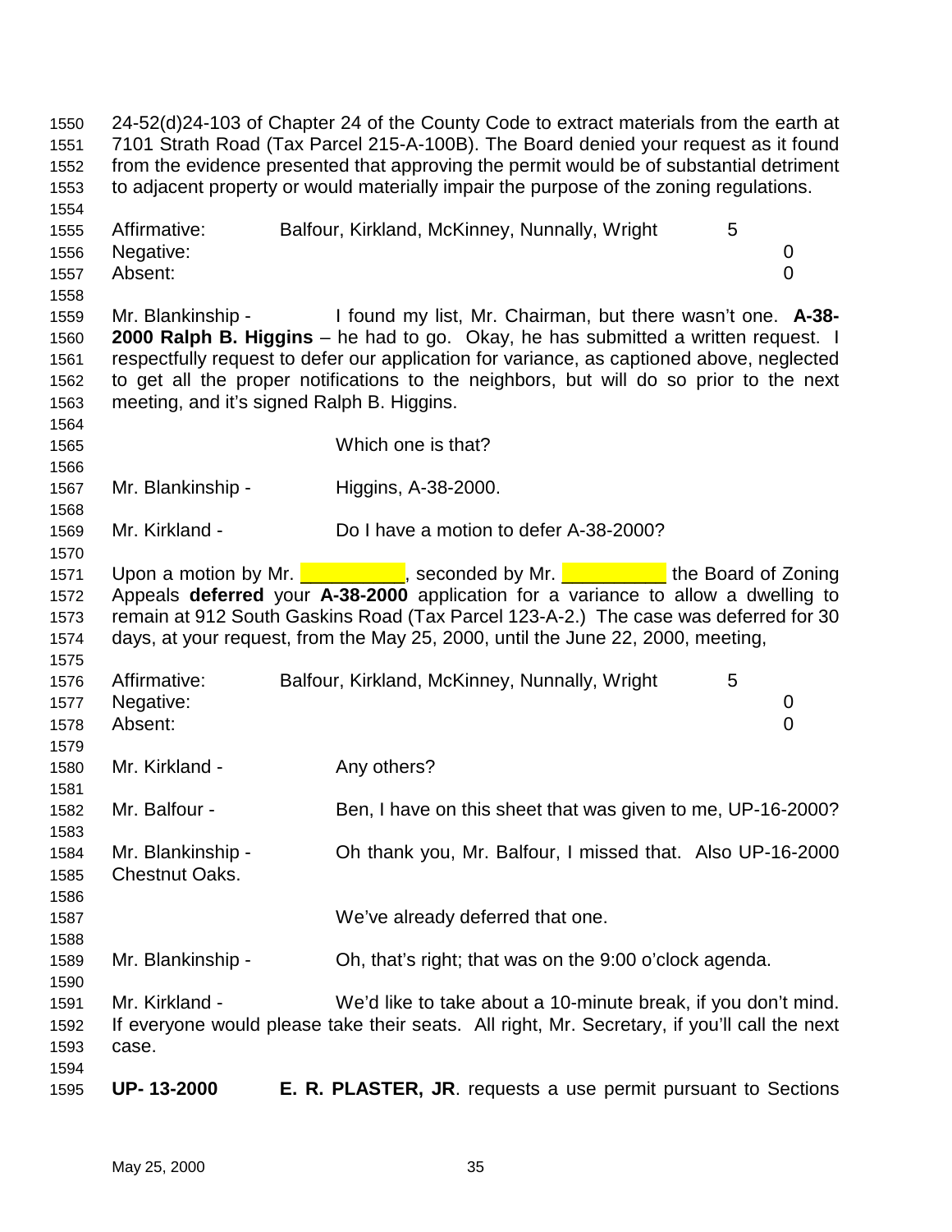24-52(d)24-103 of Chapter 24 of the County Code to extract materials from the earth at 7101 Strath Road (Tax Parcel 215-A-100B). The Board denied your request as it found from the evidence presented that approving the permit would be of substantial detriment to adjacent property or would materially impair the purpose of the zoning regulations.

| | | |
|---|---|---|
| Affirmative: | Balfour, Kirkland, McKinney, Nunnally, Wright | 5 |
| Negative: | | 0 |
| Absent: | | 0 |

Mr. Blankinship - I found my list, Mr. Chairman, but there wasn't one. **A-38-2000 Ralph B. Higgins** – he had to go. Okay, he has submitted a written request. I respectfully request to defer our application for variance, as captioned above, neglected to get all the proper notifications to the neighbors, but will do so prior to the next meeting, and it's signed Ralph B. Higgins.

Which one is that?

Mr. Blankinship - Higgins, A-38-2000.

Mr. Kirkland - Do I have a motion to defer A-38-2000?

Upon a motion by Mr. __________, seconded by Mr. __________ the Board of Zoning Appeals **deferred** your **A-38-2000** application for a variance to allow a dwelling to remain at 912 South Gaskins Road (Tax Parcel 123-A-2.) The case was deferred for 30 days, at your request, from the May 25, 2000, until the June 22, 2000, meeting,

| | | |
|---|---|---|
| Affirmative: | Balfour, Kirkland, McKinney, Nunnally, Wright | 5 |
| Negative: | | 0 |
| Absent: | | 0 |

Mr. Kirkland - Any others?

Mr. Balfour - Ben, I have on this sheet that was given to me, UP-16-2000?

Mr. Blankinship - Oh thank you, Mr. Balfour, I missed that. Also UP-16-2000 Chestnut Oaks.

We've already deferred that one.

Mr. Blankinship - Oh, that's right; that was on the 9:00 o'clock agenda.

Mr. Kirkland - We'd like to take about a 10-minute break, if you don't mind. If everyone would please take their seats. All right, Mr. Secretary, if you'll call the next case.

**UP- 13-2000** **E. R. PLASTER, JR**. requests a use permit pursuant to Sections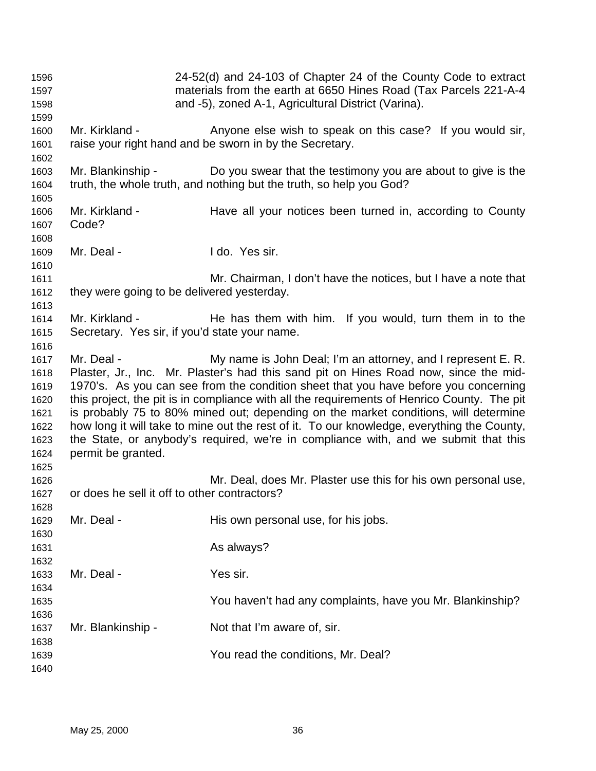24-52(d) and 24-103 of Chapter 24 of the County Code to extract materials from the earth at 6650 Hines Road (Tax Parcels 221-A-4 and -5), zoned A-1, Agricultural District (Varina).

Mr. Kirkland - Anyone else wish to speak on this case? If you would sir, raise your right hand and be sworn in by the Secretary.

Mr. Blankinship - Do you swear that the testimony you are about to give is the truth, the whole truth, and nothing but the truth, so help you God?

Mr. Kirkland - Have all your notices been turned in, according to County Code?

Mr. Deal - I do. Yes sir.

Mr. Chairman, I don't have the notices, but I have a note that they were going to be delivered yesterday.

Mr. Kirkland - He has them with him. If you would, turn them in to the Secretary. Yes sir, if you'd state your name.

Mr. Deal - My name is John Deal; I'm an attorney, and I represent E. R. Plaster, Jr., Inc. Mr. Plaster's had this sand pit on Hines Road now, since the mid-1970's. As you can see from the condition sheet that you have before you concerning this project, the pit is in compliance with all the requirements of Henrico County. The pit is probably 75 to 80% mined out; depending on the market conditions, will determine how long it will take to mine out the rest of it. To our knowledge, everything the County, the State, or anybody's required, we're in compliance with, and we submit that this permit be granted.

Mr. Deal, does Mr. Plaster use this for his own personal use, or does he sell it off to other contractors?

Mr. Deal - His own personal use, for his jobs.

As always?

Mr. Deal - Yes sir.

You haven't had any complaints, have you Mr. Blankinship?

Mr. Blankinship - Not that I'm aware of, sir.

You read the conditions, Mr. Deal?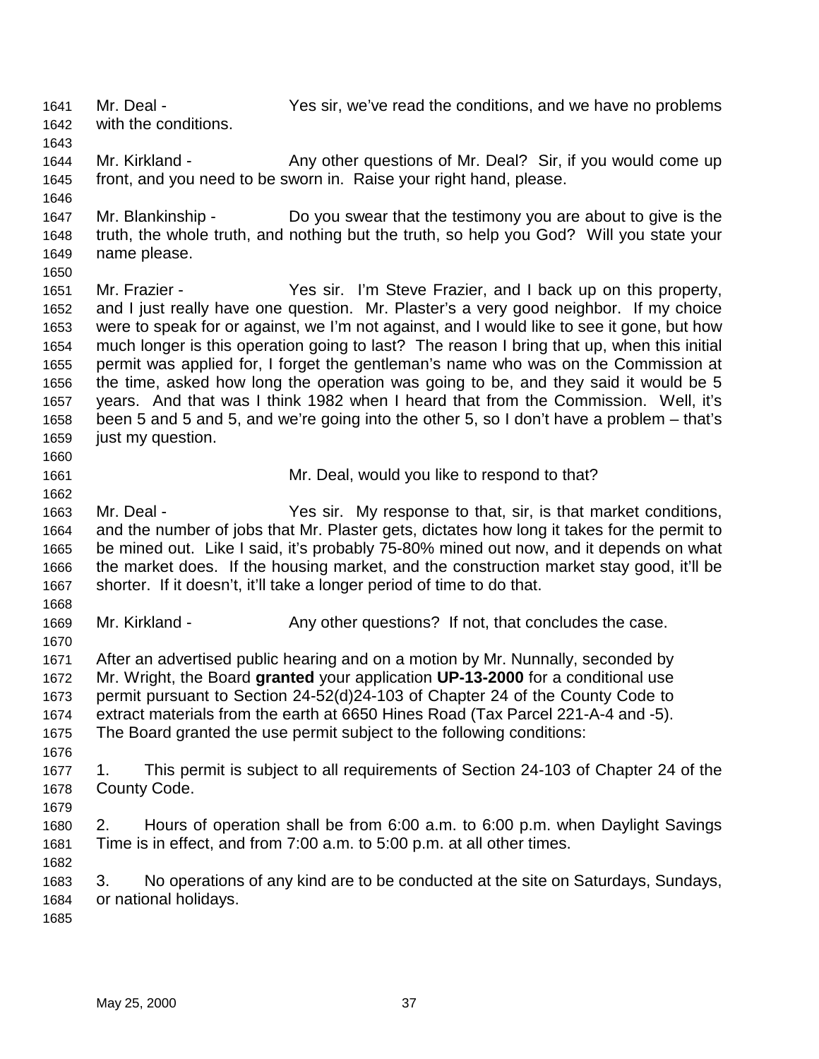Mr. Deal - Yes sir, we've read the conditions, and we have no problems with the conditions.

Mr. Kirkland - Any other questions of Mr. Deal? Sir, if you would come up front, and you need to be sworn in. Raise your right hand, please.

Mr. Blankinship - Do you swear that the testimony you are about to give is the truth, the whole truth, and nothing but the truth, so help you God? Will you state your name please.

Mr. Frazier - Yes sir. I'm Steve Frazier, and I back up on this property, and I just really have one question. Mr. Plaster's a very good neighbor. If my choice were to speak for or against, we I'm not against, and I would like to see it gone, but how much longer is this operation going to last? The reason I bring that up, when this initial permit was applied for, I forget the gentleman's name who was on the Commission at the time, asked how long the operation was going to be, and they said it would be 5 years. And that was I think 1982 when I heard that from the Commission. Well, it's been 5 and 5 and 5, and we're going into the other 5, so I don't have a problem – that's just my question.

Mr. Deal, would you like to respond to that?

Mr. Deal - Yes sir. My response to that, sir, is that market conditions, and the number of jobs that Mr. Plaster gets, dictates how long it takes for the permit to be mined out. Like I said, it's probably 75-80% mined out now, and it depends on what the market does. If the housing market, and the construction market stay good, it'll be shorter. If it doesn't, it'll take a longer period of time to do that.

Mr. Kirkland - Any other questions? If not, that concludes the case.

After an advertised public hearing and on a motion by Mr. Nunnally, seconded by Mr. Wright, the Board **granted** your application **UP-13-2000** for a conditional use permit pursuant to Section 24-52(d)24-103 of Chapter 24 of the County Code to extract materials from the earth at 6650 Hines Road (Tax Parcel 221-A-4 and -5). The Board granted the use permit subject to the following conditions:

1. This permit is subject to all requirements of Section 24-103 of Chapter 24 of the County Code.

2. Hours of operation shall be from 6:00 a.m. to 6:00 p.m. when Daylight Savings Time is in effect, and from 7:00 a.m. to 5:00 p.m. at all other times.

3. No operations of any kind are to be conducted at the site on Saturdays, Sundays, or national holidays.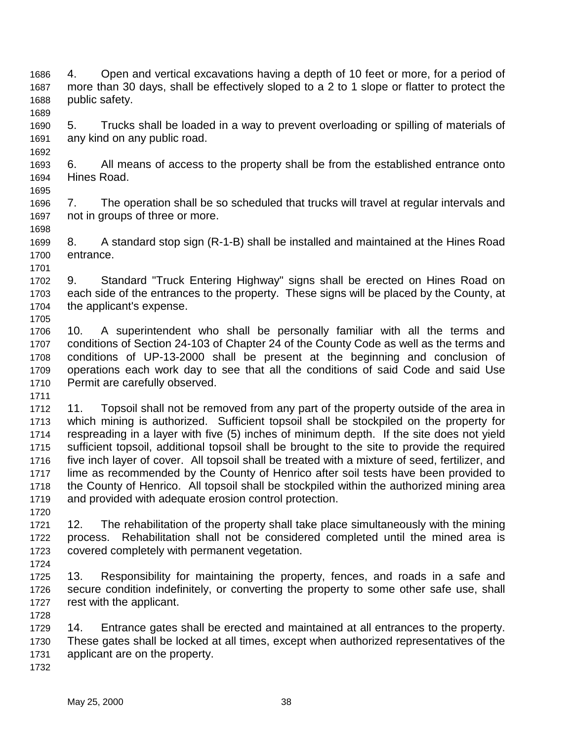4. Open and vertical excavations having a depth of 10 feet or more, for a period of more than 30 days, shall be effectively sloped to a 2 to 1 slope or flatter to protect the public safety.

5. Trucks shall be loaded in a way to prevent overloading or spilling of materials of any kind on any public road.

6. All means of access to the property shall be from the established entrance onto Hines Road.

7. The operation shall be so scheduled that trucks will travel at regular intervals and not in groups of three or more.

8. A standard stop sign (R-1-B) shall be installed and maintained at the Hines Road entrance.

9. Standard "Truck Entering Highway" signs shall be erected on Hines Road on each side of the entrances to the property. These signs will be placed by the County, at the applicant's expense.

10. A superintendent who shall be personally familiar with all the terms and conditions of Section 24-103 of Chapter 24 of the County Code as well as the terms and conditions of UP-13-2000 shall be present at the beginning and conclusion of operations each work day to see that all the conditions of said Code and said Use Permit are carefully observed.

11. Topsoil shall not be removed from any part of the property outside of the area in which mining is authorized. Sufficient topsoil shall be stockpiled on the property for respreading in a layer with five (5) inches of minimum depth. If the site does not yield sufficient topsoil, additional topsoil shall be brought to the site to provide the required five inch layer of cover. All topsoil shall be treated with a mixture of seed, fertilizer, and lime as recommended by the County of Henrico after soil tests have been provided to the County of Henrico. All topsoil shall be stockpiled within the authorized mining area and provided with adequate erosion control protection.

12. The rehabilitation of the property shall take place simultaneously with the mining process. Rehabilitation shall not be considered completed until the mined area is covered completely with permanent vegetation.

13. Responsibility for maintaining the property, fences, and roads in a safe and secure condition indefinitely, or converting the property to some other safe use, shall rest with the applicant.

14. Entrance gates shall be erected and maintained at all entrances to the property. These gates shall be locked at all times, except when authorized representatives of the applicant are on the property.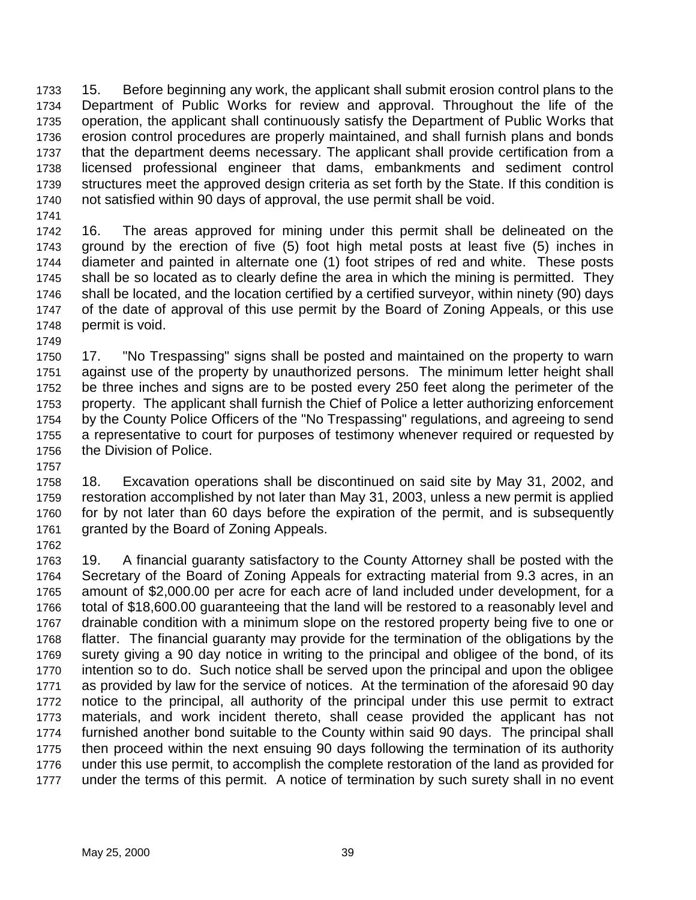15. Before beginning any work, the applicant shall submit erosion control plans to the Department of Public Works for review and approval. Throughout the life of the operation, the applicant shall continuously satisfy the Department of Public Works that erosion control procedures are properly maintained, and shall furnish plans and bonds that the department deems necessary. The applicant shall provide certification from a licensed professional engineer that dams, embankments and sediment control structures meet the approved design criteria as set forth by the State. If this condition is not satisfied within 90 days of approval, the use permit shall be void.

16. The areas approved for mining under this permit shall be delineated on the ground by the erection of five (5) foot high metal posts at least five (5) inches in diameter and painted in alternate one (1) foot stripes of red and white. These posts shall be so located as to clearly define the area in which the mining is permitted. They shall be located, and the location certified by a certified surveyor, within ninety (90) days of the date of approval of this use permit by the Board of Zoning Appeals, or this use permit is void.

17. "No Trespassing" signs shall be posted and maintained on the property to warn against use of the property by unauthorized persons. The minimum letter height shall be three inches and signs are to be posted every 250 feet along the perimeter of the property. The applicant shall furnish the Chief of Police a letter authorizing enforcement by the County Police Officers of the "No Trespassing" regulations, and agreeing to send a representative to court for purposes of testimony whenever required or requested by the Division of Police.

18. Excavation operations shall be discontinued on said site by May 31, 2002, and restoration accomplished by not later than May 31, 2003, unless a new permit is applied for by not later than 60 days before the expiration of the permit, and is subsequently granted by the Board of Zoning Appeals.

19. A financial guaranty satisfactory to the County Attorney shall be posted with the Secretary of the Board of Zoning Appeals for extracting material from 9.3 acres, in an amount of $2,000.00 per acre for each acre of land included under development, for a total of $18,600.00 guaranteeing that the land will be restored to a reasonably level and drainable condition with a minimum slope on the restored property being five to one or flatter. The financial guaranty may provide for the termination of the obligations by the surety giving a 90 day notice in writing to the principal and obligee of the bond, of its intention so to do. Such notice shall be served upon the principal and upon the obligee as provided by law for the service of notices. At the termination of the aforesaid 90 day notice to the principal, all authority of the principal under this use permit to extract materials, and work incident thereto, shall cease provided the applicant has not furnished another bond suitable to the County within said 90 days. The principal shall then proceed within the next ensuing 90 days following the termination of its authority under this use permit, to accomplish the complete restoration of the land as provided for under the terms of this permit. A notice of termination by such surety shall in no event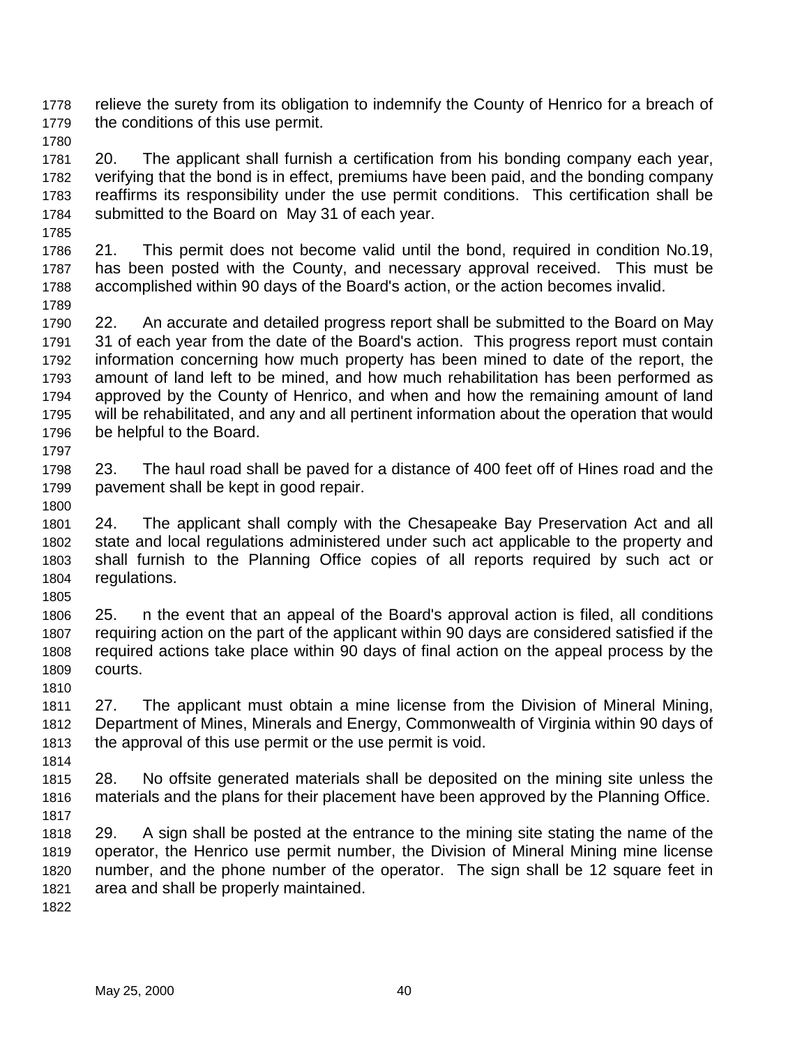relieve the surety from its obligation to indemnify the County of Henrico for a breach of the conditions of this use permit.

20. The applicant shall furnish a certification from his bonding company each year, verifying that the bond is in effect, premiums have been paid, and the bonding company reaffirms its responsibility under the use permit conditions. This certification shall be submitted to the Board on May 31 of each year.

21. This permit does not become valid until the bond, required in condition No.19, has been posted with the County, and necessary approval received. This must be accomplished within 90 days of the Board's action, or the action becomes invalid.

22. An accurate and detailed progress report shall be submitted to the Board on May 31 of each year from the date of the Board's action. This progress report must contain information concerning how much property has been mined to date of the report, the amount of land left to be mined, and how much rehabilitation has been performed as approved by the County of Henrico, and when and how the remaining amount of land will be rehabilitated, and any and all pertinent information about the operation that would be helpful to the Board.

23. The haul road shall be paved for a distance of 400 feet off of Hines road and the pavement shall be kept in good repair.

24. The applicant shall comply with the Chesapeake Bay Preservation Act and all state and local regulations administered under such act applicable to the property and shall furnish to the Planning Office copies of all reports required by such act or regulations.

25. n the event that an appeal of the Board's approval action is filed, all conditions requiring action on the part of the applicant within 90 days are considered satisfied if the required actions take place within 90 days of final action on the appeal process by the courts.

27. The applicant must obtain a mine license from the Division of Mineral Mining, Department of Mines, Minerals and Energy, Commonwealth of Virginia within 90 days of the approval of this use permit or the use permit is void.

28. No offsite generated materials shall be deposited on the mining site unless the materials and the plans for their placement have been approved by the Planning Office.

29. A sign shall be posted at the entrance to the mining site stating the name of the operator, the Henrico use permit number, the Division of Mineral Mining mine license number, and the phone number of the operator. The sign shall be 12 square feet in area and shall be properly maintained.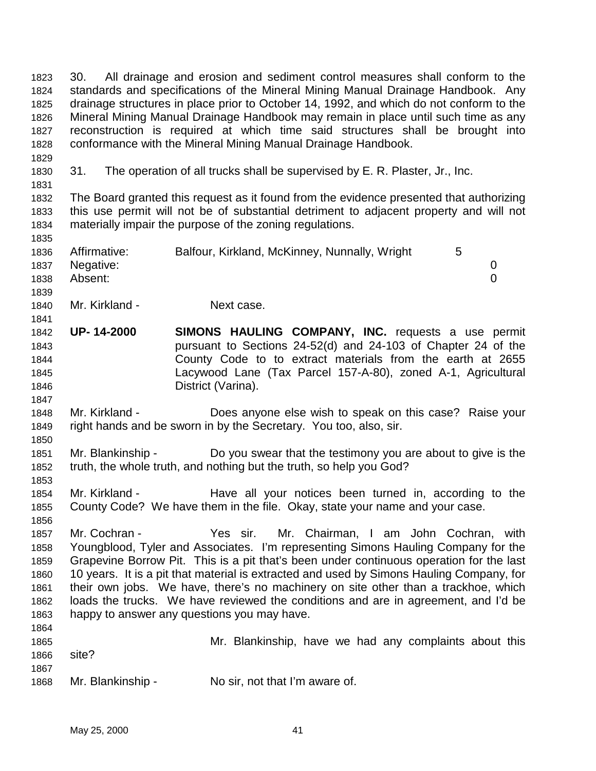30. All drainage and erosion and sediment control measures shall conform to the standards and specifications of the Mineral Mining Manual Drainage Handbook. Any drainage structures in place prior to October 14, 1992, and which do not conform to the Mineral Mining Manual Drainage Handbook may remain in place until such time as any reconstruction is required at which time said structures shall be brought into conformance with the Mineral Mining Manual Drainage Handbook.

31. The operation of all trucks shall be supervised by E. R. Plaster, Jr., Inc.

The Board granted this request as it found from the evidence presented that authorizing this use permit will not be of substantial detriment to adjacent property and will not materially impair the purpose of the zoning regulations.

| | | |
|---|---|---|
| Affirmative: | Balfour, Kirkland, McKinney, Nunnally, Wright | 5 |
| Negative: | | 0 |
| Absent: | | 0 |

Mr. Kirkland - Next case.

**UP- 14-2000** **SIMONS HAULING COMPANY, INC.** requests a use permit pursuant to Sections 24-52(d) and 24-103 of Chapter 24 of the County Code to to extract materials from the earth at 2655 Lacywood Lane (Tax Parcel 157-A-80), zoned A-1, Agricultural District (Varina).

Mr. Kirkland - Does anyone else wish to speak on this case? Raise your right hands and be sworn in by the Secretary. You too, also, sir.

Mr. Blankinship - Do you swear that the testimony you are about to give is the truth, the whole truth, and nothing but the truth, so help you God?

Mr. Kirkland - Have all your notices been turned in, according to the County Code? We have them in the file. Okay, state your name and your case.

Mr. Cochran - Yes sir. Mr. Chairman, I am John Cochran, with Youngblood, Tyler and Associates. I'm representing Simons Hauling Company for the Grapevine Borrow Pit. This is a pit that's been under continuous operation for the last 10 years. It is a pit that material is extracted and used by Simons Hauling Company, for their own jobs. We have, there's no machinery on site other than a trackhoe, which loads the trucks. We have reviewed the conditions and are in agreement, and I'd be happy to answer any questions you may have.

Mr. Blankinship, have we had any complaints about this site?

Mr. Blankinship - No sir, not that I'm aware of.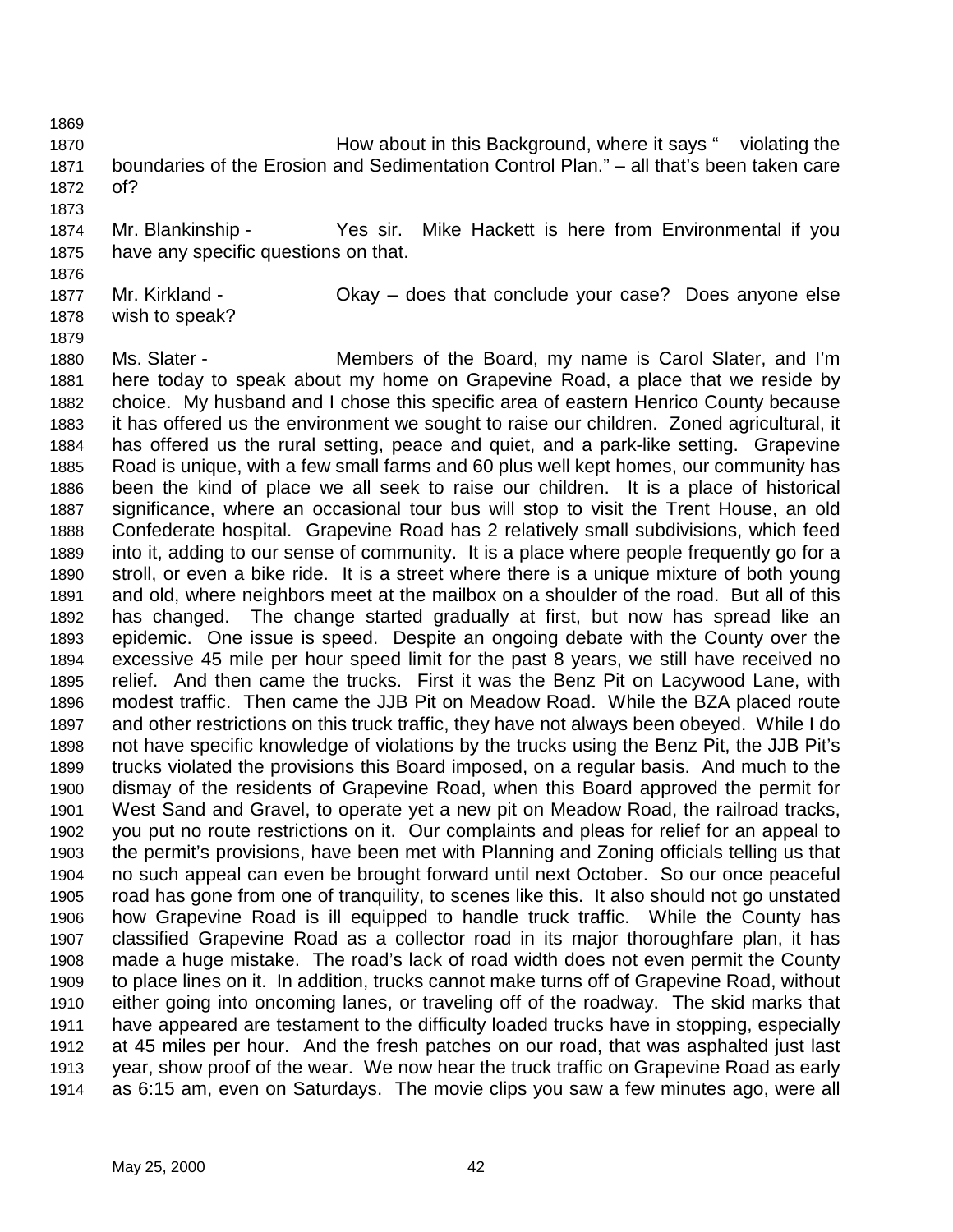How about in this Background, where it says " violating the boundaries of the Erosion and Sedimentation Control Plan." – all that's been taken care of?

Mr. Blankinship - Yes sir. Mike Hackett is here from Environmental if you have any specific questions on that.

Mr. Kirkland - Okay – does that conclude your case? Does anyone else wish to speak?

Ms. Slater - Members of the Board, my name is Carol Slater, and I'm here today to speak about my home on Grapevine Road, a place that we reside by choice. My husband and I chose this specific area of eastern Henrico County because it has offered us the environment we sought to raise our children. Zoned agricultural, it has offered us the rural setting, peace and quiet, and a park-like setting. Grapevine Road is unique, with a few small farms and 60 plus well kept homes, our community has been the kind of place we all seek to raise our children. It is a place of historical significance, where an occasional tour bus will stop to visit the Trent House, an old Confederate hospital. Grapevine Road has 2 relatively small subdivisions, which feed into it, adding to our sense of community. It is a place where people frequently go for a stroll, or even a bike ride. It is a street where there is a unique mixture of both young and old, where neighbors meet at the mailbox on a shoulder of the road. But all of this has changed. The change started gradually at first, but now has spread like an epidemic. One issue is speed. Despite an ongoing debate with the County over the excessive 45 mile per hour speed limit for the past 8 years, we still have received no relief. And then came the trucks. First it was the Benz Pit on Lacywood Lane, with modest traffic. Then came the JJB Pit on Meadow Road. While the BZA placed route and other restrictions on this truck traffic, they have not always been obeyed. While I do not have specific knowledge of violations by the trucks using the Benz Pit, the JJB Pit's trucks violated the provisions this Board imposed, on a regular basis. And much to the dismay of the residents of Grapevine Road, when this Board approved the permit for West Sand and Gravel, to operate yet a new pit on Meadow Road, the railroad tracks, you put no route restrictions on it. Our complaints and pleas for relief for an appeal to the permit's provisions, have been met with Planning and Zoning officials telling us that no such appeal can even be brought forward until next October. So our once peaceful road has gone from one of tranquility, to scenes like this. It also should not go unstated how Grapevine Road is ill equipped to handle truck traffic. While the County has classified Grapevine Road as a collector road in its major thoroughfare plan, it has made a huge mistake. The road's lack of road width does not even permit the County to place lines on it. In addition, trucks cannot make turns off of Grapevine Road, without either going into oncoming lanes, or traveling off of the roadway. The skid marks that have appeared are testament to the difficulty loaded trucks have in stopping, especially at 45 miles per hour. And the fresh patches on our road, that was asphalted just last year, show proof of the wear. We now hear the truck traffic on Grapevine Road as early as 6:15 am, even on Saturdays. The movie clips you saw a few minutes ago, were all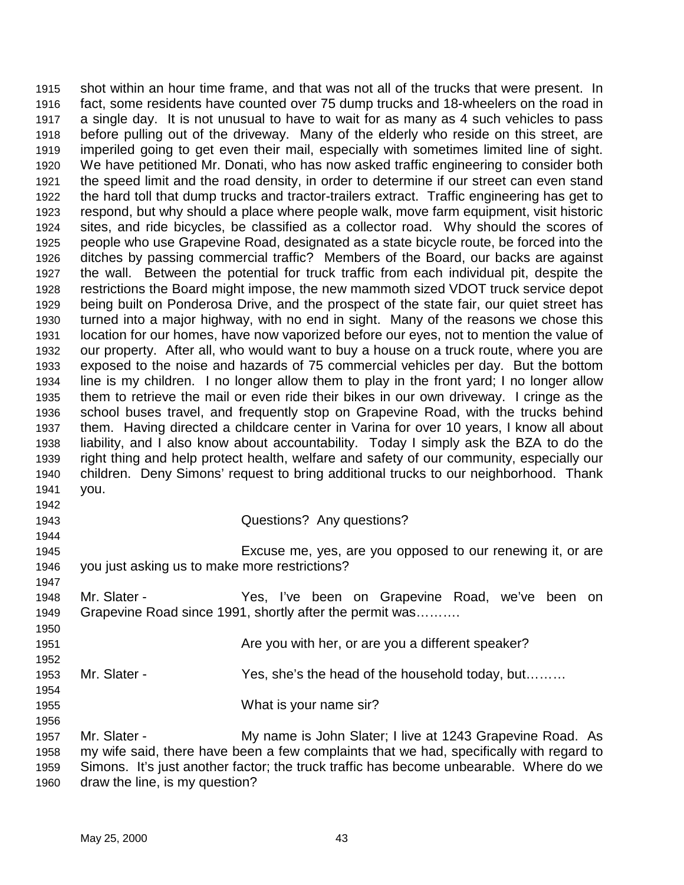shot within an hour time frame, and that was not all of the trucks that were present. In fact, some residents have counted over 75 dump trucks and 18-wheelers on the road in a single day. It is not unusual to have to wait for as many as 4 such vehicles to pass before pulling out of the driveway. Many of the elderly who reside on this street, are imperiled going to get even their mail, especially with sometimes limited line of sight. We have petitioned Mr. Donati, who has now asked traffic engineering to consider both the speed limit and the road density, in order to determine if our street can even stand the hard toll that dump trucks and tractor-trailers extract. Traffic engineering has get to respond, but why should a place where people walk, move farm equipment, visit historic sites, and ride bicycles, be classified as a collector road. Why should the scores of people who use Grapevine Road, designated as a state bicycle route, be forced into the ditches by passing commercial traffic? Members of the Board, our backs are against the wall. Between the potential for truck traffic from each individual pit, despite the restrictions the Board might impose, the new mammoth sized VDOT truck service depot being built on Ponderosa Drive, and the prospect of the state fair, our quiet street has turned into a major highway, with no end in sight. Many of the reasons we chose this location for our homes, have now vaporized before our eyes, not to mention the value of our property. After all, who would want to buy a house on a truck route, where you are exposed to the noise and hazards of 75 commercial vehicles per day. But the bottom line is my children. I no longer allow them to play in the front yard; I no longer allow them to retrieve the mail or even ride their bikes in our own driveway. I cringe as the school buses travel, and frequently stop on Grapevine Road, with the trucks behind them. Having directed a childcare center in Varina for over 10 years, I know all about liability, and I also know about accountability. Today I simply ask the BZA to do the right thing and help protect health, welfare and safety of our community, especially our children. Deny Simons' request to bring additional trucks to our neighborhood. Thank you.

Questions? Any questions?

Excuse me, yes, are you opposed to our renewing it, or are you just asking us to make more restrictions?

Mr. Slater - Yes, I've been on Grapevine Road, we've been on Grapevine Road since 1991, shortly after the permit was……….

Are you with her, or are you a different speaker?

Mr. Slater - Yes, she's the head of the household today, but………

What is your name sir?

Mr. Slater - My name is John Slater; I live at 1243 Grapevine Road. As my wife said, there have been a few complaints that we had, specifically with regard to Simons. It's just another factor; the truck traffic has become unbearable. Where do we draw the line, is my question?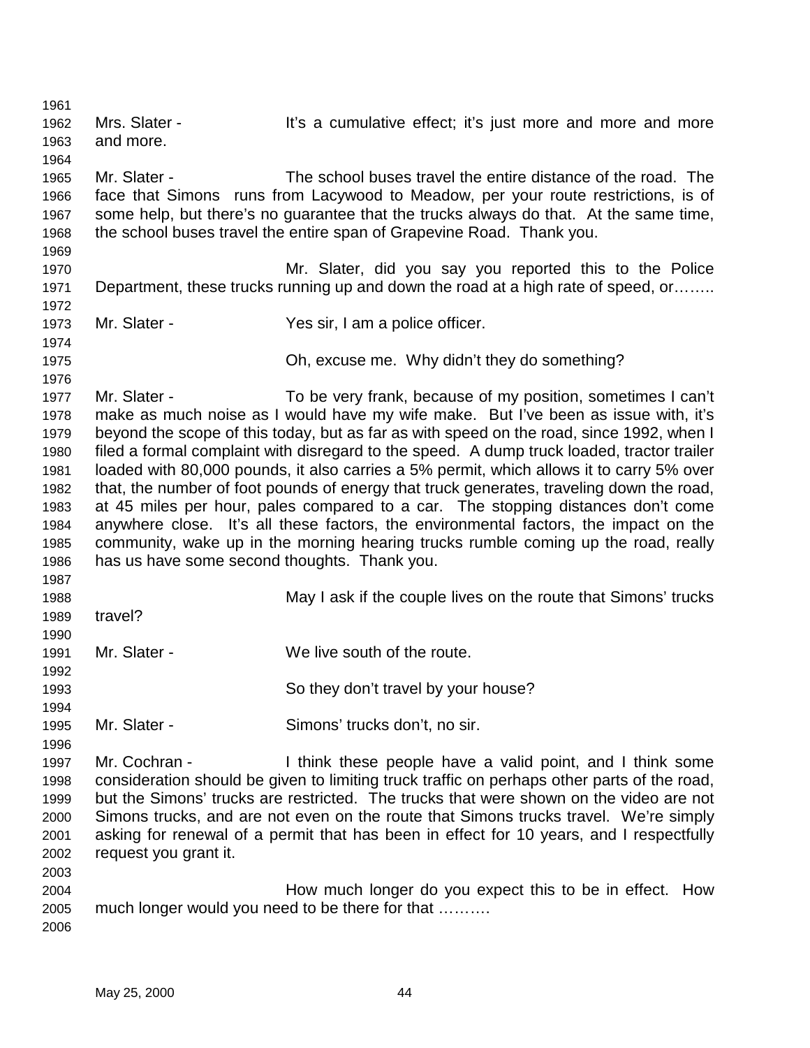Mrs. Slater - It's a cumulative effect; it's just more and more and more and more.

Mr. Slater - The school buses travel the entire distance of the road. The face that Simons runs from Lacywood to Meadow, per your route restrictions, is of some help, but there's no guarantee that the trucks always do that. At the same time, the school buses travel the entire span of Grapevine Road. Thank you.

Mr. Slater, did you say you reported this to the Police Department, these trucks running up and down the road at a high rate of speed, or……..

Mr. Slater - Yes sir, I am a police officer.

Oh, excuse me. Why didn't they do something?

Mr. Slater - To be very frank, because of my position, sometimes I can't make as much noise as I would have my wife make. But I've been as issue with, it's beyond the scope of this today, but as far as with speed on the road, since 1992, when I filed a formal complaint with disregard to the speed. A dump truck loaded, tractor trailer loaded with 80,000 pounds, it also carries a 5% permit, which allows it to carry 5% over that, the number of foot pounds of energy that truck generates, traveling down the road, at 45 miles per hour, pales compared to a car. The stopping distances don't come anywhere close. It's all these factors, the environmental factors, the impact on the community, wake up in the morning hearing trucks rumble coming up the road, really has us have some second thoughts. Thank you.

May I ask if the couple lives on the route that Simons' trucks travel?

Mr. Slater - We live south of the route.

So they don't travel by your house?

Mr. Slater - Simons' trucks don't, no sir.

Mr. Cochran - I think these people have a valid point, and I think some consideration should be given to limiting truck traffic on perhaps other parts of the road, but the Simons' trucks are restricted. The trucks that were shown on the video are not Simons trucks, and are not even on the route that Simons trucks travel. We're simply asking for renewal of a permit that has been in effect for 10 years, and I respectfully request you grant it.

How much longer do you expect this to be in effect. How much longer would you need to be there for that ……….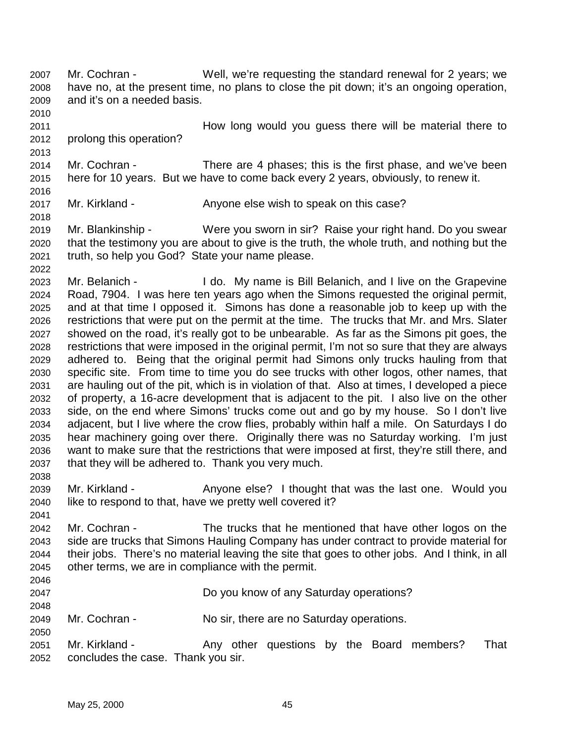Mr. Cochran - Well, we're requesting the standard renewal for 2 years; we have no, at the present time, no plans to close the pit down; it's an ongoing operation, and it's on a needed basis.

How long would you guess there will be material there to prolong this operation?

Mr. Cochran - There are 4 phases; this is the first phase, and we've been here for 10 years. But we have to come back every 2 years, obviously, to renew it.

Mr. Kirkland - Anyone else wish to speak on this case?

Mr. Blankinship - Were you sworn in sir? Raise your right hand. Do you swear that the testimony you are about to give is the truth, the whole truth, and nothing but the truth, so help you God? State your name please.

Mr. Belanich - I do. My name is Bill Belanich, and I live on the Grapevine Road, 7904. I was here ten years ago when the Simons requested the original permit, and at that time I opposed it. Simons has done a reasonable job to keep up with the restrictions that were put on the permit at the time. The trucks that Mr. and Mrs. Slater showed on the road, it's really got to be unbearable. As far as the Simons pit goes, the restrictions that were imposed in the original permit, I'm not so sure that they are always adhered to. Being that the original permit had Simons only trucks hauling from that specific site. From time to time you do see trucks with other logos, other names, that are hauling out of the pit, which is in violation of that. Also at times, I developed a piece of property, a 16-acre development that is adjacent to the pit. I also live on the other side, on the end where Simons' trucks come out and go by my house. So I don't live adjacent, but I live where the crow flies, probably within half a mile. On Saturdays I do hear machinery going over there. Originally there was no Saturday working. I'm just want to make sure that the restrictions that were imposed at first, they're still there, and that they will be adhered to. Thank you very much.

Mr. Kirkland - Anyone else? I thought that was the last one. Would you like to respond to that, have we pretty well covered it?

Mr. Cochran - The trucks that he mentioned that have other logos on the side are trucks that Simons Hauling Company has under contract to provide material for their jobs. There's no material leaving the site that goes to other jobs. And I think, in all other terms, we are in compliance with the permit.

Do you know of any Saturday operations?

Mr. Cochran - No sir, there are no Saturday operations.

Mr. Kirkland - Any other questions by the Board members? That concludes the case. Thank you sir.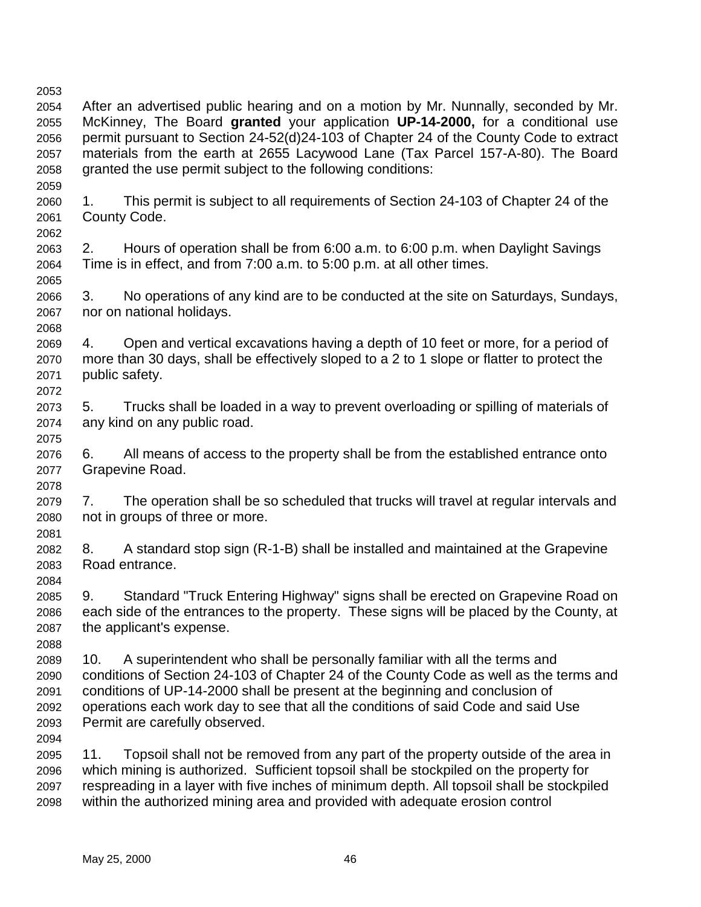After an advertised public hearing and on a motion by Mr. Nunnally, seconded by Mr. McKinney, The Board **granted** your application **UP-14-2000,** for a conditional use permit pursuant to Section 24-52(d)24-103 of Chapter 24 of the County Code to extract materials from the earth at 2655 Lacywood Lane (Tax Parcel 157-A-80). The Board granted the use permit subject to the following conditions:

1. This permit is subject to all requirements of Section 24-103 of Chapter 24 of the County Code.

2. Hours of operation shall be from 6:00 a.m. to 6:00 p.m. when Daylight Savings Time is in effect, and from 7:00 a.m. to 5:00 p.m. at all other times.

3. No operations of any kind are to be conducted at the site on Saturdays, Sundays, nor on national holidays.

4. Open and vertical excavations having a depth of 10 feet or more, for a period of more than 30 days, shall be effectively sloped to a 2 to 1 slope or flatter to protect the public safety.

5. Trucks shall be loaded in a way to prevent overloading or spilling of materials of any kind on any public road.

6. All means of access to the property shall be from the established entrance onto Grapevine Road.

7. The operation shall be so scheduled that trucks will travel at regular intervals and not in groups of three or more.

8. A standard stop sign (R-1-B) shall be installed and maintained at the Grapevine Road entrance.

9. Standard "Truck Entering Highway" signs shall be erected on Grapevine Road on each side of the entrances to the property. These signs will be placed by the County, at the applicant's expense.

10. A superintendent who shall be personally familiar with all the terms and conditions of Section 24-103 of Chapter 24 of the County Code as well as the terms and conditions of UP-14-2000 shall be present at the beginning and conclusion of operations each work day to see that all the conditions of said Code and said Use Permit are carefully observed.

11. Topsoil shall not be removed from any part of the property outside of the area in which mining is authorized. Sufficient topsoil shall be stockpiled on the property for respreading in a layer with five inches of minimum depth. All topsoil shall be stockpiled within the authorized mining area and provided with adequate erosion control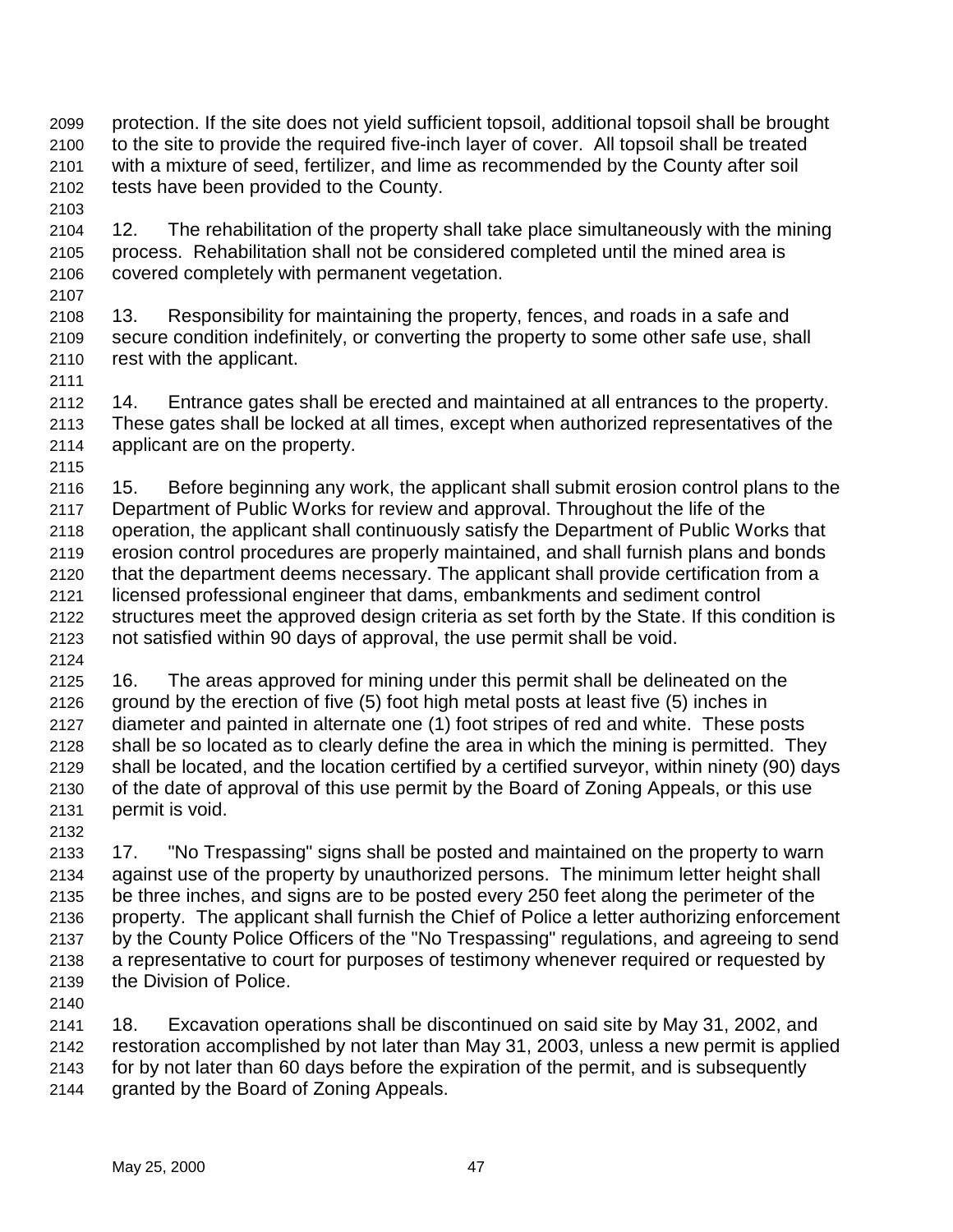protection. If the site does not yield sufficient topsoil, additional topsoil shall be brought to the site to provide the required five-inch layer of cover. All topsoil shall be treated with a mixture of seed, fertilizer, and lime as recommended by the County after soil tests have been provided to the County.

12. The rehabilitation of the property shall take place simultaneously with the mining process. Rehabilitation shall not be considered completed until the mined area is covered completely with permanent vegetation.

13. Responsibility for maintaining the property, fences, and roads in a safe and secure condition indefinitely, or converting the property to some other safe use, shall rest with the applicant.

14. Entrance gates shall be erected and maintained at all entrances to the property. These gates shall be locked at all times, except when authorized representatives of the applicant are on the property.

15. Before beginning any work, the applicant shall submit erosion control plans to the Department of Public Works for review and approval. Throughout the life of the operation, the applicant shall continuously satisfy the Department of Public Works that erosion control procedures are properly maintained, and shall furnish plans and bonds that the department deems necessary. The applicant shall provide certification from a licensed professional engineer that dams, embankments and sediment control structures meet the approved design criteria as set forth by the State. If this condition is not satisfied within 90 days of approval, the use permit shall be void.

16. The areas approved for mining under this permit shall be delineated on the ground by the erection of five (5) foot high metal posts at least five (5) inches in diameter and painted in alternate one (1) foot stripes of red and white. These posts shall be so located as to clearly define the area in which the mining is permitted. They shall be located, and the location certified by a certified surveyor, within ninety (90) days of the date of approval of this use permit by the Board of Zoning Appeals, or this use permit is void.

17. "No Trespassing" signs shall be posted and maintained on the property to warn against use of the property by unauthorized persons. The minimum letter height shall be three inches, and signs are to be posted every 250 feet along the perimeter of the property. The applicant shall furnish the Chief of Police a letter authorizing enforcement by the County Police Officers of the "No Trespassing" regulations, and agreeing to send a representative to court for purposes of testimony whenever required or requested by the Division of Police.

18. Excavation operations shall be discontinued on said site by May 31, 2002, and restoration accomplished by not later than May 31, 2003, unless a new permit is applied for by not later than 60 days before the expiration of the permit, and is subsequently granted by the Board of Zoning Appeals.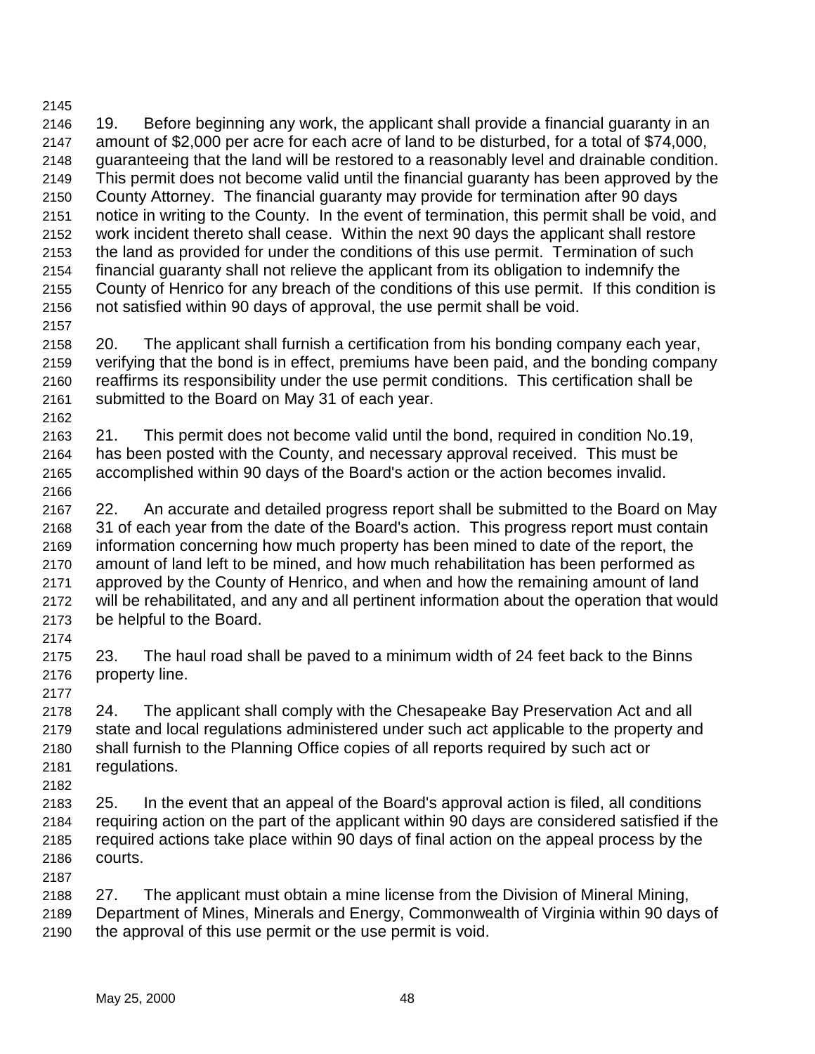19. Before beginning any work, the applicant shall provide a financial guaranty in an amount of $2,000 per acre for each acre of land to be disturbed, for a total of $74,000, guaranteeing that the land will be restored to a reasonably level and drainable condition. This permit does not become valid until the financial guaranty has been approved by the County Attorney. The financial guaranty may provide for termination after 90 days notice in writing to the County. In the event of termination, this permit shall be void, and work incident thereto shall cease. Within the next 90 days the applicant shall restore the land as provided for under the conditions of this use permit. Termination of such financial guaranty shall not relieve the applicant from its obligation to indemnify the County of Henrico for any breach of the conditions of this use permit. If this condition is not satisfied within 90 days of approval, the use permit shall be void.

20. The applicant shall furnish a certification from his bonding company each year, verifying that the bond is in effect, premiums have been paid, and the bonding company reaffirms its responsibility under the use permit conditions. This certification shall be submitted to the Board on May 31 of each year.

21. This permit does not become valid until the bond, required in condition No.19, has been posted with the County, and necessary approval received. This must be accomplished within 90 days of the Board's action or the action becomes invalid.

22. An accurate and detailed progress report shall be submitted to the Board on May 31 of each year from the date of the Board's action. This progress report must contain information concerning how much property has been mined to date of the report, the amount of land left to be mined, and how much rehabilitation has been performed as approved by the County of Henrico, and when and how the remaining amount of land will be rehabilitated, and any and all pertinent information about the operation that would be helpful to the Board.

23. The haul road shall be paved to a minimum width of 24 feet back to the Binns property line.

24. The applicant shall comply with the Chesapeake Bay Preservation Act and all state and local regulations administered under such act applicable to the property and shall furnish to the Planning Office copies of all reports required by such act or regulations.

25. In the event that an appeal of the Board's approval action is filed, all conditions requiring action on the part of the applicant within 90 days are considered satisfied if the required actions take place within 90 days of final action on the appeal process by the courts.

27. The applicant must obtain a mine license from the Division of Mineral Mining, Department of Mines, Minerals and Energy, Commonwealth of Virginia within 90 days of the approval of this use permit or the use permit is void.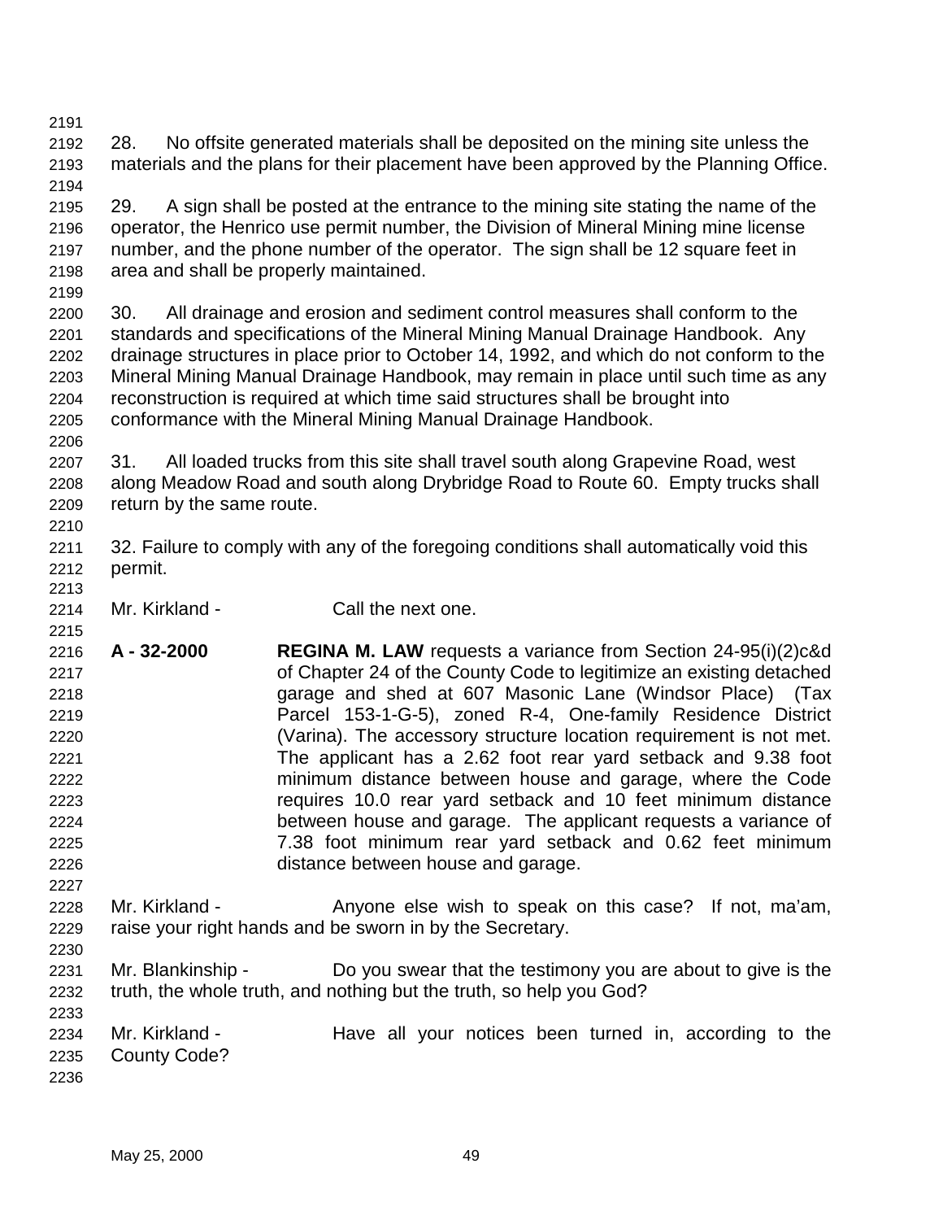28. No offsite generated materials shall be deposited on the mining site unless the materials and the plans for their placement have been approved by the Planning Office.

29. A sign shall be posted at the entrance to the mining site stating the name of the operator, the Henrico use permit number, the Division of Mineral Mining mine license number, and the phone number of the operator. The sign shall be 12 square feet in area and shall be properly maintained.

30. All drainage and erosion and sediment control measures shall conform to the standards and specifications of the Mineral Mining Manual Drainage Handbook. Any drainage structures in place prior to October 14, 1992, and which do not conform to the Mineral Mining Manual Drainage Handbook, may remain in place until such time as any reconstruction is required at which time said structures shall be brought into conformance with the Mineral Mining Manual Drainage Handbook.

31. All loaded trucks from this site shall travel south along Grapevine Road, west along Meadow Road and south along Drybridge Road to Route 60. Empty trucks shall return by the same route.

32. Failure to comply with any of the foregoing conditions shall automatically void this permit.

Mr. Kirkland - Call the next one.

**A - 32-2000** **REGINA M. LAW** requests a variance from Section 24-95(i)(2)c&d of Chapter 24 of the County Code to legitimize an existing detached garage and shed at 607 Masonic Lane (Windsor Place) (Tax Parcel 153-1-G-5), zoned R-4, One-family Residence District (Varina). The accessory structure location requirement is not met. The applicant has a 2.62 foot rear yard setback and 9.38 foot minimum distance between house and garage, where the Code requires 10.0 rear yard setback and 10 feet minimum distance between house and garage. The applicant requests a variance of 7.38 foot minimum rear yard setback and 0.62 feet minimum distance between house and garage.

Mr. Kirkland - Anyone else wish to speak on this case? If not, ma'am, raise your right hands and be sworn in by the Secretary.

Mr. Blankinship - Do you swear that the testimony you are about to give is the truth, the whole truth, and nothing but the truth, so help you God?

Mr. Kirkland - Have all your notices been turned in, according to the County Code?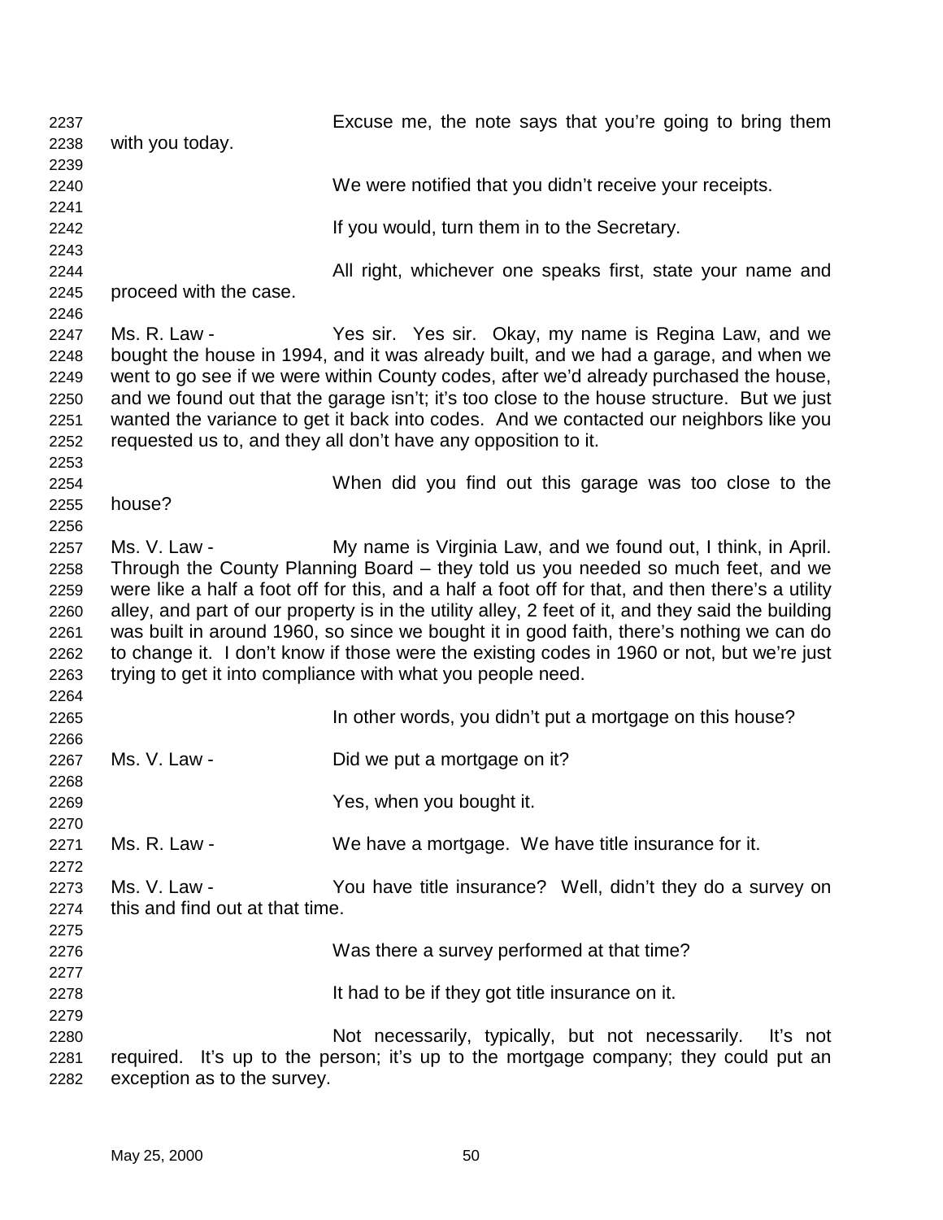Excuse me, the note says that you're going to bring them with you today.

We were notified that you didn't receive your receipts.

If you would, turn them in to the Secretary.

All right, whichever one speaks first, state your name and proceed with the case.

Ms. R. Law - Yes sir. Yes sir. Okay, my name is Regina Law, and we bought the house in 1994, and it was already built, and we had a garage, and when we went to go see if we were within County codes, after we'd already purchased the house, and we found out that the garage isn't; it's too close to the house structure. But we just wanted the variance to get it back into codes. And we contacted our neighbors like you requested us to, and they all don't have any opposition to it.

When did you find out this garage was too close to the house?

Ms. V. Law - My name is Virginia Law, and we found out, I think, in April. Through the County Planning Board – they told us you needed so much feet, and we were like a half a foot off for this, and a half a foot off for that, and then there's a utility alley, and part of our property is in the utility alley, 2 feet of it, and they said the building was built in around 1960, so since we bought it in good faith, there's nothing we can do to change it. I don't know if those were the existing codes in 1960 or not, but we're just trying to get it into compliance with what you people need.

In other words, you didn't put a mortgage on this house?

Ms. V. Law - Did we put a mortgage on it?

Yes, when you bought it.

Ms. R. Law - We have a mortgage. We have title insurance for it.

Ms. V. Law - You have title insurance? Well, didn't they do a survey on this and find out at that time.

Was there a survey performed at that time?

It had to be if they got title insurance on it.

Not necessarily, typically, but not necessarily. It's not required. It's up to the person; it's up to the mortgage company; they could put an exception as to the survey.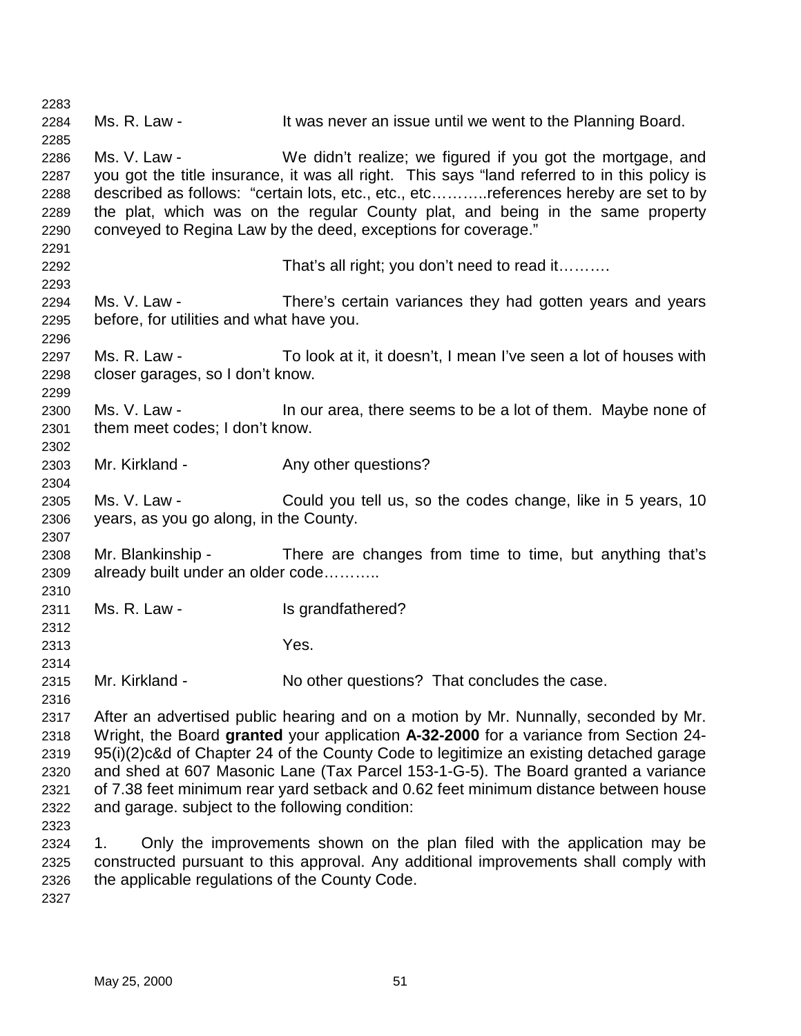Ms. R. Law - It was never an issue until we went to the Planning Board.

Ms. V. Law - We didn't realize; we figured if you got the mortgage, and you got the title insurance, it was all right. This says "land referred to in this policy is described as follows: "certain lots, etc., etc., etc………..references hereby are set to by the plat, which was on the regular County plat, and being in the same property conveyed to Regina Law by the deed, exceptions for coverage."

That's all right; you don't need to read it……….

Ms. V. Law - There's certain variances they had gotten years and years before, for utilities and what have you.

Ms. R. Law - To look at it, it doesn't, I mean I've seen a lot of houses with closer garages, so I don't know.

Ms. V. Law - In our area, there seems to be a lot of them. Maybe none of them meet codes; I don't know.

Mr. Kirkland - Any other questions?

Ms. V. Law - Could you tell us, so the codes change, like in 5 years, 10 years, as you go along, in the County.

Mr. Blankinship - There are changes from time to time, but anything that's already built under an older code………..

Ms. R. Law - Is grandfathered?

Yes.

Mr. Kirkland - No other questions? That concludes the case.

After an advertised public hearing and on a motion by Mr. Nunnally, seconded by Mr. Wright, the Board **granted** your application **A-32-2000** for a variance from Section 24-95(i)(2)c&d of Chapter 24 of the County Code to legitimize an existing detached garage and shed at 607 Masonic Lane (Tax Parcel 153-1-G-5). The Board granted a variance of 7.38 feet minimum rear yard setback and 0.62 feet minimum distance between house and garage. subject to the following condition:

1. Only the improvements shown on the plan filed with the application may be constructed pursuant to this approval. Any additional improvements shall comply with the applicable regulations of the County Code.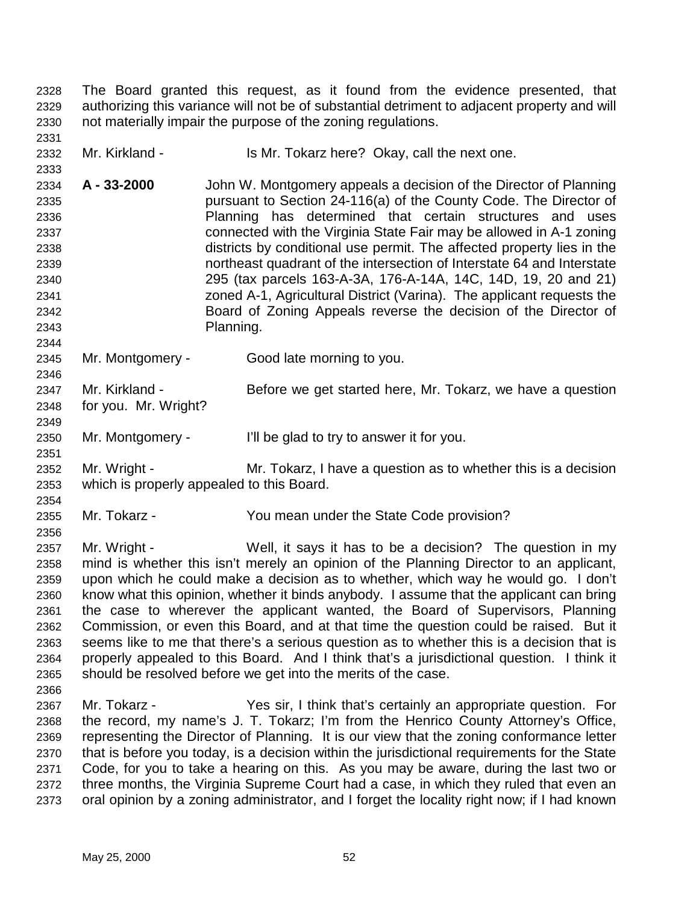The Board granted this request, as it found from the evidence presented, that authorizing this variance will not be of substantial detriment to adjacent property and will not materially impair the purpose of the zoning regulations.

Mr. Kirkland - Is Mr. Tokarz here? Okay, call the next one.

**A - 33-2000** John W. Montgomery appeals a decision of the Director of Planning pursuant to Section 24-116(a) of the County Code. The Director of Planning has determined that certain structures and uses connected with the Virginia State Fair may be allowed in A-1 zoning districts by conditional use permit. The affected property lies in the northeast quadrant of the intersection of Interstate 64 and Interstate 295 (tax parcels 163-A-3A, 176-A-14A, 14C, 14D, 19, 20 and 21) zoned A-1, Agricultural District (Varina). The applicant requests the Board of Zoning Appeals reverse the decision of the Director of Planning.

Mr. Montgomery - Good late morning to you.

Mr. Kirkland - Before we get started here, Mr. Tokarz, we have a question for you. Mr. Wright?

Mr. Montgomery - I'll be glad to try to answer it for you.

Mr. Wright - Mr. Tokarz, I have a question as to whether this is a decision which is properly appealed to this Board.

Mr. Tokarz - You mean under the State Code provision?

Mr. Wright - Well, it says it has to be a decision? The question in my mind is whether this isn't merely an opinion of the Planning Director to an applicant, upon which he could make a decision as to whether, which way he would go. I don't know what this opinion, whether it binds anybody. I assume that the applicant can bring the case to wherever the applicant wanted, the Board of Supervisors, Planning Commission, or even this Board, and at that time the question could be raised. But it seems like to me that there's a serious question as to whether this is a decision that is properly appealed to this Board. And I think that's a jurisdictional question. I think it should be resolved before we get into the merits of the case.

Mr. Tokarz - Yes sir, I think that's certainly an appropriate question. For the record, my name's J. T. Tokarz; I'm from the Henrico County Attorney's Office, representing the Director of Planning. It is our view that the zoning conformance letter that is before you today, is a decision within the jurisdictional requirements for the State Code, for you to take a hearing on this. As you may be aware, during the last two or three months, the Virginia Supreme Court had a case, in which they ruled that even an oral opinion by a zoning administrator, and I forget the locality right now; if I had known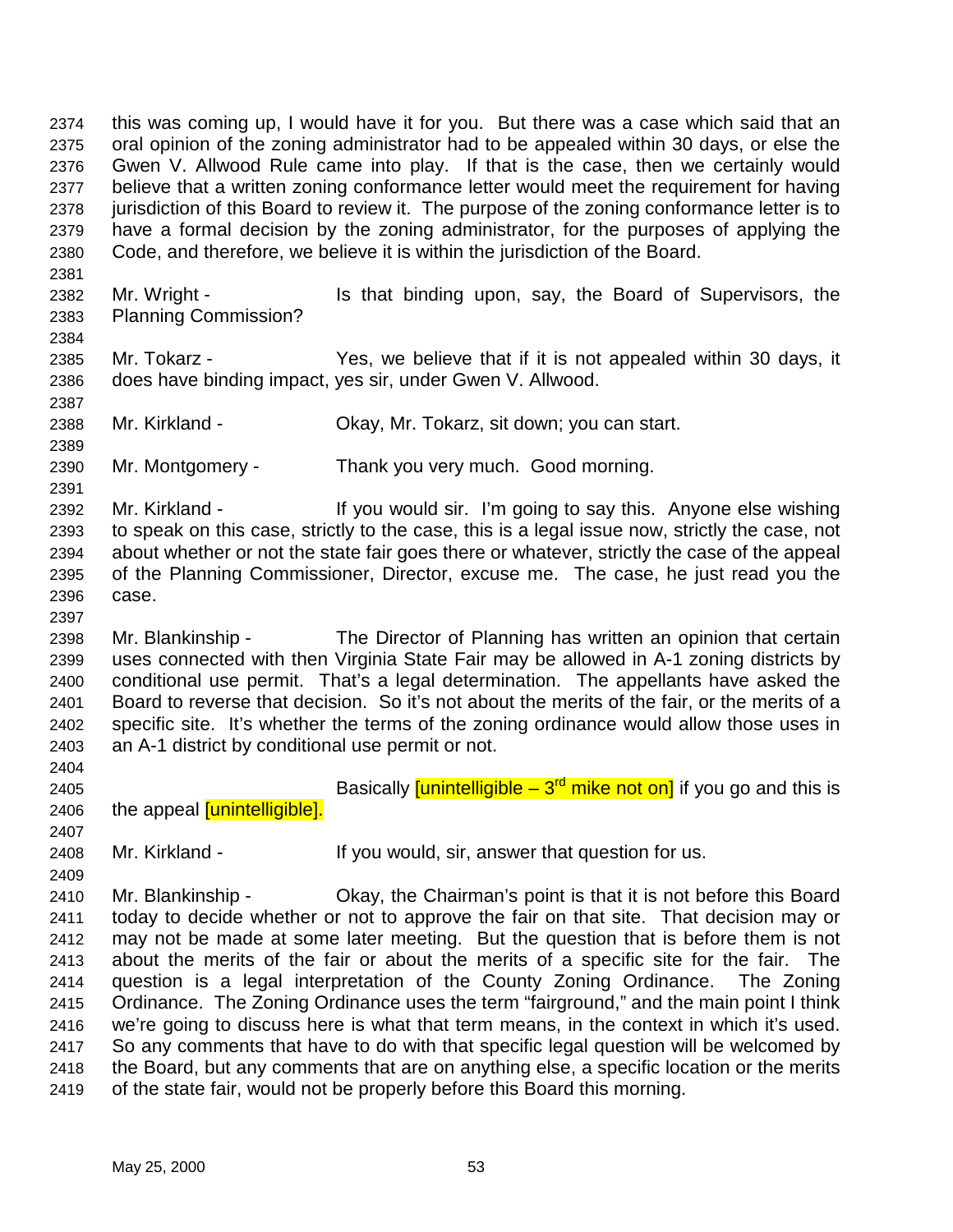2374 this was coming up, I would have it for you. But there was a case which said that an
2375 oral opinion of the zoning administrator had to be appealed within 30 days, or else the
2376 Gwen V. Allwood Rule came into play. If that is the case, then we certainly would
2377 believe that a written zoning conformance letter would meet the requirement for having
2378 jurisdiction of this Board to review it. The purpose of the zoning conformance letter is to
2379 have a formal decision by the zoning administrator, for the purposes of applying the
2380 Code, and therefore, we believe it is within the jurisdiction of the Board.
2381
2382 Mr. Wright - Is that binding upon, say, the Board of Supervisors, the
2383 Planning Commission?
2384
2385 Mr. Tokarz - Yes, we believe that if it is not appealed within 30 days, it
2386 does have binding impact, yes sir, under Gwen V. Allwood.
2387
2388 Mr. Kirkland - Okay, Mr. Tokarz, sit down; you can start.
2389
2390 Mr. Montgomery - Thank you very much. Good morning.
2391
2392 Mr. Kirkland - If you would sir. I'm going to say this. Anyone else wishing
2393 to speak on this case, strictly to the case, this is a legal issue now, strictly the case, not
2394 about whether or not the state fair goes there or whatever, strictly the case of the appeal
2395 of the Planning Commissioner, Director, excuse me. The case, he just read you the
2396 case.
2397
2398 Mr. Blankinship - The Director of Planning has written an opinion that certain
2399 uses connected with then Virginia State Fair may be allowed in A-1 zoning districts by
2400 conditional use permit. That's a legal determination. The appellants have asked the
2401 Board to reverse that decision. So it's not about the merits of the fair, or the merits of a
2402 specific site. It's whether the terms of the zoning ordinance would allow those uses in
2403 an A-1 district by conditional use permit or not.
2404
2405 Basically [unintelligible – 3rd mike not on] if you go and this is
2406 the appeal [unintelligible].
2407
2408 Mr. Kirkland - If you would, sir, answer that question for us.
2409
2410 Mr. Blankinship - Okay, the Chairman's point is that it is not before this Board
2411 today to decide whether or not to approve the fair on that site. That decision may or
2412 may not be made at some later meeting. But the question that is before them is not
2413 about the merits of the fair or about the merits of a specific site for the fair. The
2414 question is a legal interpretation of the County Zoning Ordinance. The Zoning
2415 Ordinance. The Zoning Ordinance uses the term "fairground," and the main point I think
2416 we're going to discuss here is what that term means, in the context in which it's used.
2417 So any comments that have to do with that specific legal question will be welcomed by
2418 the Board, but any comments that are on anything else, a specific location or the merits
2419 of the state fair, would not be properly before this Board this morning.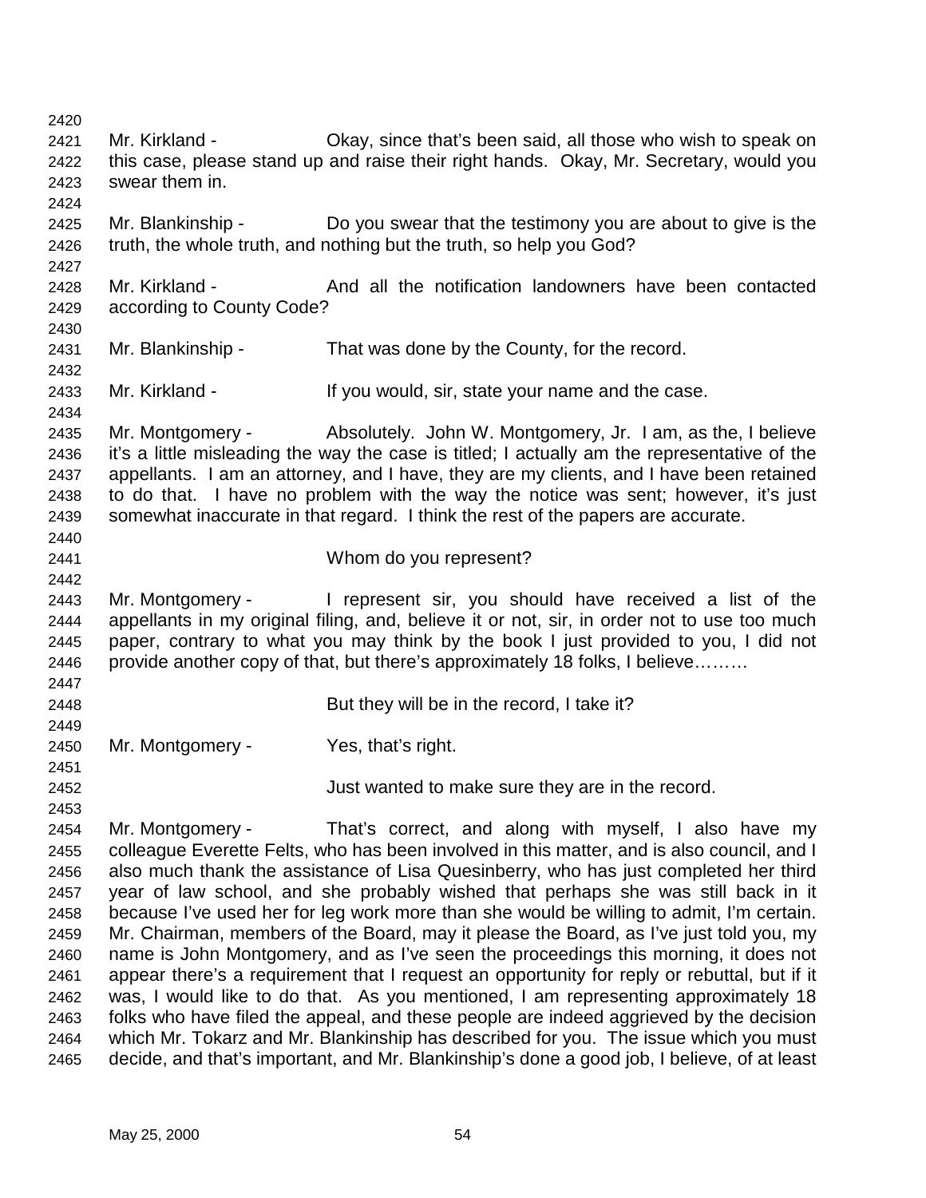Mr. Kirkland - Okay, since that's been said, all those who wish to speak on this case, please stand up and raise their right hands. Okay, Mr. Secretary, would you swear them in.

Mr. Blankinship - Do you swear that the testimony you are about to give is the truth, the whole truth, and nothing but the truth, so help you God?

Mr. Kirkland - And all the notification landowners have been contacted according to County Code?

Mr. Blankinship - That was done by the County, for the record.

Mr. Kirkland - If you would, sir, state your name and the case.

Mr. Montgomery - Absolutely. John W. Montgomery, Jr. I am, as the, I believe it's a little misleading the way the case is titled; I actually am the representative of the appellants. I am an attorney, and I have, they are my clients, and I have been retained to do that. I have no problem with the way the notice was sent; however, it's just somewhat inaccurate in that regard. I think the rest of the papers are accurate.

Whom do you represent?

Mr. Montgomery - I represent sir, you should have received a list of the appellants in my original filing, and, believe it or not, sir, in order not to use too much paper, contrary to what you may think by the book I just provided to you, I did not provide another copy of that, but there's approximately 18 folks, I believe………

But they will be in the record, I take it?

Mr. Montgomery - Yes, that's right.

Just wanted to make sure they are in the record.

Mr. Montgomery - That's correct, and along with myself, I also have my colleague Everette Felts, who has been involved in this matter, and is also council, and I also much thank the assistance of Lisa Quesinberry, who has just completed her third year of law school, and she probably wished that perhaps she was still back in it because I've used her for leg work more than she would be willing to admit, I'm certain. Mr. Chairman, members of the Board, may it please the Board, as I've just told you, my name is John Montgomery, and as I've seen the proceedings this morning, it does not appear there's a requirement that I request an opportunity for reply or rebuttal, but if it was, I would like to do that. As you mentioned, I am representing approximately 18 folks who have filed the appeal, and these people are indeed aggrieved by the decision which Mr. Tokarz and Mr. Blankinship has described for you. The issue which you must decide, and that's important, and Mr. Blankinship's done a good job, I believe, of at least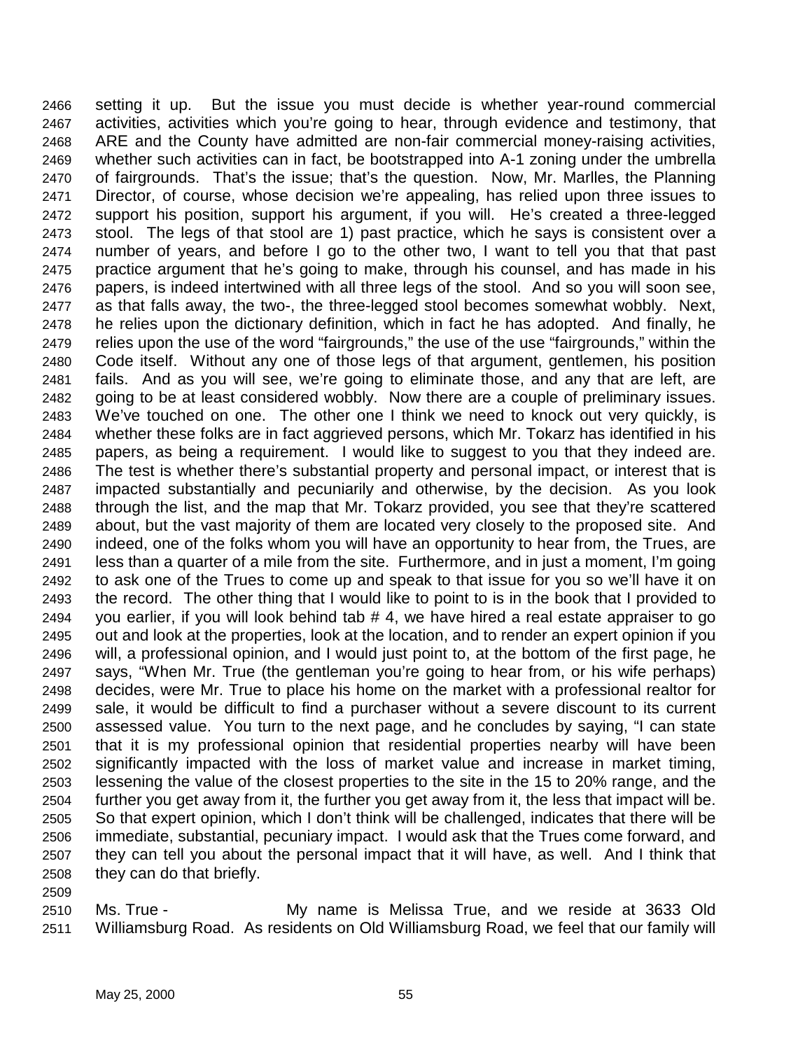2466 setting it up. But the issue you must decide is whether year-round commercial
2467 activities, activities which you're going to hear, through evidence and testimony, that
2468 ARE and the County have admitted are non-fair commercial money-raising activities,
2469 whether such activities can in fact, be bootstrapped into A-1 zoning under the umbrella
2470 of fairgrounds. That's the issue; that's the question. Now, Mr. Marlles, the Planning
2471 Director, of course, whose decision we're appealing, has relied upon three issues to
2472 support his position, support his argument, if you will. He's created a three-legged
2473 stool. The legs of that stool are 1) past practice, which he says is consistent over a
2474 number of years, and before I go to the other two, I want to tell you that that past
2475 practice argument that he's going to make, through his counsel, and has made in his
2476 papers, is indeed intertwined with all three legs of the stool. And so you will soon see,
2477 as that falls away, the two-, the three-legged stool becomes somewhat wobbly. Next,
2478 he relies upon the dictionary definition, which in fact he has adopted. And finally, he
2479 relies upon the use of the word "fairgrounds," the use of the use "fairgrounds," within the
2480 Code itself. Without any one of those legs of that argument, gentlemen, his position
2481 fails. And as you will see, we're going to eliminate those, and any that are left, are
2482 going to be at least considered wobbly. Now there are a couple of preliminary issues.
2483 We've touched on one. The other one I think we need to knock out very quickly, is
2484 whether these folks are in fact aggrieved persons, which Mr. Tokarz has identified in his
2485 papers, as being a requirement. I would like to suggest to you that they indeed are.
2486 The test is whether there's substantial property and personal impact, or interest that is
2487 impacted substantially and pecuniarily and otherwise, by the decision. As you look
2488 through the list, and the map that Mr. Tokarz provided, you see that they're scattered
2489 about, but the vast majority of them are located very closely to the proposed site. And
2490 indeed, one of the folks whom you will have an opportunity to hear from, the Trues, are
2491 less than a quarter of a mile from the site. Furthermore, and in just a moment, I'm going
2492 to ask one of the Trues to come up and speak to that issue for you so we'll have it on
2493 the record. The other thing that I would like to point to is in the book that I provided to
2494 you earlier, if you will look behind tab # 4, we have hired a real estate appraiser to go
2495 out and look at the properties, look at the location, and to render an expert opinion if you
2496 will, a professional opinion, and I would just point to, at the bottom of the first page, he
2497 says, "When Mr. True (the gentleman you're going to hear from, or his wife perhaps)
2498 decides, were Mr. True to place his home on the market with a professional realtor for
2499 sale, it would be difficult to find a purchaser without a severe discount to its current
2500 assessed value. You turn to the next page, and he concludes by saying, "I can state
2501 that it is my professional opinion that residential properties nearby will have been
2502 significantly impacted with the loss of market value and increase in market timing,
2503 lessening the value of the closest properties to the site in the 15 to 20% range, and the
2504 further you get away from it, the further you get away from it, the less that impact will be.
2505 So that expert opinion, which I don't think will be challenged, indicates that there will be
2506 immediate, substantial, pecuniary impact. I would ask that the Trues come forward, and
2507 they can tell you about the personal impact that it will have, as well. And I think that
2508 they can do that briefly.
2509
2510 Ms. True - My name is Melissa True, and we reside at 3633 Old
2511 Williamsburg Road. As residents on Old Williamsburg Road, we feel that our family will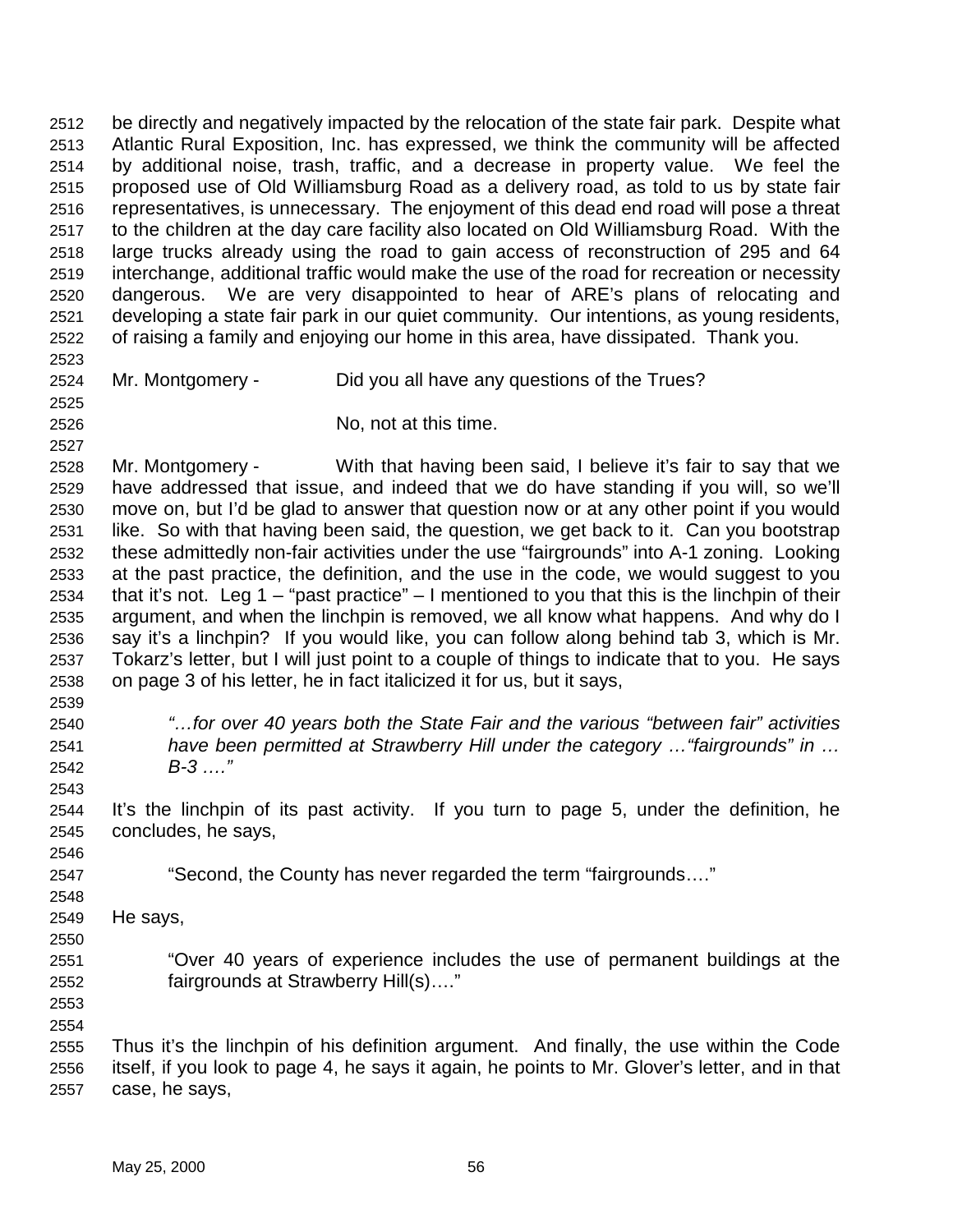be directly and negatively impacted by the relocation of the state fair park. Despite what Atlantic Rural Exposition, Inc. has expressed, we think the community will be affected by additional noise, trash, traffic, and a decrease in property value. We feel the proposed use of Old Williamsburg Road as a delivery road, as told to us by state fair representatives, is unnecessary. The enjoyment of this dead end road will pose a threat to the children at the day care facility also located on Old Williamsburg Road. With the large trucks already using the road to gain access of reconstruction of 295 and 64 interchange, additional traffic would make the use of the road for recreation or necessity dangerous. We are very disappointed to hear of ARE's plans of relocating and developing a state fair park in our quiet community. Our intentions, as young residents, of raising a family and enjoying our home in this area, have dissipated. Thank you.

Mr. Montgomery - Did you all have any questions of the Trues?

No, not at this time.

Mr. Montgomery - With that having been said, I believe it's fair to say that we have addressed that issue, and indeed that we do have standing if you will, so we'll move on, but I'd be glad to answer that question now or at any other point if you would like. So with that having been said, the question, we get back to it. Can you bootstrap these admittedly non-fair activities under the use "fairgrounds" into A-1 zoning. Looking at the past practice, the definition, and the use in the code, we would suggest to you that it's not. Leg 1 – "past practice" – I mentioned to you that this is the linchpin of their argument, and when the linchpin is removed, we all know what happens. And why do I say it's a linchpin? If you would like, you can follow along behind tab 3, which is Mr. Tokarz's letter, but I will just point to a couple of things to indicate that to you. He says on page 3 of his letter, he in fact italicized it for us, but it says,

> *"…for over 40 years both the State Fair and the various "between fair" activities have been permitted at Strawberry Hill under the category …"fairgrounds" in … B-3 …."*

It's the linchpin of its past activity. If you turn to page 5, under the definition, he concludes, he says,

> "Second, the County has never regarded the term "fairgrounds…."

He says,

> "Over 40 years of experience includes the use of permanent buildings at the fairgrounds at Strawberry Hill(s)…."

Thus it's the linchpin of his definition argument. And finally, the use within the Code itself, if you look to page 4, he says it again, he points to Mr. Glover's letter, and in that case, he says,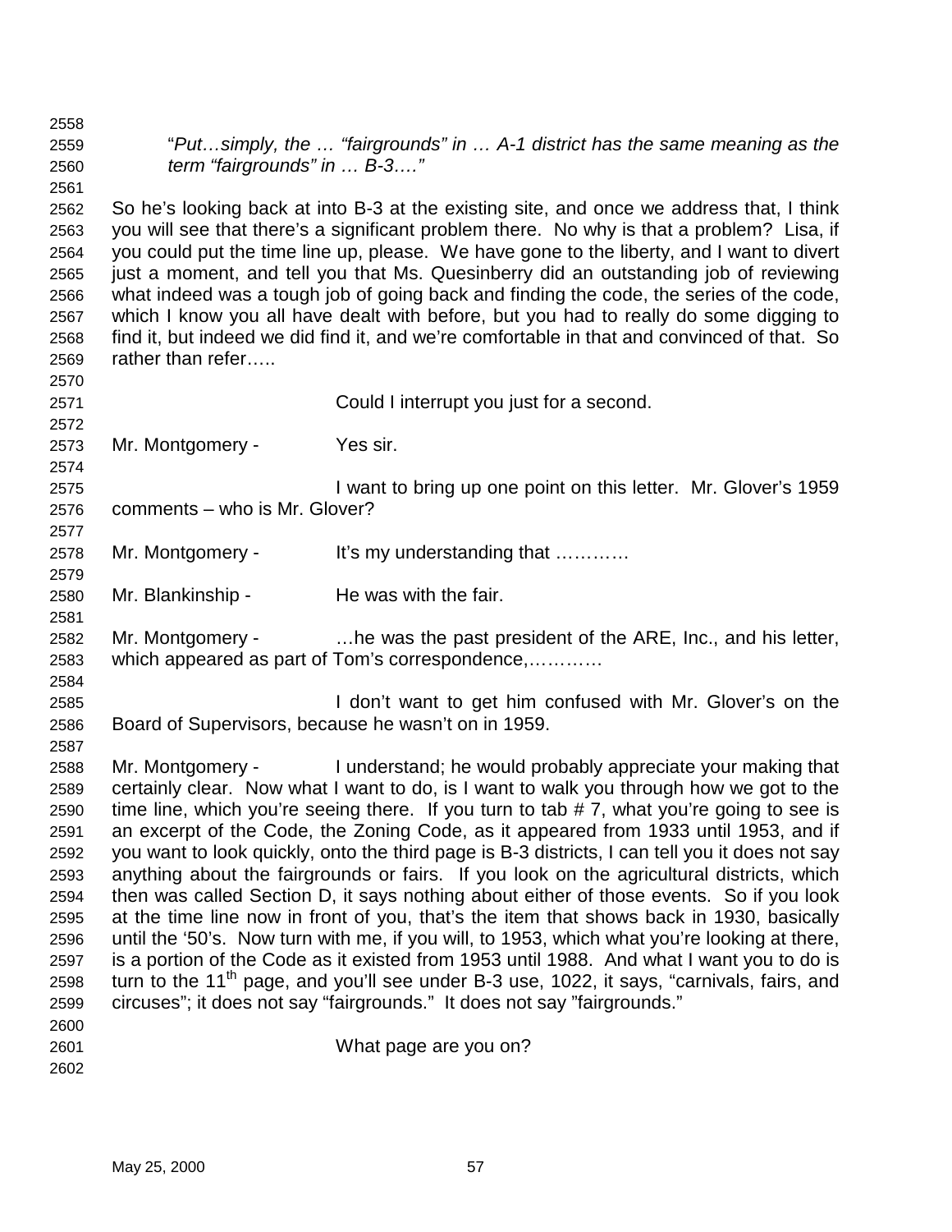"*Put…simply, the … "fairgrounds" in … A-1 district has the same meaning as the term "fairgrounds" in … B-3…."*

So he's looking back at into B-3 at the existing site, and once we address that, I think you will see that there's a significant problem there. No why is that a problem? Lisa, if you could put the time line up, please. We have gone to the liberty, and I want to divert just a moment, and tell you that Ms. Quesinberry did an outstanding job of reviewing what indeed was a tough job of going back and finding the code, the series of the code, which I know you all have dealt with before, but you had to really do some digging to find it, but indeed we did find it, and we're comfortable in that and convinced of that. So rather than refer…..

Could I interrupt you just for a second.

Mr. Montgomery - Yes sir.

I want to bring up one point on this letter. Mr. Glover's 1959 comments – who is Mr. Glover?

Mr. Montgomery - It's my understanding that …………

Mr. Blankinship - He was with the fair.

Mr. Montgomery - …he was the past president of the ARE, Inc., and his letter, which appeared as part of Tom's correspondence,…………

I don't want to get him confused with Mr. Glover's on the Board of Supervisors, because he wasn't on in 1959.

Mr. Montgomery - I understand; he would probably appreciate your making that certainly clear. Now what I want to do, is I want to walk you through how we got to the time line, which you're seeing there. If you turn to tab # 7, what you're going to see is an excerpt of the Code, the Zoning Code, as it appeared from 1933 until 1953, and if you want to look quickly, onto the third page is B-3 districts, I can tell you it does not say anything about the fairgrounds or fairs. If you look on the agricultural districts, which then was called Section D, it says nothing about either of those events. So if you look at the time line now in front of you, that's the item that shows back in 1930, basically until the '50's. Now turn with me, if you will, to 1953, which what you're looking at there, is a portion of the Code as it existed from 1953 until 1988. And what I want you to do is turn to the 11th page, and you'll see under B-3 use, 1022, it says, "carnivals, fairs, and circuses"; it does not say "fairgrounds." It does not say "fairgrounds."

What page are you on?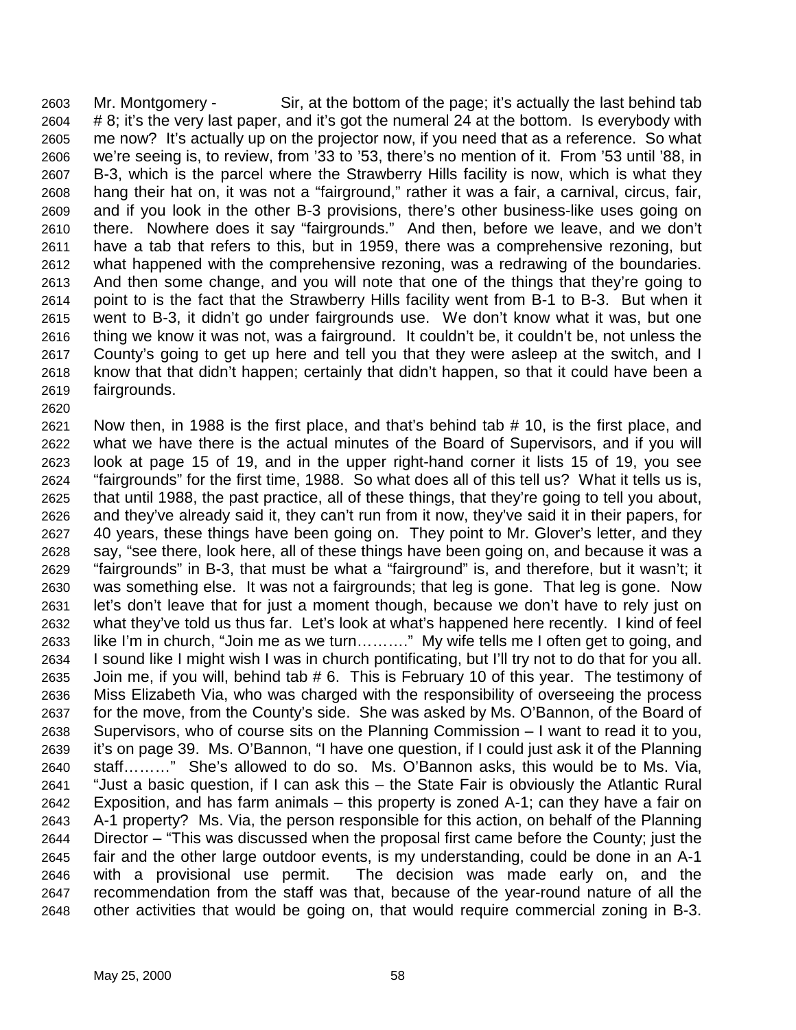Mr. Montgomery - Sir, at the bottom of the page; it's actually the last behind tab # 8; it's the very last paper, and it's got the numeral 24 at the bottom. Is everybody with me now? It's actually up on the projector now, if you need that as a reference. So what we're seeing is, to review, from '33 to '53, there's no mention of it. From '53 until '88, in B-3, which is the parcel where the Strawberry Hills facility is now, which is what they hang their hat on, it was not a "fairground," rather it was a fair, a carnival, circus, fair, and if you look in the other B-3 provisions, there's other business-like uses going on there. Nowhere does it say "fairgrounds." And then, before we leave, and we don't have a tab that refers to this, but in 1959, there was a comprehensive rezoning, but what happened with the comprehensive rezoning, was a redrawing of the boundaries. And then some change, and you will note that one of the things that they're going to point to is the fact that the Strawberry Hills facility went from B-1 to B-3. But when it went to B-3, it didn't go under fairgrounds use. We don't know what it was, but one thing we know it was not, was a fairground. It couldn't be, it couldn't be, not unless the County's going to get up here and tell you that they were asleep at the switch, and I know that that didn't happen; certainly that didn't happen, so that it could have been a fairgrounds.

Now then, in 1988 is the first place, and that's behind tab # 10, is the first place, and what we have there is the actual minutes of the Board of Supervisors, and if you will look at page 15 of 19, and in the upper right-hand corner it lists 15 of 19, you see "fairgrounds" for the first time, 1988. So what does all of this tell us? What it tells us is, that until 1988, the past practice, all of these things, that they're going to tell you about, and they've already said it, they can't run from it now, they've said it in their papers, for 40 years, these things have been going on. They point to Mr. Glover's letter, and they say, "see there, look here, all of these things have been going on, and because it was a "fairgrounds" in B-3, that must be what a "fairground" is, and therefore, but it wasn't; it was something else. It was not a fairgrounds; that leg is gone. That leg is gone. Now let's don't leave that for just a moment though, because we don't have to rely just on what they've told us thus far. Let's look at what's happened here recently. I kind of feel like I'm in church, "Join me as we turn………" My wife tells me I often get to going, and I sound like I might wish I was in church pontificating, but I'll try not to do that for you all. Join me, if you will, behind tab # 6. This is February 10 of this year. The testimony of Miss Elizabeth Via, who was charged with the responsibility of overseeing the process for the move, from the County's side. She was asked by Ms. O'Bannon, of the Board of Supervisors, who of course sits on the Planning Commission – I want to read it to you, it's on page 39. Ms. O'Bannon, "I have one question, if I could just ask it of the Planning staff………" She's allowed to do so. Ms. O'Bannon asks, this would be to Ms. Via, "Just a basic question, if I can ask this – the State Fair is obviously the Atlantic Rural Exposition, and has farm animals – this property is zoned A-1; can they have a fair on A-1 property? Ms. Via, the person responsible for this action, on behalf of the Planning Director – "This was discussed when the proposal first came before the County; just the fair and the other large outdoor events, is my understanding, could be done in an A-1 with a provisional use permit. The decision was made early on, and the recommendation from the staff was that, because of the year-round nature of all the other activities that would be going on, that would require commercial zoning in B-3.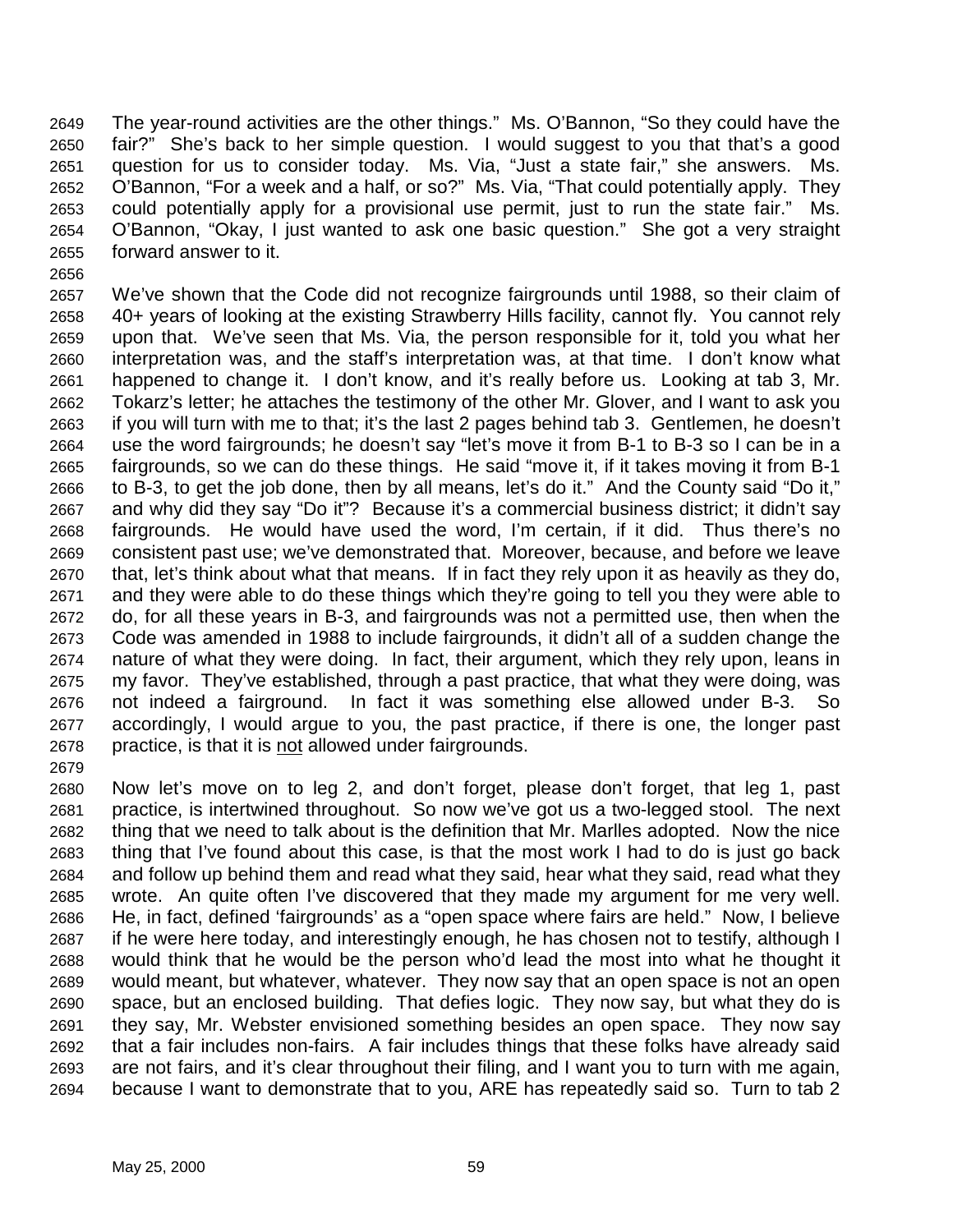The year-round activities are the other things." Ms. O'Bannon, "So they could have the fair?" She's back to her simple question. I would suggest to you that that's a good question for us to consider today. Ms. Via, "Just a state fair," she answers. Ms. O'Bannon, "For a week and a half, or so?" Ms. Via, "That could potentially apply. They could potentially apply for a provisional use permit, just to run the state fair." Ms. O'Bannon, "Okay, I just wanted to ask one basic question." She got a very straight forward answer to it.

We've shown that the Code did not recognize fairgrounds until 1988, so their claim of 40+ years of looking at the existing Strawberry Hills facility, cannot fly. You cannot rely upon that. We've seen that Ms. Via, the person responsible for it, told you what her interpretation was, and the staff's interpretation was, at that time. I don't know what happened to change it. I don't know, and it's really before us. Looking at tab 3, Mr. Tokarz's letter; he attaches the testimony of the other Mr. Glover, and I want to ask you if you will turn with me to that; it's the last 2 pages behind tab 3. Gentlemen, he doesn't use the word fairgrounds; he doesn't say "let's move it from B-1 to B-3 so I can be in a fairgrounds, so we can do these things. He said "move it, if it takes moving it from B-1 to B-3, to get the job done, then by all means, let's do it." And the County said "Do it," and why did they say "Do it"? Because it's a commercial business district; it didn't say fairgrounds. He would have used the word, I'm certain, if it did. Thus there's no consistent past use; we've demonstrated that. Moreover, because, and before we leave that, let's think about what that means. If in fact they rely upon it as heavily as they do, and they were able to do these things which they're going to tell you they were able to do, for all these years in B-3, and fairgrounds was not a permitted use, then when the Code was amended in 1988 to include fairgrounds, it didn't all of a sudden change the nature of what they were doing. In fact, their argument, which they rely upon, leans in my favor. They've established, through a past practice, that what they were doing, was not indeed a fairground. In fact it was something else allowed under B-3. So accordingly, I would argue to you, the past practice, if there is one, the longer past practice, is that it is <u>not</u> allowed under fairgrounds.

Now let's move on to leg 2, and don't forget, please don't forget, that leg 1, past practice, is intertwined throughout. So now we've got us a two-legged stool. The next thing that we need to talk about is the definition that Mr. Marlles adopted. Now the nice thing that I've found about this case, is that the most work I had to do is just go back and follow up behind them and read what they said, hear what they said, read what they wrote. An quite often I've discovered that they made my argument for me very well. He, in fact, defined 'fairgrounds' as a "open space where fairs are held." Now, I believe if he were here today, and interestingly enough, he has chosen not to testify, although I would think that he would be the person who'd lead the most into what he thought it would meant, but whatever, whatever. They now say that an open space is not an open space, but an enclosed building. That defies logic. They now say, but what they do is they say, Mr. Webster envisioned something besides an open space. They now say that a fair includes non-fairs. A fair includes things that these folks have already said are not fairs, and it's clear throughout their filing, and I want you to turn with me again, because I want to demonstrate that to you, ARE has repeatedly said so. Turn to tab 2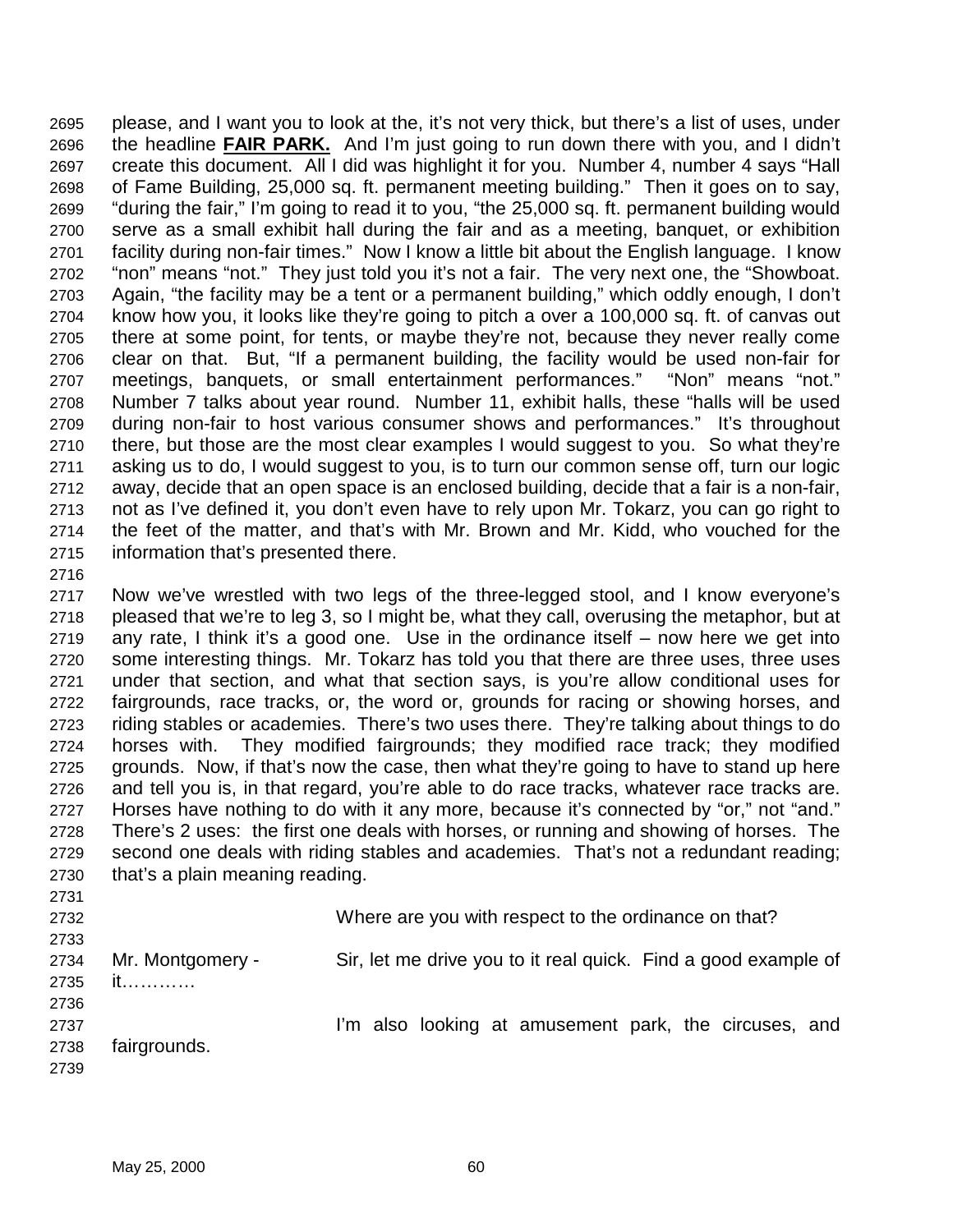please, and I want you to look at the, it's not very thick, but there's a list of uses, under the headline **FAIR PARK.** And I'm just going to run down there with you, and I didn't create this document. All I did was highlight it for you. Number 4, number 4 says "Hall of Fame Building, 25,000 sq. ft. permanent meeting building." Then it goes on to say, "during the fair," I'm going to read it to you, "the 25,000 sq. ft. permanent building would serve as a small exhibit hall during the fair and as a meeting, banquet, or exhibition facility during non-fair times." Now I know a little bit about the English language. I know "non" means "not." They just told you it's not a fair. The very next one, the "Showboat. Again, "the facility may be a tent or a permanent building," which oddly enough, I don't know how you, it looks like they're going to pitch a over a 100,000 sq. ft. of canvas out there at some point, for tents, or maybe they're not, because they never really come clear on that. But, "If a permanent building, the facility would be used non-fair for meetings, banquets, or small entertainment performances." "Non" means "not." Number 7 talks about year round. Number 11, exhibit halls, these "halls will be used during non-fair to host various consumer shows and performances." It's throughout there, but those are the most clear examples I would suggest to you. So what they're asking us to do, I would suggest to you, is to turn our common sense off, turn our logic away, decide that an open space is an enclosed building, decide that a fair is a non-fair, not as I've defined it, you don't even have to rely upon Mr. Tokarz, you can go right to the feet of the matter, and that's with Mr. Brown and Mr. Kidd, who vouched for the information that's presented there.

Now we've wrestled with two legs of the three-legged stool, and I know everyone's pleased that we're to leg 3, so I might be, what they call, overusing the metaphor, but at any rate, I think it's a good one. Use in the ordinance itself – now here we get into some interesting things. Mr. Tokarz has told you that there are three uses, three uses under that section, and what that section says, is you're allow conditional uses for fairgrounds, race tracks, or, the word or, grounds for racing or showing horses, and riding stables or academies. There's two uses there. They're talking about things to do horses with. They modified fairgrounds; they modified race track; they modified grounds. Now, if that's now the case, then what they're going to have to stand up here and tell you is, in that regard, you're able to do race tracks, whatever race tracks are. Horses have nothing to do with it any more, because it's connected by "or," not "and." There's 2 uses: the first one deals with horses, or running and showing of horses. The second one deals with riding stables and academies. That's not a redundant reading; that's a plain meaning reading.

Where are you with respect to the ordinance on that?

Mr. Montgomery - Sir, let me drive you to it real quick. Find a good example of it…………

I'm also looking at amusement park, the circuses, and fairgrounds.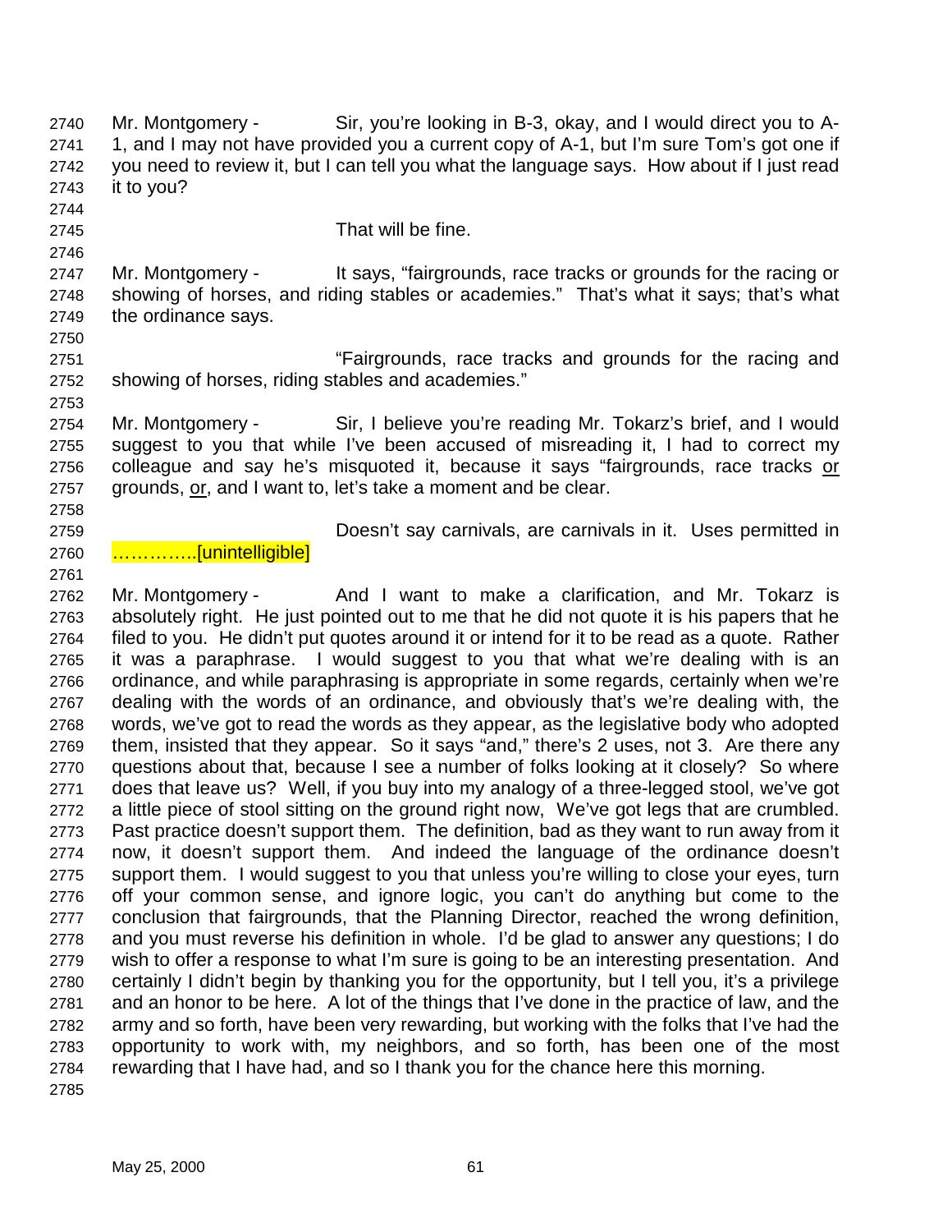Mr. Montgomery - Sir, you're looking in B-3, okay, and I would direct you to A-1, and I may not have provided you a current copy of A-1, but I'm sure Tom's got one if you need to review it, but I can tell you what the language says. How about if I just read it to you?

That will be fine.

Mr. Montgomery - It says, "fairgrounds, race tracks or grounds for the racing or showing of horses, and riding stables or academies." That's what it says; that's what the ordinance says.

"Fairgrounds, race tracks and grounds for the racing and showing of horses, riding stables and academies."

Mr. Montgomery - Sir, I believe you're reading Mr. Tokarz's brief, and I would suggest to you that while I've been accused of misreading it, I had to correct my colleague and say he's misquoted it, because it says "fairgrounds, race tracks <u>or</u> grounds, <u>or</u>, and I want to, let's take a moment and be clear.

Doesn't say carnivals, are carnivals in it. Uses permitted in …………..[unintelligible]

Mr. Montgomery - And I want to make a clarification, and Mr. Tokarz is absolutely right. He just pointed out to me that he did not quote it is his papers that he filed to you. He didn't put quotes around it or intend for it to be read as a quote. Rather it was a paraphrase. I would suggest to you that what we're dealing with is an ordinance, and while paraphrasing is appropriate in some regards, certainly when we're dealing with the words of an ordinance, and obviously that's we're dealing with, the words, we've got to read the words as they appear, as the legislative body who adopted them, insisted that they appear. So it says "and," there's 2 uses, not 3. Are there any questions about that, because I see a number of folks looking at it closely? So where does that leave us? Well, if you buy into my analogy of a three-legged stool, we've got a little piece of stool sitting on the ground right now, We've got legs that are crumbled. Past practice doesn't support them. The definition, bad as they want to run away from it now, it doesn't support them. And indeed the language of the ordinance doesn't support them. I would suggest to you that unless you're willing to close your eyes, turn off your common sense, and ignore logic, you can't do anything but come to the conclusion that fairgrounds, that the Planning Director, reached the wrong definition, and you must reverse his definition in whole. I'd be glad to answer any questions; I do wish to offer a response to what I'm sure is going to be an interesting presentation. And certainly I didn't begin by thanking you for the opportunity, but I tell you, it's a privilege and an honor to be here. A lot of the things that I've done in the practice of law, and the army and so forth, have been very rewarding, but working with the folks that I've had the opportunity to work with, my neighbors, and so forth, has been one of the most rewarding that I have had, and so I thank you for the chance here this morning.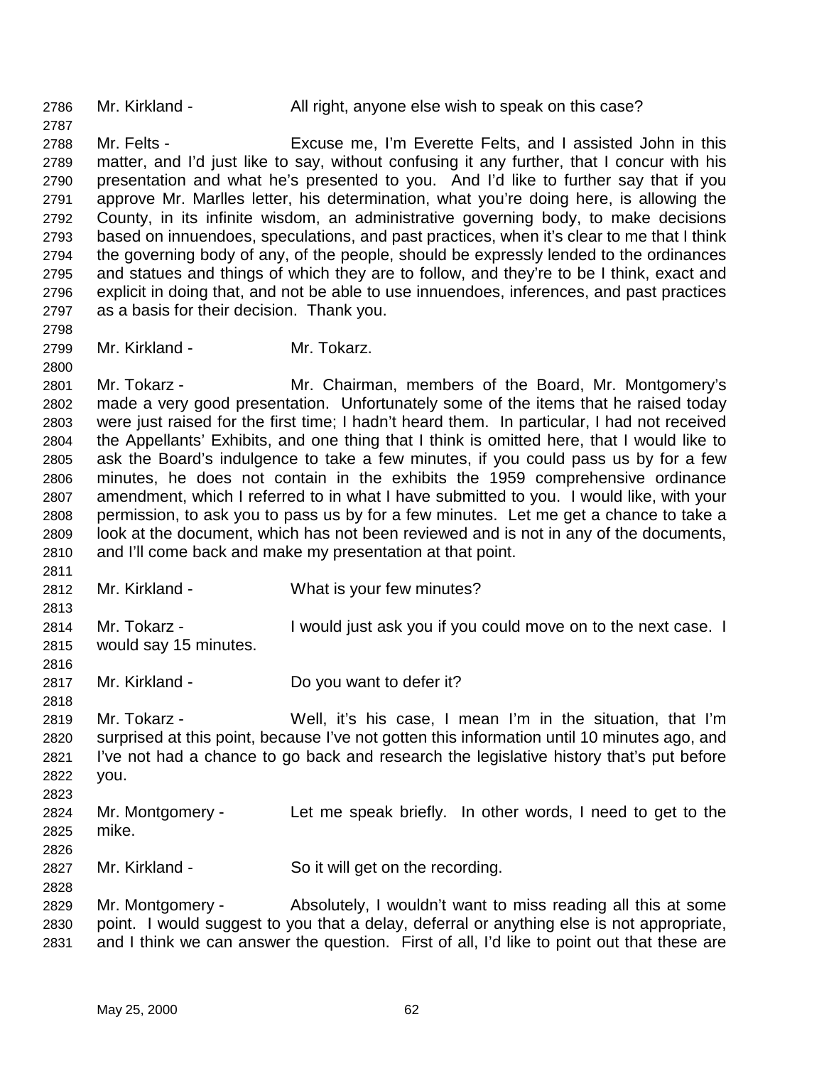Mr. Kirkland - All right, anyone else wish to speak on this case?

Mr. Felts - Excuse me, I'm Everette Felts, and I assisted John in this matter, and I'd just like to say, without confusing it any further, that I concur with his presentation and what he's presented to you. And I'd like to further say that if you approve Mr. Marlles letter, his determination, what you're doing here, is allowing the County, in its infinite wisdom, an administrative governing body, to make decisions based on innuendoes, speculations, and past practices, when it's clear to me that I think the governing body of any, of the people, should be expressly lended to the ordinances and statues and things of which they are to follow, and they're to be I think, exact and explicit in doing that, and not be able to use innuendoes, inferences, and past practices as a basis for their decision. Thank you.

Mr. Kirkland - Mr. Tokarz.

Mr. Tokarz - Mr. Chairman, members of the Board, Mr. Montgomery's made a very good presentation. Unfortunately some of the items that he raised today were just raised for the first time; I hadn't heard them. In particular, I had not received the Appellants' Exhibits, and one thing that I think is omitted here, that I would like to ask the Board's indulgence to take a few minutes, if you could pass us by for a few minutes, he does not contain in the exhibits the 1959 comprehensive ordinance amendment, which I referred to in what I have submitted to you. I would like, with your permission, to ask you to pass us by for a few minutes. Let me get a chance to take a look at the document, which has not been reviewed and is not in any of the documents, and I'll come back and make my presentation at that point.

Mr. Kirkland - What is your few minutes?

Mr. Tokarz - I would just ask you if you could move on to the next case. I would say 15 minutes.

Mr. Kirkland - Do you want to defer it?

Mr. Tokarz - Well, it's his case, I mean I'm in the situation, that I'm surprised at this point, because I've not gotten this information until 10 minutes ago, and I've not had a chance to go back and research the legislative history that's put before you.

Mr. Montgomery - Let me speak briefly. In other words, I need to get to the mike.

Mr. Kirkland - So it will get on the recording.

Mr. Montgomery - Absolutely, I wouldn't want to miss reading all this at some point. I would suggest to you that a delay, deferral or anything else is not appropriate, and I think we can answer the question. First of all, I'd like to point out that these are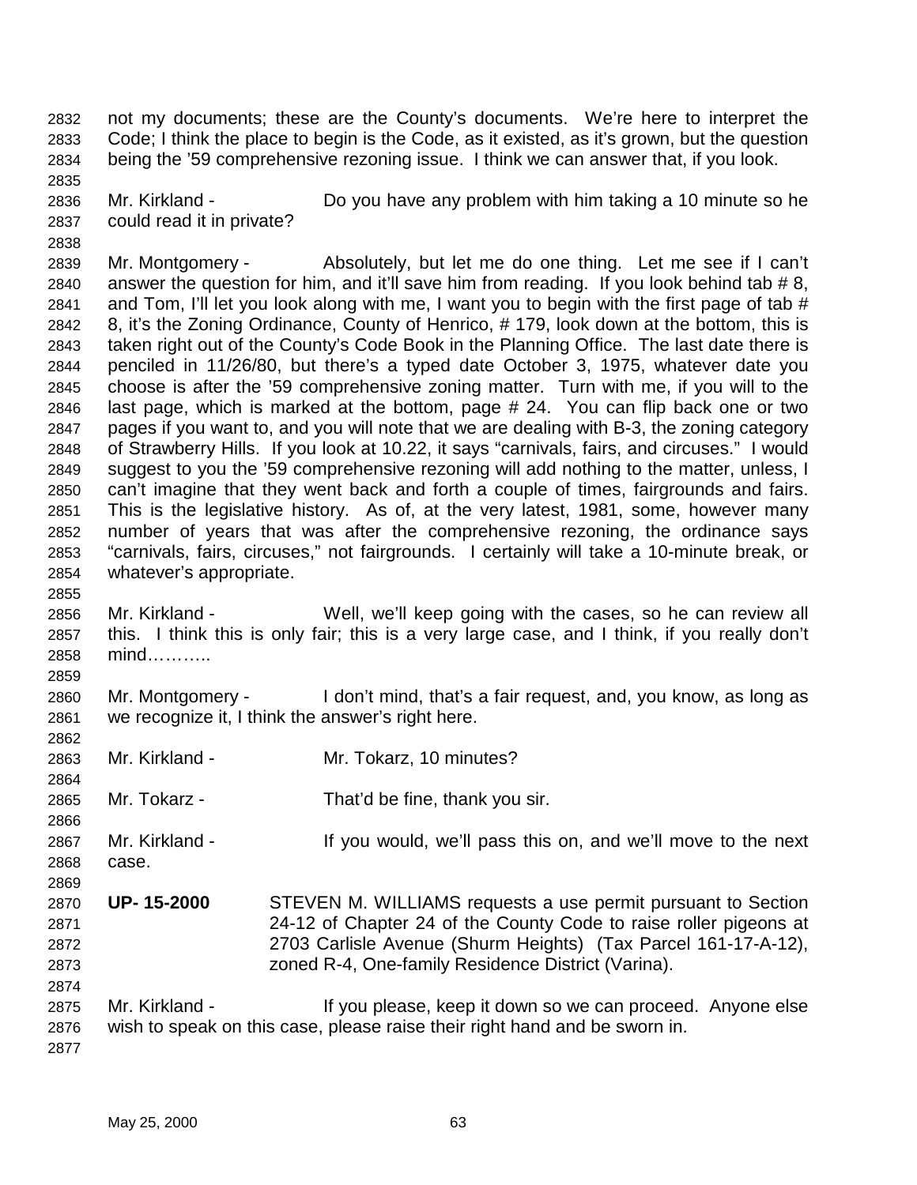not my documents; these are the County's documents. We're here to interpret the Code; I think the place to begin is the Code, as it existed, as it's grown, but the question being the '59 comprehensive rezoning issue. I think we can answer that, if you look.

Mr. Kirkland - Do you have any problem with him taking a 10 minute so he could read it in private?

Mr. Montgomery - Absolutely, but let me do one thing. Let me see if I can't answer the question for him, and it'll save him from reading. If you look behind tab # 8, and Tom, I'll let you look along with me, I want you to begin with the first page of tab # 8, it's the Zoning Ordinance, County of Henrico, # 179, look down at the bottom, this is taken right out of the County's Code Book in the Planning Office. The last date there is penciled in 11/26/80, but there's a typed date October 3, 1975, whatever date you choose is after the '59 comprehensive zoning matter. Turn with me, if you will to the last page, which is marked at the bottom, page # 24. You can flip back one or two pages if you want to, and you will note that we are dealing with B-3, the zoning category of Strawberry Hills. If you look at 10.22, it says "carnivals, fairs, and circuses." I would suggest to you the '59 comprehensive rezoning will add nothing to the matter, unless, I can't imagine that they went back and forth a couple of times, fairgrounds and fairs. This is the legislative history. As of, at the very latest, 1981, some, however many number of years that was after the comprehensive rezoning, the ordinance says "carnivals, fairs, circuses," not fairgrounds. I certainly will take a 10-minute break, or whatever's appropriate.

Mr. Kirkland - Well, we'll keep going with the cases, so he can review all this. I think this is only fair; this is a very large case, and I think, if you really don't mind………..

Mr. Montgomery - I don't mind, that's a fair request, and, you know, as long as we recognize it, I think the answer's right here.

Mr. Kirkland - Mr. Tokarz, 10 minutes?

Mr. Tokarz - That'd be fine, thank you sir.

Mr. Kirkland - If you would, we'll pass this on, and we'll move to the next case.

**UP- 15-2000** STEVEN M. WILLIAMS requests a use permit pursuant to Section 24-12 of Chapter 24 of the County Code to raise roller pigeons at 2703 Carlisle Avenue (Shurm Heights) (Tax Parcel 161-17-A-12), zoned R-4, One-family Residence District (Varina).

Mr. Kirkland - If you please, keep it down so we can proceed. Anyone else wish to speak on this case, please raise their right hand and be sworn in.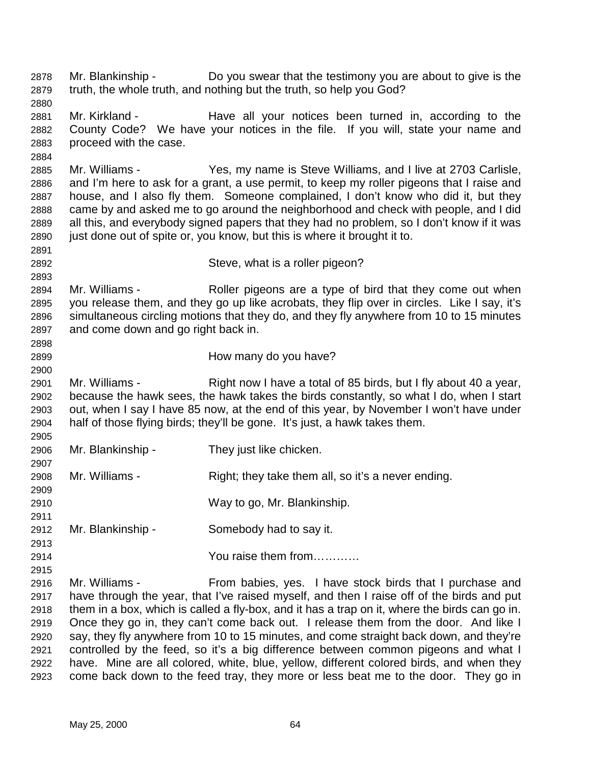Mr. Blankinship - Do you swear that the testimony you are about to give is the truth, the whole truth, and nothing but the truth, so help you God?

Mr. Kirkland - Have all your notices been turned in, according to the County Code? We have your notices in the file. If you will, state your name and proceed with the case.

Mr. Williams - Yes, my name is Steve Williams, and I live at 2703 Carlisle, and I'm here to ask for a grant, a use permit, to keep my roller pigeons that I raise and house, and I also fly them. Someone complained, I don't know who did it, but they came by and asked me to go around the neighborhood and check with people, and I did all this, and everybody signed papers that they had no problem, so I don't know if it was just done out of spite or, you know, but this is where it brought it to.

Steve, what is a roller pigeon?

Mr. Williams - Roller pigeons are a type of bird that they come out when you release them, and they go up like acrobats, they flip over in circles. Like I say, it's simultaneous circling motions that they do, and they fly anywhere from 10 to 15 minutes and come down and go right back in.

How many do you have?

Mr. Williams - Right now I have a total of 85 birds, but I fly about 40 a year, because the hawk sees, the hawk takes the birds constantly, so what I do, when I start out, when I say I have 85 now, at the end of this year, by November I won't have under half of those flying birds; they'll be gone. It's just, a hawk takes them.

Mr. Blankinship - They just like chicken.

Mr. Williams - Right; they take them all, so it's a never ending.

Way to go, Mr. Blankinship.

Mr. Blankinship - Somebody had to say it.

You raise them from…………

Mr. Williams - From babies, yes. I have stock birds that I purchase and have through the year, that I've raised myself, and then I raise off of the birds and put them in a box, which is called a fly-box, and it has a trap on it, where the birds can go in. Once they go in, they can't come back out. I release them from the door. And like I say, they fly anywhere from 10 to 15 minutes, and come straight back down, and they're controlled by the feed, so it's a big difference between common pigeons and what I have. Mine are all colored, white, blue, yellow, different colored birds, and when they come back down to the feed tray, they more or less beat me to the door. They go in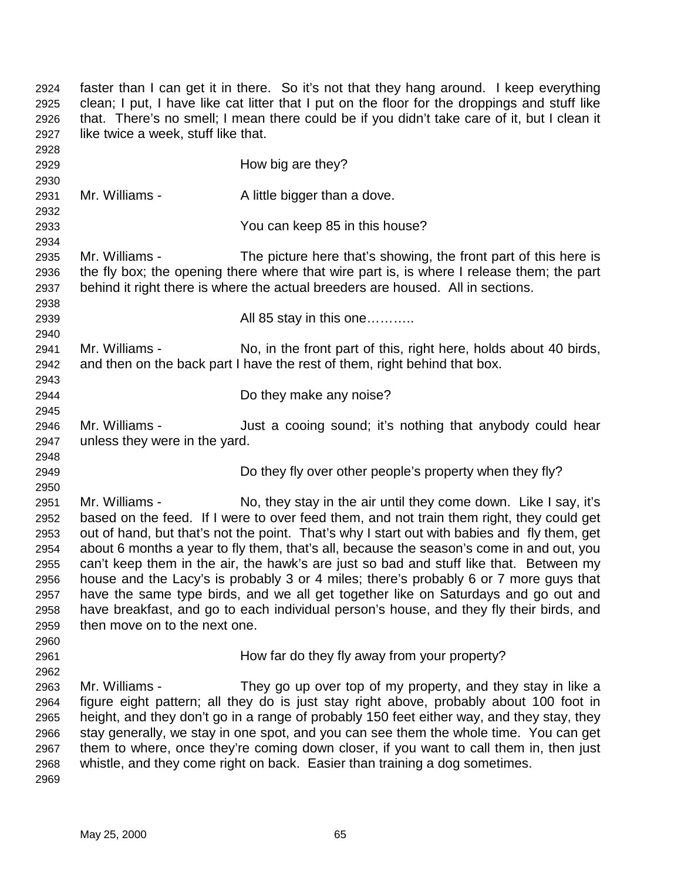faster than I can get it in there. So it's not that they hang around. I keep everything clean; I put, I have like cat litter that I put on the floor for the droppings and stuff like that. There's no smell; I mean there could be if you didn't take care of it, but I clean it like twice a week, stuff like that.

How big are they?

Mr. Williams - A little bigger than a dove.

You can keep 85 in this house?

Mr. Williams - The picture here that's showing, the front part of this here is the fly box; the opening there where that wire part is, is where I release them; the part behind it right there is where the actual breeders are housed. All in sections.

All 85 stay in this one………..

Mr. Williams - No, in the front part of this, right here, holds about 40 birds, and then on the back part I have the rest of them, right behind that box.

Do they make any noise?

Mr. Williams - Just a cooing sound; it's nothing that anybody could hear unless they were in the yard.

Do they fly over other people's property when they fly?

Mr. Williams - No, they stay in the air until they come down. Like I say, it's based on the feed. If I were to over feed them, and not train them right, they could get out of hand, but that's not the point. That's why I start out with babies and fly them, get about 6 months a year to fly them, that's all, because the season's come in and out, you can't keep them in the air, the hawk's are just so bad and stuff like that. Between my house and the Lacy's is probably 3 or 4 miles; there's probably 6 or 7 more guys that have the same type birds, and we all get together like on Saturdays and go out and have breakfast, and go to each individual person's house, and they fly their birds, and then move on to the next one.

How far do they fly away from your property?

Mr. Williams - They go up over top of my property, and they stay in like a figure eight pattern; all they do is just stay right above, probably about 100 foot in height, and they don't go in a range of probably 150 feet either way, and they stay, they stay generally, we stay in one spot, and you can see them the whole time. You can get them to where, once they're coming down closer, if you want to call them in, then just whistle, and they come right on back. Easier than training a dog sometimes.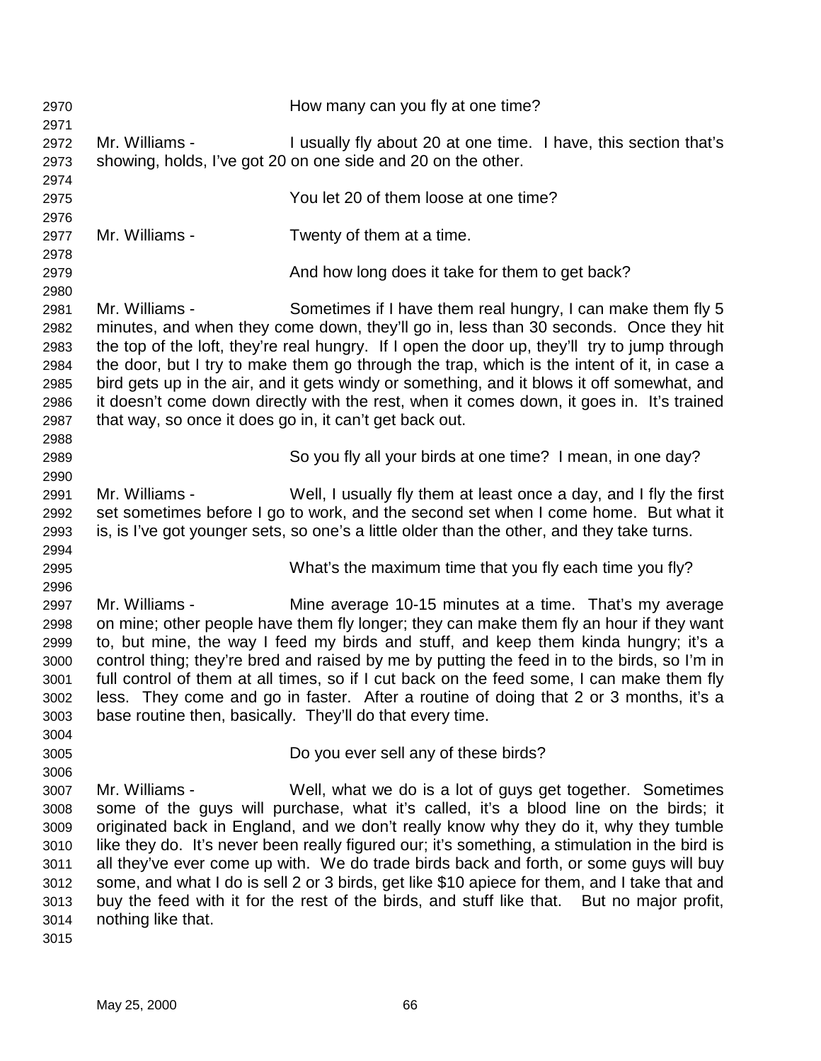How many can you fly at one time?

Mr. Williams - I usually fly about 20 at one time. I have, this section that's showing, holds, I've got 20 on one side and 20 on the other.

You let 20 of them loose at one time?

Mr. Williams - Twenty of them at a time.

And how long does it take for them to get back?

Mr. Williams - Sometimes if I have them real hungry, I can make them fly 5 minutes, and when they come down, they'll go in, less than 30 seconds. Once they hit the top of the loft, they're real hungry. If I open the door up, they'll try to jump through the door, but I try to make them go through the trap, which is the intent of it, in case a bird gets up in the air, and it gets windy or something, and it blows it off somewhat, and it doesn't come down directly with the rest, when it comes down, it goes in. It's trained that way, so once it does go in, it can't get back out.

So you fly all your birds at one time? I mean, in one day?

Mr. Williams - Well, I usually fly them at least once a day, and I fly the first set sometimes before I go to work, and the second set when I come home. But what it is, is I've got younger sets, so one's a little older than the other, and they take turns.

What's the maximum time that you fly each time you fly?

Mr. Williams - Mine average 10-15 minutes at a time. That's my average on mine; other people have them fly longer; they can make them fly an hour if they want to, but mine, the way I feed my birds and stuff, and keep them kinda hungry; it's a control thing; they're bred and raised by me by putting the feed in to the birds, so I'm in full control of them at all times, so if I cut back on the feed some, I can make them fly less. They come and go in faster. After a routine of doing that 2 or 3 months, it's a base routine then, basically. They'll do that every time.

Do you ever sell any of these birds?

Mr. Williams - Well, what we do is a lot of guys get together. Sometimes some of the guys will purchase, what it's called, it's a blood line on the birds; it originated back in England, and we don't really know why they do it, why they tumble like they do. It's never been really figured our; it's something, a stimulation in the bird is all they've ever come up with. We do trade birds back and forth, or some guys will buy some, and what I do is sell 2 or 3 birds, get like $10 apiece for them, and I take that and buy the feed with it for the rest of the birds, and stuff like that. But no major profit, nothing like that.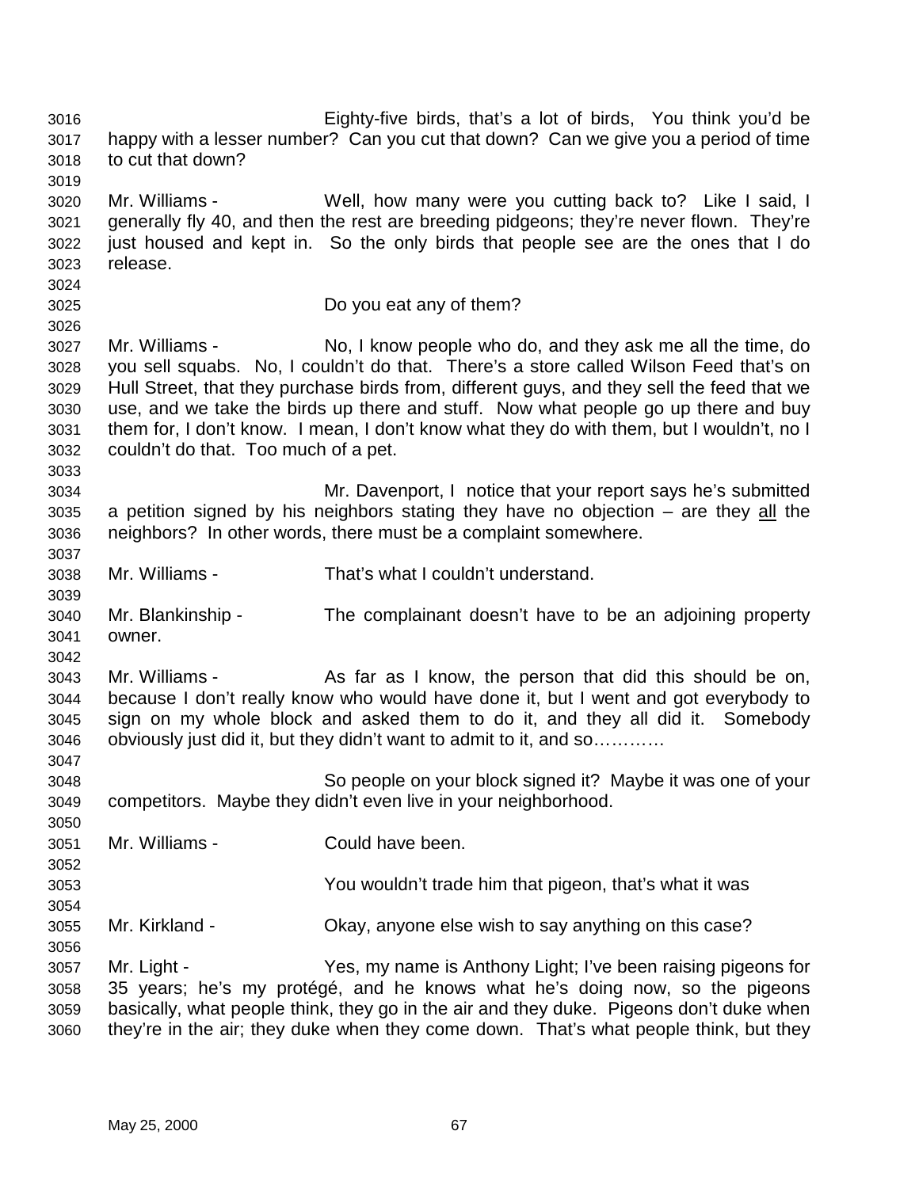Eighty-five birds, that's a lot of birds, You think you'd be happy with a lesser number? Can you cut that down? Can we give you a period of time to cut that down?

Mr. Williams - Well, how many were you cutting back to? Like I said, I generally fly 40, and then the rest are breeding pidgeons; they're never flown. They're just housed and kept in. So the only birds that people see are the ones that I do release.

Do you eat any of them?

Mr. Williams - No, I know people who do, and they ask me all the time, do you sell squabs. No, I couldn't do that. There's a store called Wilson Feed that's on Hull Street, that they purchase birds from, different guys, and they sell the feed that we use, and we take the birds up there and stuff. Now what people go up there and buy them for, I don't know. I mean, I don't know what they do with them, but I wouldn't, no I couldn't do that. Too much of a pet.

Mr. Davenport, I notice that your report says he's submitted a petition signed by his neighbors stating they have no objection – are they all the neighbors? In other words, there must be a complaint somewhere.

Mr. Williams - That's what I couldn't understand.

Mr. Blankinship - The complainant doesn't have to be an adjoining property owner.

Mr. Williams - As far as I know, the person that did this should be on, because I don't really know who would have done it, but I went and got everybody to sign on my whole block and asked them to do it, and they all did it. Somebody obviously just did it, but they didn't want to admit to it, and so…………

So people on your block signed it? Maybe it was one of your competitors. Maybe they didn't even live in your neighborhood.

Mr. Williams - Could have been.

You wouldn't trade him that pigeon, that's what it was

Mr. Kirkland - Okay, anyone else wish to say anything on this case?

Mr. Light - Yes, my name is Anthony Light; I've been raising pigeons for 35 years; he's my protégé, and he knows what he's doing now, so the pigeons basically, what people think, they go in the air and they duke. Pigeons don't duke when they're in the air; they duke when they come down. That's what people think, but they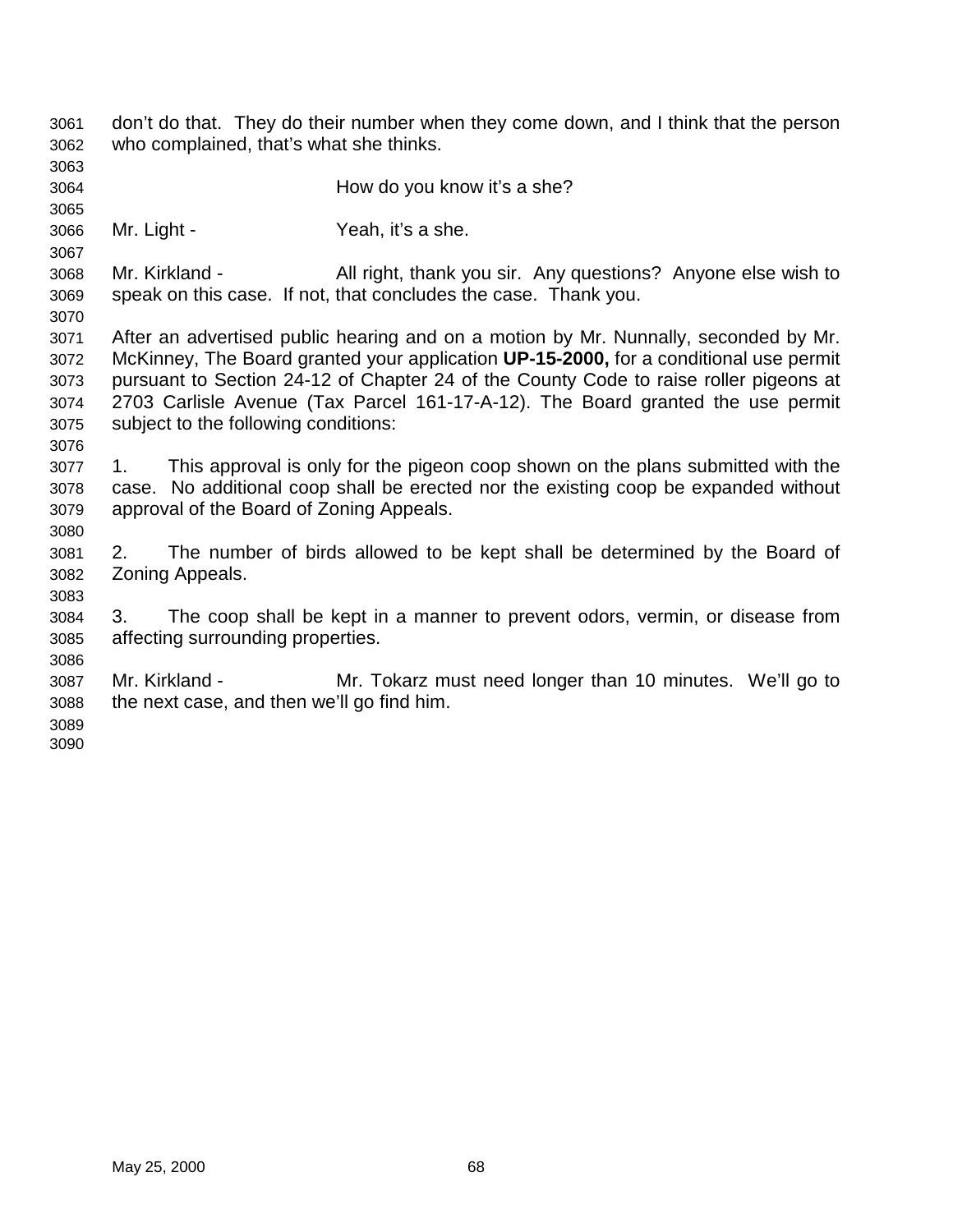don't do that. They do their number when they come down, and I think that the person who complained, that's what she thinks.

How do you know it's a she?

Mr. Light - Yeah, it's a she.

Mr. Kirkland - All right, thank you sir. Any questions? Anyone else wish to speak on this case. If not, that concludes the case. Thank you.

After an advertised public hearing and on a motion by Mr. Nunnally, seconded by Mr. McKinney, The Board granted your application **UP-15-2000,** for a conditional use permit pursuant to Section 24-12 of Chapter 24 of the County Code to raise roller pigeons at 2703 Carlisle Avenue (Tax Parcel 161-17-A-12). The Board granted the use permit subject to the following conditions:

1. This approval is only for the pigeon coop shown on the plans submitted with the case. No additional coop shall be erected nor the existing coop be expanded without approval of the Board of Zoning Appeals.

2. The number of birds allowed to be kept shall be determined by the Board of Zoning Appeals.

3. The coop shall be kept in a manner to prevent odors, vermin, or disease from affecting surrounding properties.

Mr. Kirkland - Mr. Tokarz must need longer than 10 minutes. We'll go to the next case, and then we'll go find him.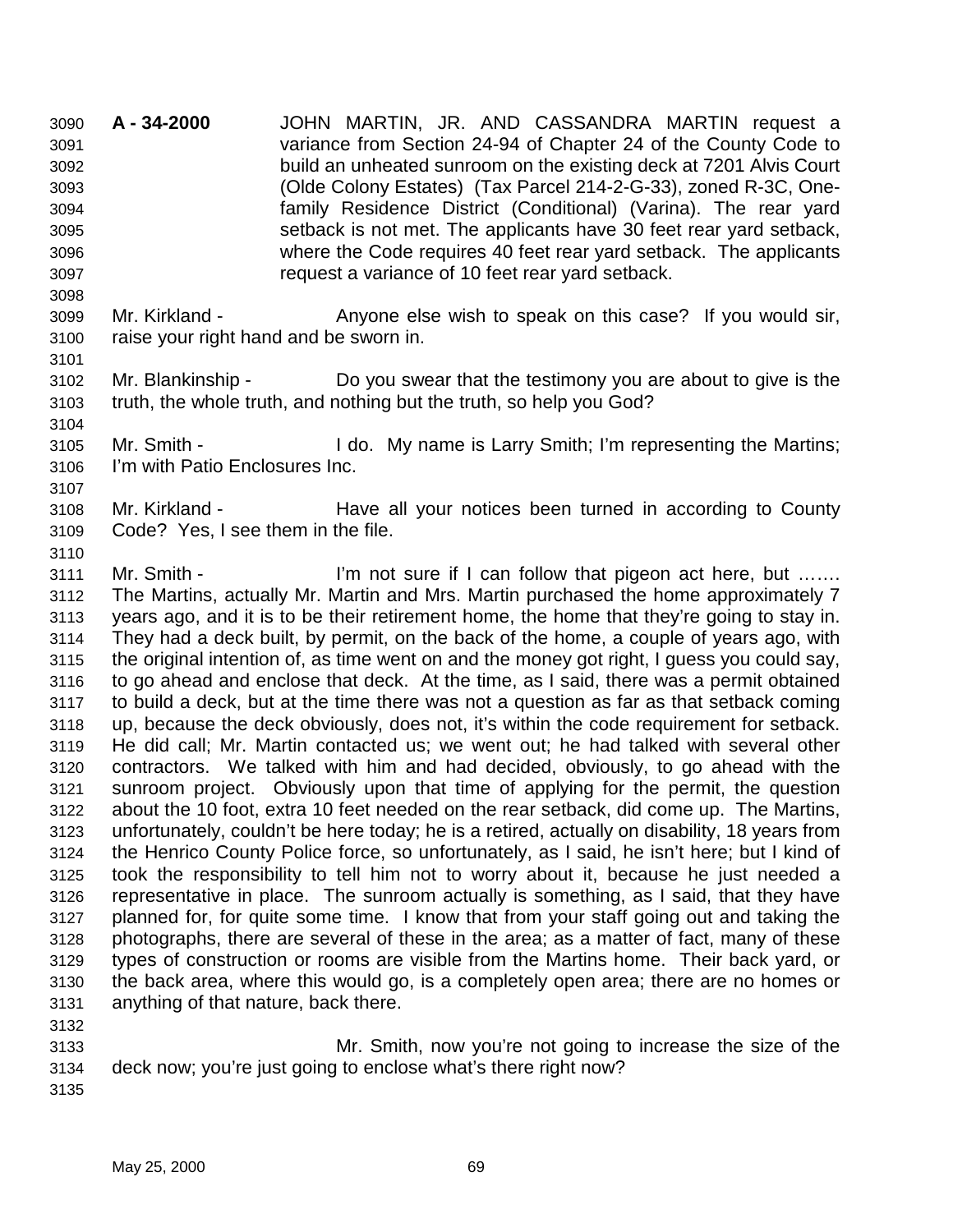**A - 34-2000** JOHN MARTIN, JR. AND CASSANDRA MARTIN request a variance from Section 24-94 of Chapter 24 of the County Code to build an unheated sunroom on the existing deck at 7201 Alvis Court (Olde Colony Estates) (Tax Parcel 214-2-G-33), zoned R-3C, One-family Residence District (Conditional) (Varina). The rear yard setback is not met. The applicants have 30 feet rear yard setback, where the Code requires 40 feet rear yard setback. The applicants request a variance of 10 feet rear yard setback.

Mr. Kirkland - Anyone else wish to speak on this case? If you would sir, raise your right hand and be sworn in.

Mr. Blankinship - Do you swear that the testimony you are about to give is the truth, the whole truth, and nothing but the truth, so help you God?

Mr. Smith - I do. My name is Larry Smith; I'm representing the Martins; I'm with Patio Enclosures Inc.

Mr. Kirkland - Have all your notices been turned in according to County Code? Yes, I see them in the file.

Mr. Smith - I'm not sure if I can follow that pigeon act here, but ……. The Martins, actually Mr. Martin and Mrs. Martin purchased the home approximately 7 years ago, and it is to be their retirement home, the home that they're going to stay in. They had a deck built, by permit, on the back of the home, a couple of years ago, with the original intention of, as time went on and the money got right, I guess you could say, to go ahead and enclose that deck. At the time, as I said, there was a permit obtained to build a deck, but at the time there was not a question as far as that setback coming up, because the deck obviously, does not, it's within the code requirement for setback. He did call; Mr. Martin contacted us; we went out; he had talked with several other contractors. We talked with him and had decided, obviously, to go ahead with the sunroom project. Obviously upon that time of applying for the permit, the question about the 10 foot, extra 10 feet needed on the rear setback, did come up. The Martins, unfortunately, couldn't be here today; he is a retired, actually on disability, 18 years from the Henrico County Police force, so unfortunately, as I said, he isn't here; but I kind of took the responsibility to tell him not to worry about it, because he just needed a representative in place. The sunroom actually is something, as I said, that they have planned for, for quite some time. I know that from your staff going out and taking the photographs, there are several of these in the area; as a matter of fact, many of these types of construction or rooms are visible from the Martins home. Their back yard, or the back area, where this would go, is a completely open area; there are no homes or anything of that nature, back there.

Mr. Smith, now you're not going to increase the size of the deck now; you're just going to enclose what's there right now?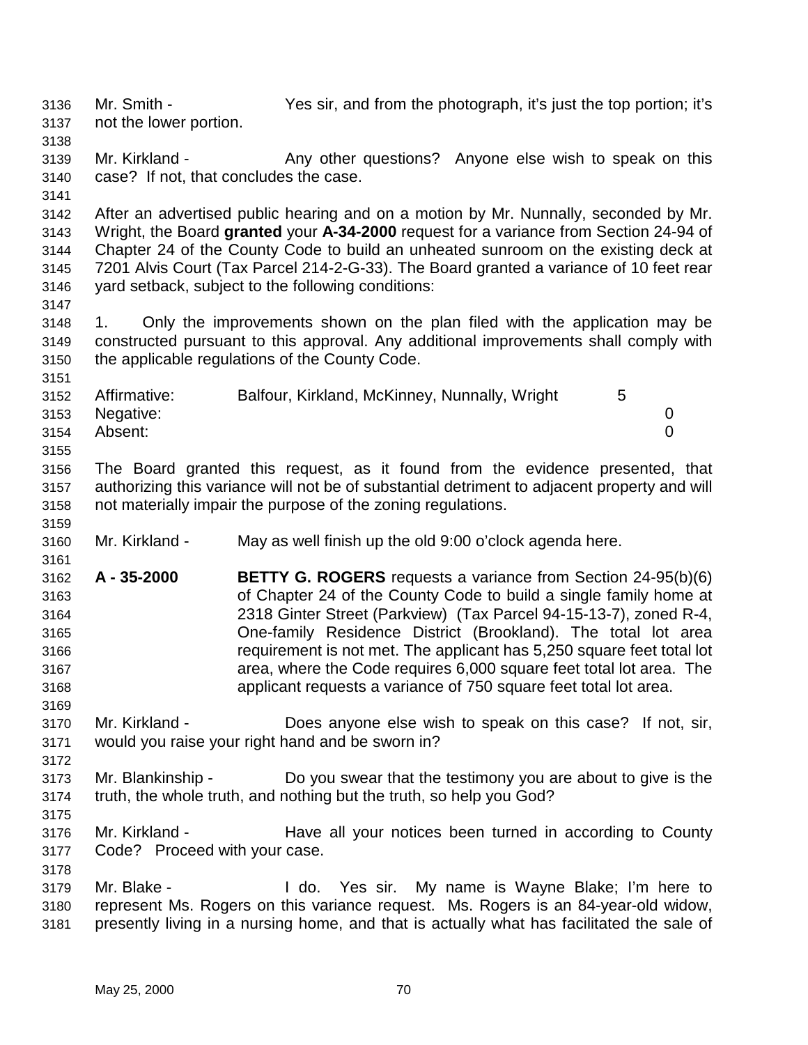Mr. Smith - Yes sir, and from the photograph, it's just the top portion; it's not the lower portion.

Mr. Kirkland - Any other questions? Anyone else wish to speak on this case? If not, that concludes the case.

After an advertised public hearing and on a motion by Mr. Nunnally, seconded by Mr. Wright, the Board **granted** your **A-34-2000** request for a variance from Section 24-94 of Chapter 24 of the County Code to build an unheated sunroom on the existing deck at 7201 Alvis Court (Tax Parcel 214-2-G-33). The Board granted a variance of 10 feet rear yard setback, subject to the following conditions:

1. Only the improvements shown on the plan filed with the application may be constructed pursuant to this approval. Any additional improvements shall comply with the applicable regulations of the County Code.

| | | |
|---|---|---|
| Affirmative: | Balfour, Kirkland, McKinney, Nunnally, Wright | 5 |
| Negative: | | 0 |
| Absent: | | 0 |

The Board granted this request, as it found from the evidence presented, that authorizing this variance will not be of substantial detriment to adjacent property and will not materially impair the purpose of the zoning regulations.

Mr. Kirkland - May as well finish up the old 9:00 o'clock agenda here.

**A - 35-2000** **BETTY G. ROGERS** requests a variance from Section 24-95(b)(6) of Chapter 24 of the County Code to build a single family home at 2318 Ginter Street (Parkview) (Tax Parcel 94-15-13-7), zoned R-4, One-family Residence District (Brookland). The total lot area requirement is not met. The applicant has 5,250 square feet total lot area, where the Code requires 6,000 square feet total lot area. The applicant requests a variance of 750 square feet total lot area.

Mr. Kirkland - Does anyone else wish to speak on this case? If not, sir, would you raise your right hand and be sworn in?

Mr. Blankinship - Do you swear that the testimony you are about to give is the truth, the whole truth, and nothing but the truth, so help you God?

Mr. Kirkland - Have all your notices been turned in according to County Code? Proceed with your case.

Mr. Blake - I do. Yes sir. My name is Wayne Blake; I'm here to represent Ms. Rogers on this variance request. Ms. Rogers is an 84-year-old widow, presently living in a nursing home, and that is actually what has facilitated the sale of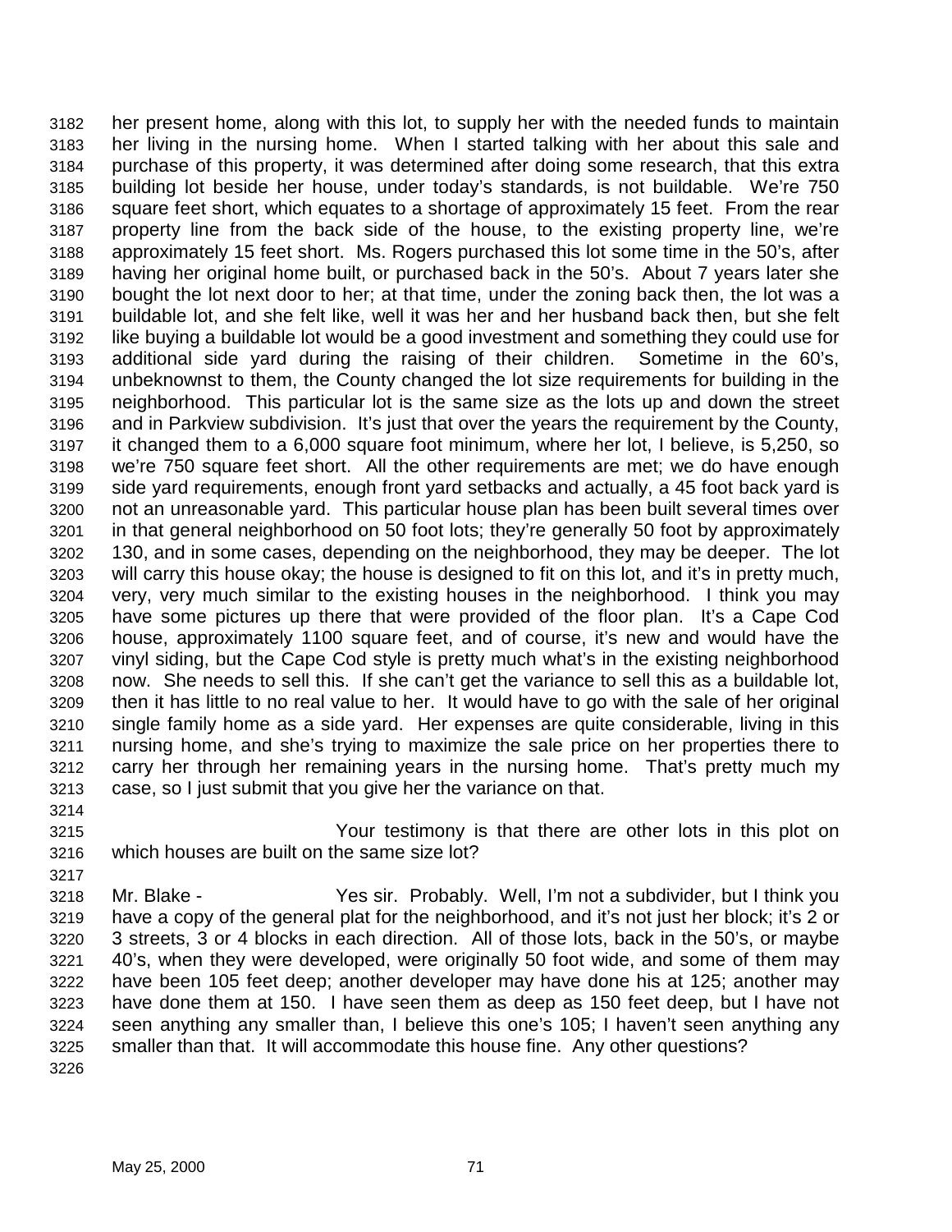her present home, along with this lot, to supply her with the needed funds to maintain her living in the nursing home. When I started talking with her about this sale and purchase of this property, it was determined after doing some research, that this extra building lot beside her house, under today's standards, is not buildable. We're 750 square feet short, which equates to a shortage of approximately 15 feet. From the rear property line from the back side of the house, to the existing property line, we're approximately 15 feet short. Ms. Rogers purchased this lot some time in the 50's, after having her original home built, or purchased back in the 50's. About 7 years later she bought the lot next door to her; at that time, under the zoning back then, the lot was a buildable lot, and she felt like, well it was her and her husband back then, but she felt like buying a buildable lot would be a good investment and something they could use for additional side yard during the raising of their children. Sometime in the 60's, unbeknownst to them, the County changed the lot size requirements for building in the neighborhood. This particular lot is the same size as the lots up and down the street and in Parkview subdivision. It's just that over the years the requirement by the County, it changed them to a 6,000 square foot minimum, where her lot, I believe, is 5,250, so we're 750 square feet short. All the other requirements are met; we do have enough side yard requirements, enough front yard setbacks and actually, a 45 foot back yard is not an unreasonable yard. This particular house plan has been built several times over in that general neighborhood on 50 foot lots; they're generally 50 foot by approximately 130, and in some cases, depending on the neighborhood, they may be deeper. The lot will carry this house okay; the house is designed to fit on this lot, and it's in pretty much, very, very much similar to the existing houses in the neighborhood. I think you may have some pictures up there that were provided of the floor plan. It's a Cape Cod house, approximately 1100 square feet, and of course, it's new and would have the vinyl siding, but the Cape Cod style is pretty much what's in the existing neighborhood now. She needs to sell this. If she can't get the variance to sell this as a buildable lot, then it has little to no real value to her. It would have to go with the sale of her original single family home as a side yard. Her expenses are quite considerable, living in this nursing home, and she's trying to maximize the sale price on her properties there to carry her through her remaining years in the nursing home. That's pretty much my case, so I just submit that you give her the variance on that.

Your testimony is that there are other lots in this plot on which houses are built on the same size lot?

Mr. Blake - Yes sir. Probably. Well, I'm not a subdivider, but I think you have a copy of the general plat for the neighborhood, and it's not just her block; it's 2 or 3 streets, 3 or 4 blocks in each direction. All of those lots, back in the 50's, or maybe 40's, when they were developed, were originally 50 foot wide, and some of them may have been 105 feet deep; another developer may have done his at 125; another may have done them at 150. I have seen them as deep as 150 feet deep, but I have not seen anything any smaller than, I believe this one's 105; I haven't seen anything any smaller than that. It will accommodate this house fine. Any other questions?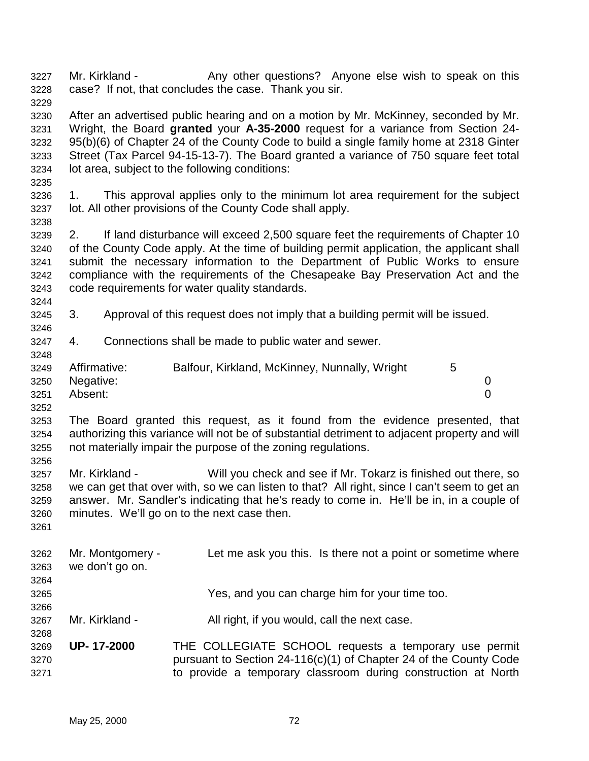Mr. Kirkland - Any other questions? Anyone else wish to speak on this case? If not, that concludes the case. Thank you sir.

After an advertised public hearing and on a motion by Mr. McKinney, seconded by Mr. Wright, the Board **granted** your **A-35-2000** request for a variance from Section 24-95(b)(6) of Chapter 24 of the County Code to build a single family home at 2318 Ginter Street (Tax Parcel 94-15-13-7). The Board granted a variance of 750 square feet total lot area, subject to the following conditions:

1. This approval applies only to the minimum lot area requirement for the subject lot. All other provisions of the County Code shall apply.

2. If land disturbance will exceed 2,500 square feet the requirements of Chapter 10 of the County Code apply. At the time of building permit application, the applicant shall submit the necessary information to the Department of Public Works to ensure compliance with the requirements of the Chesapeake Bay Preservation Act and the code requirements for water quality standards.

3. Approval of this request does not imply that a building permit will be issued.

4. Connections shall be made to public water and sewer.

| | | |
|---|---|---|
| Affirmative: | Balfour, Kirkland, McKinney, Nunnally, Wright | 5 |
| Negative: | | 0 |
| Absent: | | 0 |

The Board granted this request, as it found from the evidence presented, that authorizing this variance will not be of substantial detriment to adjacent property and will not materially impair the purpose of the zoning regulations.

Mr. Kirkland - Will you check and see if Mr. Tokarz is finished out there, so we can get that over with, so we can listen to that? All right, since I can't seem to get an answer. Mr. Sandler's indicating that he's ready to come in. He'll be in, in a couple of minutes. We'll go on to the next case then.

Mr. Montgomery - Let me ask you this. Is there not a point or sometime where we don't go on.

Yes, and you can charge him for your time too.

Mr. Kirkland - All right, if you would, call the next case.

**UP- 17-2000** THE COLLEGIATE SCHOOL requests a temporary use permit pursuant to Section 24-116(c)(1) of Chapter 24 of the County Code to provide a temporary classroom during construction at North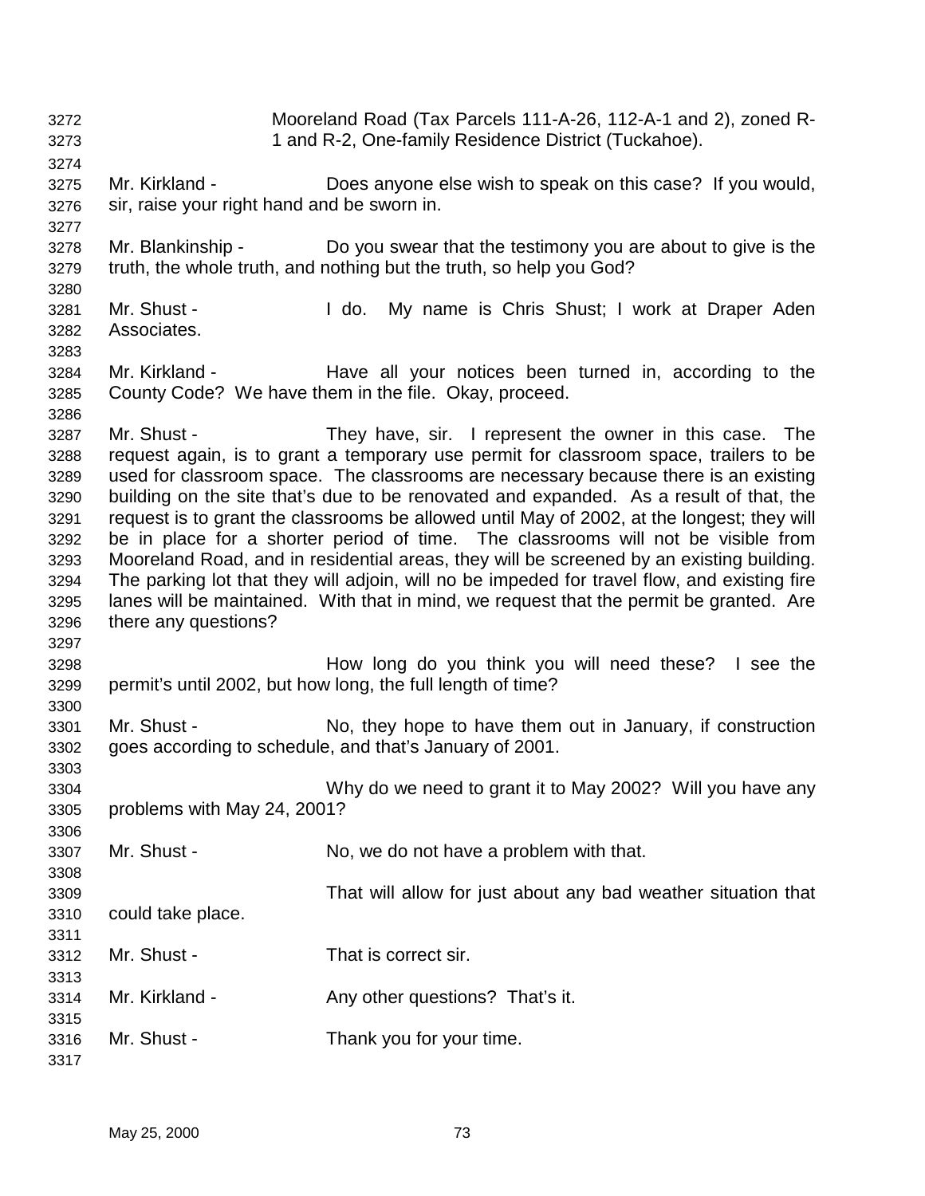Mooreland Road (Tax Parcels 111-A-26, 112-A-1 and 2), zoned R-1 and R-2, One-family Residence District (Tuckahoe).

Mr. Kirkland - Does anyone else wish to speak on this case? If you would, sir, raise your right hand and be sworn in.

Mr. Blankinship - Do you swear that the testimony you are about to give is the truth, the whole truth, and nothing but the truth, so help you God?

Mr. Shust - I do. My name is Chris Shust; I work at Draper Aden Associates.

Mr. Kirkland - Have all your notices been turned in, according to the County Code? We have them in the file. Okay, proceed.

Mr. Shust - They have, sir. I represent the owner in this case. The request again, is to grant a temporary use permit for classroom space, trailers to be used for classroom space. The classrooms are necessary because there is an existing building on the site that's due to be renovated and expanded. As a result of that, the request is to grant the classrooms be allowed until May of 2002, at the longest; they will be in place for a shorter period of time. The classrooms will not be visible from Mooreland Road, and in residential areas, they will be screened by an existing building. The parking lot that they will adjoin, will no be impeded for travel flow, and existing fire lanes will be maintained. With that in mind, we request that the permit be granted. Are there any questions?

How long do you think you will need these? I see the permit's until 2002, but how long, the full length of time?

Mr. Shust - No, they hope to have them out in January, if construction goes according to schedule, and that's January of 2001.

Why do we need to grant it to May 2002? Will you have any problems with May 24, 2001?

Mr. Shust - No, we do not have a problem with that.

That will allow for just about any bad weather situation that could take place.

Mr. Shust - That is correct sir.

Mr. Kirkland - Any other questions? That's it.

Mr. Shust - Thank you for your time.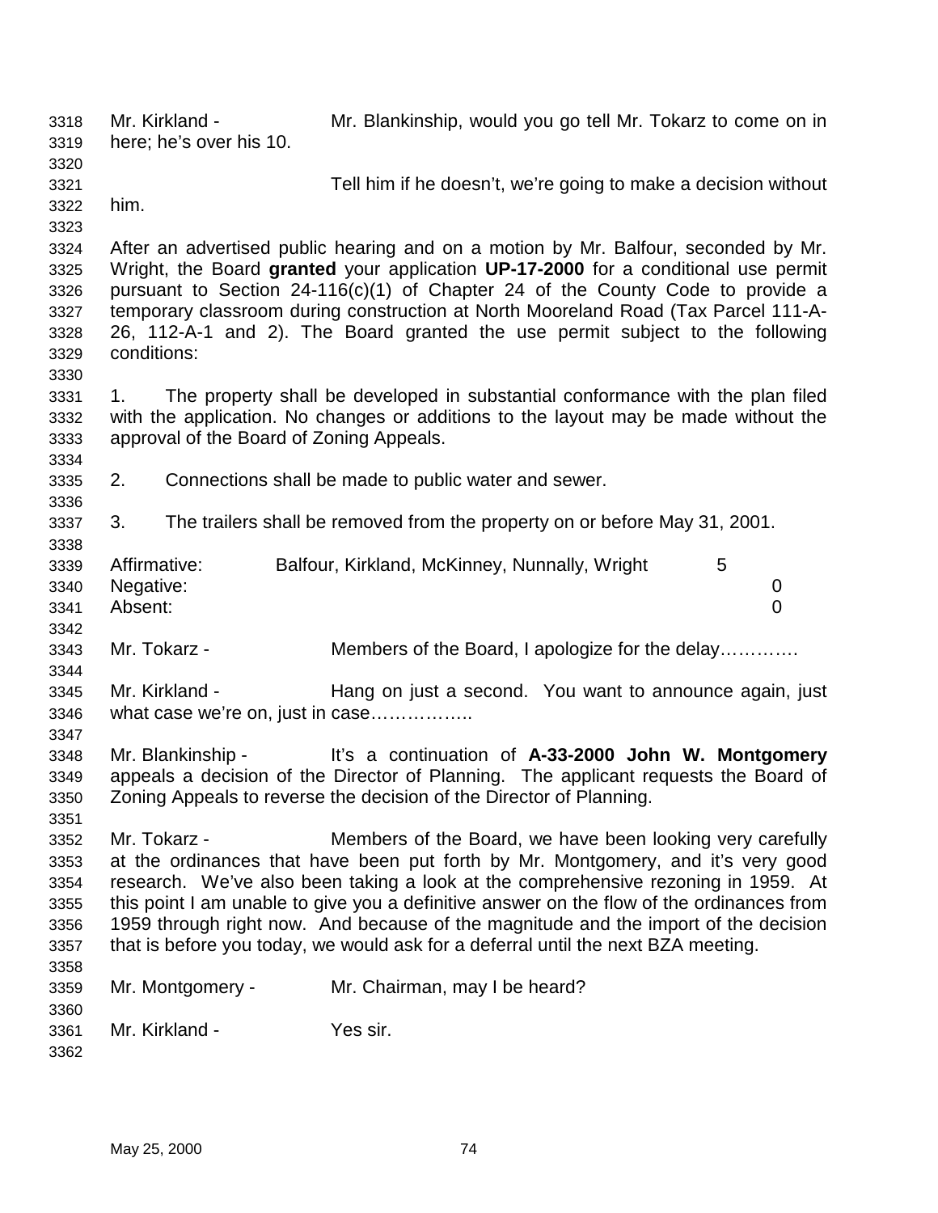Mr. Kirkland - Mr. Blankinship, would you go tell Mr. Tokarz to come on in here; he's over his 10.

Tell him if he doesn't, we're going to make a decision without him.

After an advertised public hearing and on a motion by Mr. Balfour, seconded by Mr. Wright, the Board **granted** your application **UP-17-2000** for a conditional use permit pursuant to Section 24-116(c)(1) of Chapter 24 of the County Code to provide a temporary classroom during construction at North Mooreland Road (Tax Parcel 111-A-26, 112-A-1 and 2). The Board granted the use permit subject to the following conditions:

1. The property shall be developed in substantial conformance with the plan filed with the application. No changes or additions to the layout may be made without the approval of the Board of Zoning Appeals.

2. Connections shall be made to public water and sewer.

3. The trailers shall be removed from the property on or before May 31, 2001.

| | | |
|---|---|---|
| Affirmative: | Balfour, Kirkland, McKinney, Nunnally, Wright | 5 |
| Negative: | | 0 |
| Absent: | | 0 |

Mr. Tokarz - Members of the Board, I apologize for the delay………….

Mr. Kirkland - Hang on just a second. You want to announce again, just what case we're on, just in case……………..

Mr. Blankinship - It's a continuation of **A-33-2000 John W. Montgomery** appeals a decision of the Director of Planning. The applicant requests the Board of Zoning Appeals to reverse the decision of the Director of Planning.

Mr. Tokarz - Members of the Board, we have been looking very carefully at the ordinances that have been put forth by Mr. Montgomery, and it's very good research. We've also been taking a look at the comprehensive rezoning in 1959. At this point I am unable to give you a definitive answer on the flow of the ordinances from 1959 through right now. And because of the magnitude and the import of the decision that is before you today, we would ask for a deferral until the next BZA meeting.

Mr. Montgomery - Mr. Chairman, may I be heard?

Mr. Kirkland - Yes sir.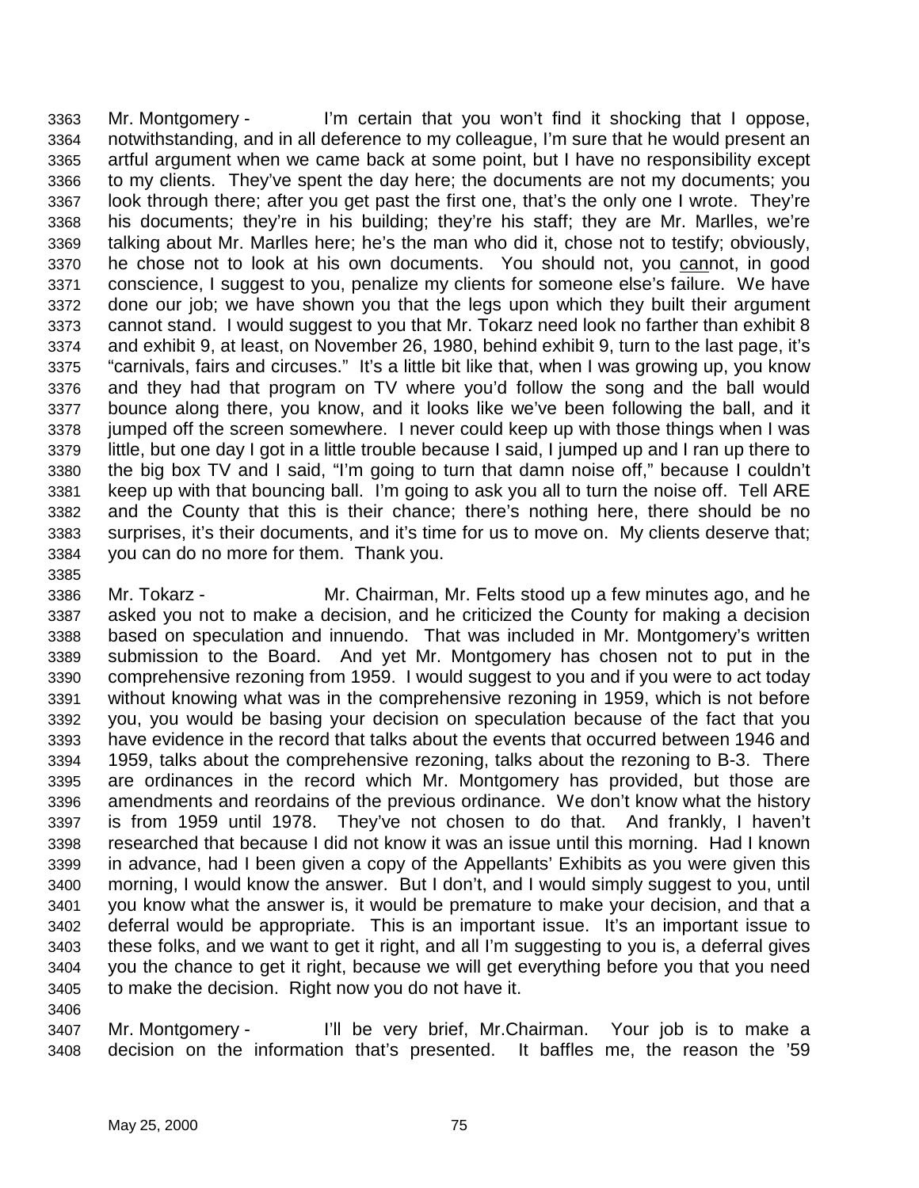Mr. Montgomery - I'm certain that you won't find it shocking that I oppose, notwithstanding, and in all deference to my colleague, I'm sure that he would present an artful argument when we came back at some point, but I have no responsibility except to my clients. They've spent the day here; the documents are not my documents; you look through there; after you get past the first one, that's the only one I wrote. They're his documents; they're in his building; they're his staff; they are Mr. Marlles, we're talking about Mr. Marlles here; he's the man who did it, chose not to testify; obviously, he chose not to look at his own documents. You should not, you cannot, in good conscience, I suggest to you, penalize my clients for someone else's failure. We have done our job; we have shown you that the legs upon which they built their argument cannot stand. I would suggest to you that Mr. Tokarz need look no farther than exhibit 8 and exhibit 9, at least, on November 26, 1980, behind exhibit 9, turn to the last page, it's "carnivals, fairs and circuses." It's a little bit like that, when I was growing up, you know and they had that program on TV where you'd follow the song and the ball would bounce along there, you know, and it looks like we've been following the ball, and it jumped off the screen somewhere. I never could keep up with those things when I was little, but one day I got in a little trouble because I said, I jumped up and I ran up there to the big box TV and I said, "I'm going to turn that damn noise off," because I couldn't keep up with that bouncing ball. I'm going to ask you all to turn the noise off. Tell ARE and the County that this is their chance; there's nothing here, there should be no surprises, it's their documents, and it's time for us to move on. My clients deserve that; you can do no more for them. Thank you.

Mr. Tokarz - Mr. Chairman, Mr. Felts stood up a few minutes ago, and he asked you not to make a decision, and he criticized the County for making a decision based on speculation and innuendo. That was included in Mr. Montgomery's written submission to the Board. And yet Mr. Montgomery has chosen not to put in the comprehensive rezoning from 1959. I would suggest to you and if you were to act today without knowing what was in the comprehensive rezoning in 1959, which is not before you, you would be basing your decision on speculation because of the fact that you have evidence in the record that talks about the events that occurred between 1946 and 1959, talks about the comprehensive rezoning, talks about the rezoning to B-3. There are ordinances in the record which Mr. Montgomery has provided, but those are amendments and reordains of the previous ordinance. We don't know what the history is from 1959 until 1978. They've not chosen to do that. And frankly, I haven't researched that because I did not know it was an issue until this morning. Had I known in advance, had I been given a copy of the Appellants' Exhibits as you were given this morning, I would know the answer. But I don't, and I would simply suggest to you, until you know what the answer is, it would be premature to make your decision, and that a deferral would be appropriate. This is an important issue. It's an important issue to these folks, and we want to get it right, and all I'm suggesting to you is, a deferral gives you the chance to get it right, because we will get everything before you that you need to make the decision. Right now you do not have it.

Mr. Montgomery - I'll be very brief, Mr.Chairman. Your job is to make a decision on the information that's presented. It baffles me, the reason the '59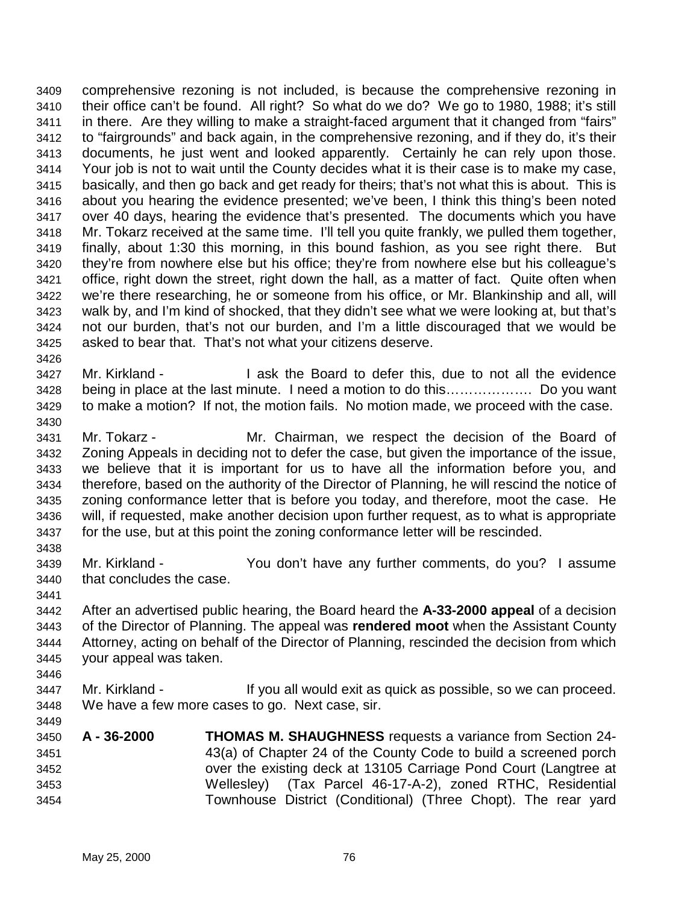comprehensive rezoning is not included, is because the comprehensive rezoning in their office can't be found. All right? So what do we do? We go to 1980, 1988; it's still in there. Are they willing to make a straight-faced argument that it changed from "fairs" to "fairgrounds" and back again, in the comprehensive rezoning, and if they do, it's their documents, he just went and looked apparently. Certainly he can rely upon those. Your job is not to wait until the County decides what it is their case is to make my case, basically, and then go back and get ready for theirs; that's not what this is about. This is about you hearing the evidence presented; we've been, I think this thing's been noted over 40 days, hearing the evidence that's presented. The documents which you have Mr. Tokarz received at the same time. I'll tell you quite frankly, we pulled them together, finally, about 1:30 this morning, in this bound fashion, as you see right there. But they're from nowhere else but his office; they're from nowhere else but his colleague's office, right down the street, right down the hall, as a matter of fact. Quite often when we're there researching, he or someone from his office, or Mr. Blankinship and all, will walk by, and I'm kind of shocked, that they didn't see what we were looking at, but that's not our burden, that's not our burden, and I'm a little discouraged that we would be asked to bear that. That's not what your citizens deserve.

Mr. Kirkland - I ask the Board to defer this, due to not all the evidence being in place at the last minute. I need a motion to do this……………… Do you want to make a motion? If not, the motion fails. No motion made, we proceed with the case.

Mr. Tokarz - Mr. Chairman, we respect the decision of the Board of Zoning Appeals in deciding not to defer the case, but given the importance of the issue, we believe that it is important for us to have all the information before you, and therefore, based on the authority of the Director of Planning, he will rescind the notice of zoning conformance letter that is before you today, and therefore, moot the case. He will, if requested, make another decision upon further request, as to what is appropriate for the use, but at this point the zoning conformance letter will be rescinded.

Mr. Kirkland - You don't have any further comments, do you? I assume that concludes the case.

After an advertised public hearing, the Board heard the **A-33-2000 appeal** of a decision of the Director of Planning. The appeal was **rendered moot** when the Assistant County Attorney, acting on behalf of the Director of Planning, rescinded the decision from which your appeal was taken.

Mr. Kirkland - If you all would exit as quick as possible, so we can proceed. We have a few more cases to go. Next case, sir.

**A - 36-2000** **THOMAS M. SHAUGHNESS** requests a variance from Section 24-43(a) of Chapter 24 of the County Code to build a screened porch over the existing deck at 13105 Carriage Pond Court (Langtree at Wellesley) (Tax Parcel 46-17-A-2), zoned RTHC, Residential Townhouse District (Conditional) (Three Chopt). The rear yard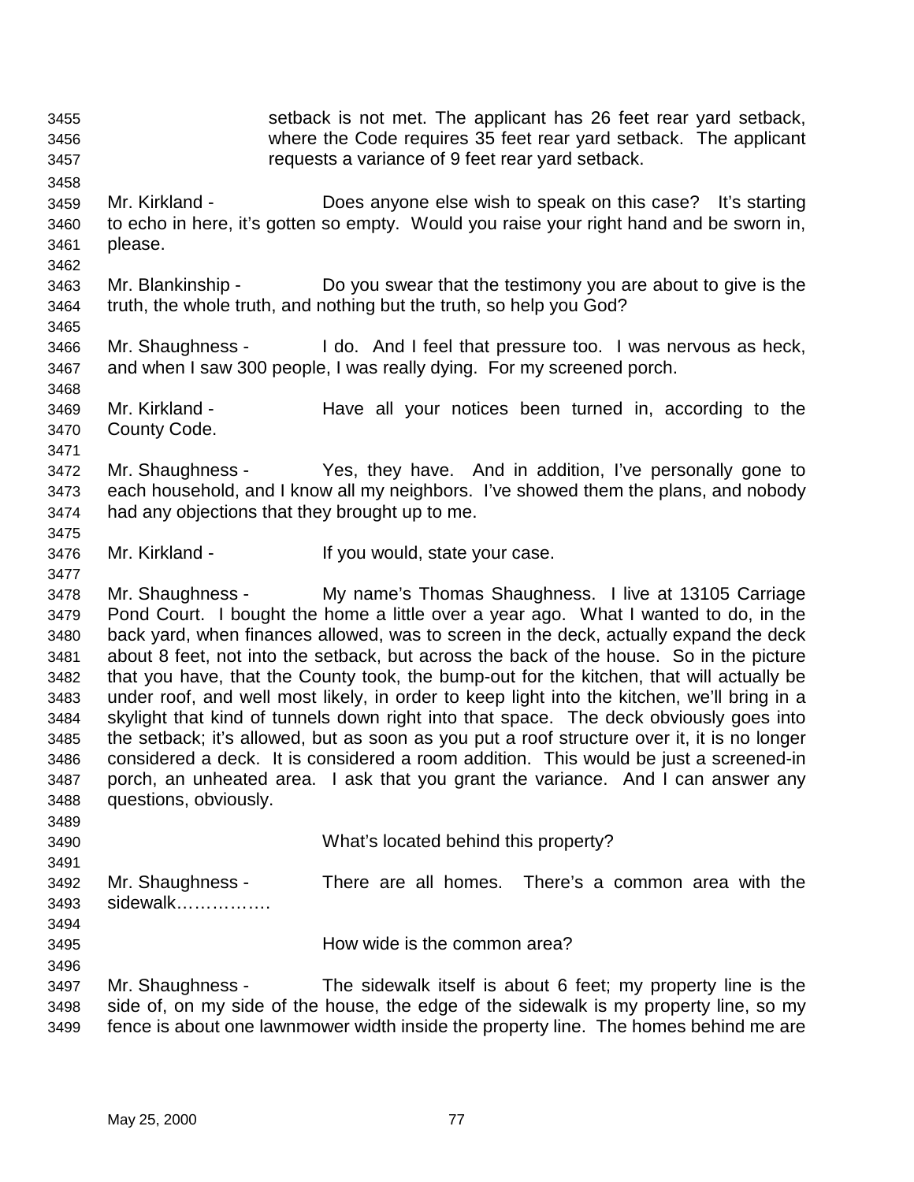setback is not met. The applicant has 26 feet rear yard setback, where the Code requires 35 feet rear yard setback. The applicant requests a variance of 9 feet rear yard setback.

Mr. Kirkland - Does anyone else wish to speak on this case? It's starting to echo in here, it's gotten so empty. Would you raise your right hand and be sworn in, please.

Mr. Blankinship - Do you swear that the testimony you are about to give is the truth, the whole truth, and nothing but the truth, so help you God?

Mr. Shaughness - I do. And I feel that pressure too. I was nervous as heck, and when I saw 300 people, I was really dying. For my screened porch.

Mr. Kirkland - Have all your notices been turned in, according to the County Code.

Mr. Shaughness - Yes, they have. And in addition, I've personally gone to each household, and I know all my neighbors. I've showed them the plans, and nobody had any objections that they brought up to me.

Mr. Kirkland - If you would, state your case.

Mr. Shaughness - My name's Thomas Shaughness. I live at 13105 Carriage Pond Court. I bought the home a little over a year ago. What I wanted to do, in the back yard, when finances allowed, was to screen in the deck, actually expand the deck about 8 feet, not into the setback, but across the back of the house. So in the picture that you have, that the County took, the bump-out for the kitchen, that will actually be under roof, and well most likely, in order to keep light into the kitchen, we'll bring in a skylight that kind of tunnels down right into that space. The deck obviously goes into the setback; it's allowed, but as soon as you put a roof structure over it, it is no longer considered a deck. It is considered a room addition. This would be just a screened-in porch, an unheated area. I ask that you grant the variance. And I can answer any questions, obviously.

What's located behind this property?

Mr. Shaughness - There are all homes. There's a common area with the sidewalk…………….

How wide is the common area?

Mr. Shaughness - The sidewalk itself is about 6 feet; my property line is the side of, on my side of the house, the edge of the sidewalk is my property line, so my fence is about one lawnmower width inside the property line. The homes behind me are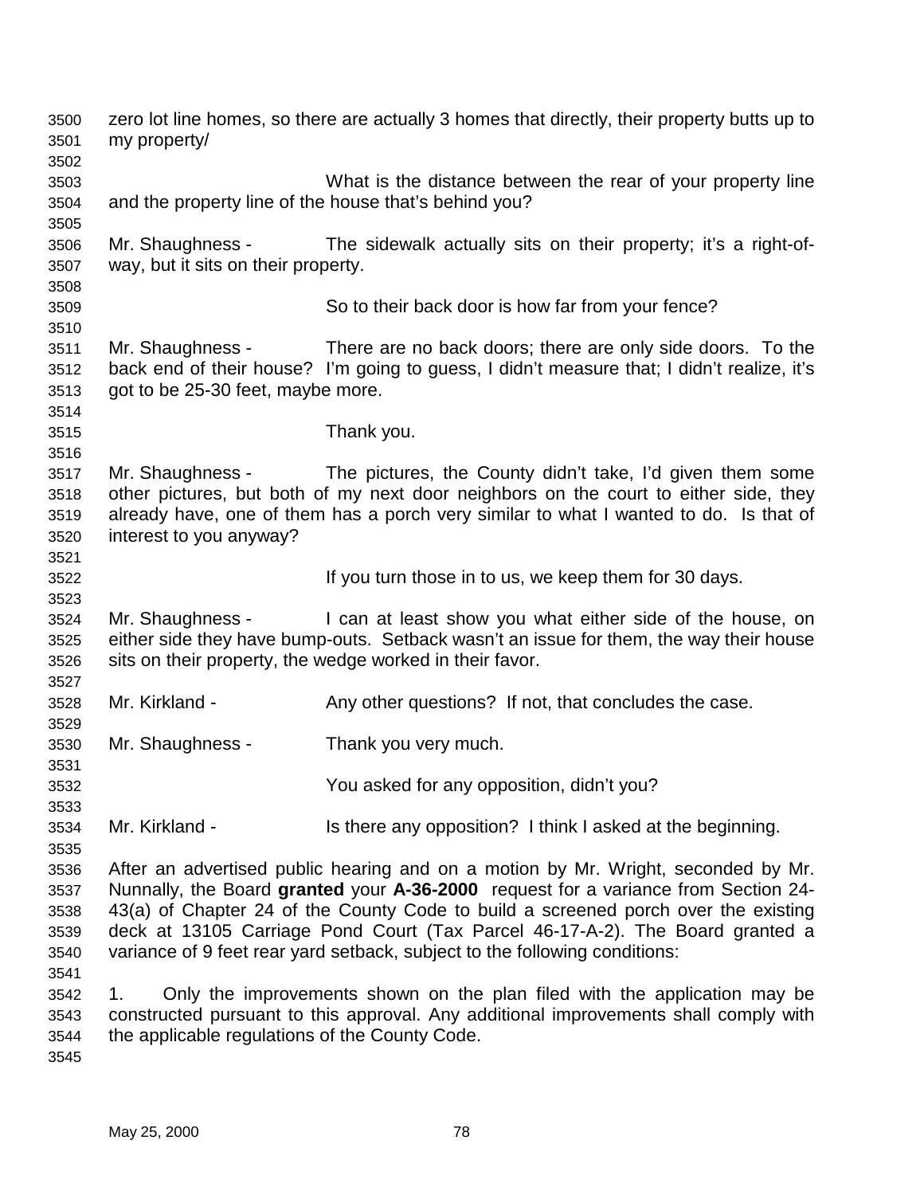zero lot line homes, so there are actually 3 homes that directly, their property butts up to my property/

What is the distance between the rear of your property line and the property line of the house that's behind you?

Mr. Shaughness - The sidewalk actually sits on their property; it's a right-of-way, but it sits on their property.

So to their back door is how far from your fence?

Mr. Shaughness - There are no back doors; there are only side doors. To the back end of their house? I'm going to guess, I didn't measure that; I didn't realize, it's got to be 25-30 feet, maybe more.

Thank you.

Mr. Shaughness - The pictures, the County didn't take, I'd given them some other pictures, but both of my next door neighbors on the court to either side, they already have, one of them has a porch very similar to what I wanted to do. Is that of interest to you anyway?

If you turn those in to us, we keep them for 30 days.

Mr. Shaughness - I can at least show you what either side of the house, on either side they have bump-outs. Setback wasn't an issue for them, the way their house sits on their property, the wedge worked in their favor.

Mr. Kirkland - Any other questions? If not, that concludes the case.

Mr. Shaughness - Thank you very much.

You asked for any opposition, didn't you?

Mr. Kirkland - Is there any opposition? I think I asked at the beginning.

After an advertised public hearing and on a motion by Mr. Wright, seconded by Mr. Nunnally, the Board **granted** your **A-36-2000** request for a variance from Section 24-43(a) of Chapter 24 of the County Code to build a screened porch over the existing deck at 13105 Carriage Pond Court (Tax Parcel 46-17-A-2). The Board granted a variance of 9 feet rear yard setback, subject to the following conditions:

1. Only the improvements shown on the plan filed with the application may be constructed pursuant to this approval. Any additional improvements shall comply with the applicable regulations of the County Code.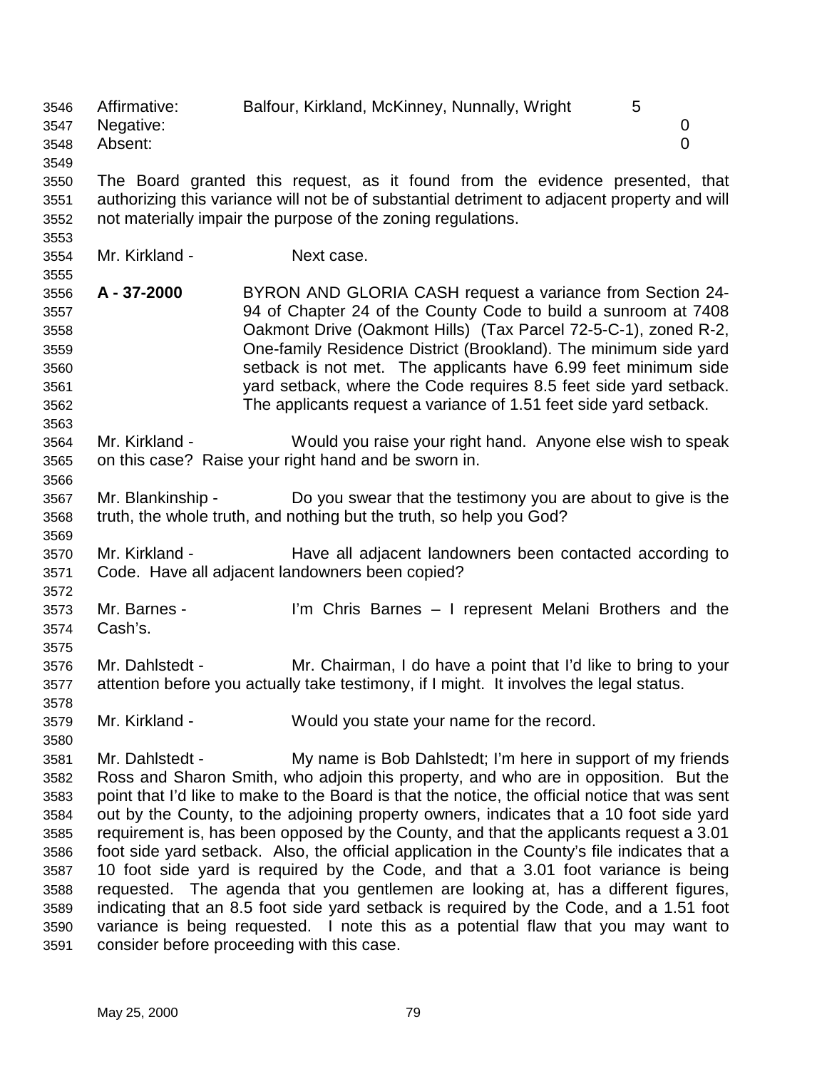Affirmative: Balfour, Kirkland, McKinney, Nunnally, Wright 5
Negative: 0
Absent: 0

The Board granted this request, as it found from the evidence presented, that authorizing this variance will not be of substantial detriment to adjacent property and will not materially impair the purpose of the zoning regulations.

Mr. Kirkland - Next case.

**A - 37-2000** BYRON AND GLORIA CASH request a variance from Section 24-94 of Chapter 24 of the County Code to build a sunroom at 7408 Oakmont Drive (Oakmont Hills) (Tax Parcel 72-5-C-1), zoned R-2, One-family Residence District (Brookland). The minimum side yard setback is not met. The applicants have 6.99 feet minimum side yard setback, where the Code requires 8.5 feet side yard setback. The applicants request a variance of 1.51 feet side yard setback.

Mr. Kirkland - Would you raise your right hand. Anyone else wish to speak on this case? Raise your right hand and be sworn in.

Mr. Blankinship - Do you swear that the testimony you are about to give is the truth, the whole truth, and nothing but the truth, so help you God?

Mr. Kirkland - Have all adjacent landowners been contacted according to Code. Have all adjacent landowners been copied?

Mr. Barnes - I'm Chris Barnes – I represent Melani Brothers and the Cash's.

Mr. Dahlstedt - Mr. Chairman, I do have a point that I'd like to bring to your attention before you actually take testimony, if I might. It involves the legal status.

Mr. Kirkland - Would you state your name for the record.

Mr. Dahlstedt - My name is Bob Dahlstedt; I'm here in support of my friends Ross and Sharon Smith, who adjoin this property, and who are in opposition. But the point that I'd like to make to the Board is that the notice, the official notice that was sent out by the County, to the adjoining property owners, indicates that a 10 foot side yard requirement is, has been opposed by the County, and that the applicants request a 3.01 foot side yard setback. Also, the official application in the County's file indicates that a 10 foot side yard is required by the Code, and that a 3.01 foot variance is being requested. The agenda that you gentlemen are looking at, has a different figures, indicating that an 8.5 foot side yard setback is required by the Code, and a 1.51 foot variance is being requested. I note this as a potential flaw that you may want to consider before proceeding with this case.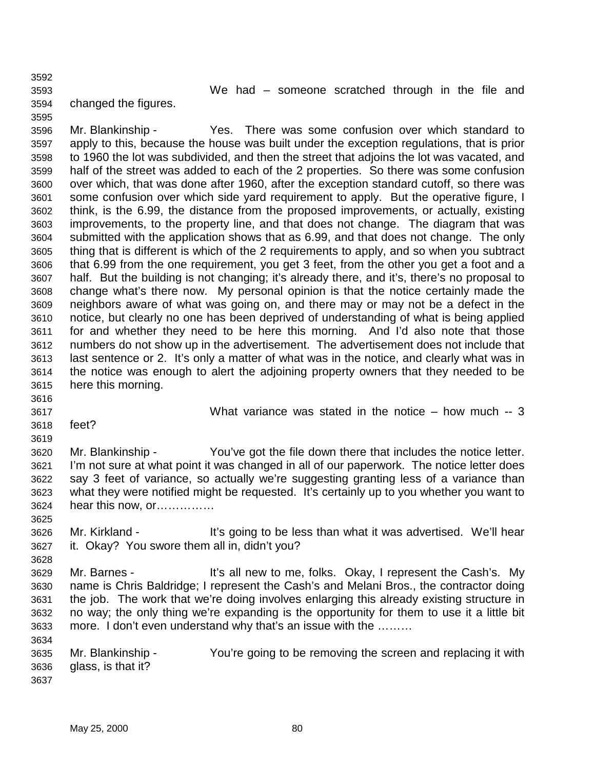We had – someone scratched through in the file and changed the figures.

Mr. Blankinship - Yes. There was some confusion over which standard to apply to this, because the house was built under the exception regulations, that is prior to 1960 the lot was subdivided, and then the street that adjoins the lot was vacated, and half of the street was added to each of the 2 properties. So there was some confusion over which, that was done after 1960, after the exception standard cutoff, so there was some confusion over which side yard requirement to apply. But the operative figure, I think, is the 6.99, the distance from the proposed improvements, or actually, existing improvements, to the property line, and that does not change. The diagram that was submitted with the application shows that as 6.99, and that does not change. The only thing that is different is which of the 2 requirements to apply, and so when you subtract that 6.99 from the one requirement, you get 3 feet, from the other you get a foot and a half. But the building is not changing; it's already there, and it's, there's no proposal to change what's there now. My personal opinion is that the notice certainly made the neighbors aware of what was going on, and there may or may not be a defect in the notice, but clearly no one has been deprived of understanding of what is being applied for and whether they need to be here this morning. And I'd also note that those numbers do not show up in the advertisement. The advertisement does not include that last sentence or 2. It's only a matter of what was in the notice, and clearly what was in the notice was enough to alert the adjoining property owners that they needed to be here this morning.

What variance was stated in the notice – how much -- 3 feet?

Mr. Blankinship - You've got the file down there that includes the notice letter. I'm not sure at what point it was changed in all of our paperwork. The notice letter does say 3 feet of variance, so actually we're suggesting granting less of a variance than what they were notified might be requested. It's certainly up to you whether you want to hear this now, or……………

Mr. Kirkland - It's going to be less than what it was advertised. We'll hear it. Okay? You swore them all in, didn't you?

Mr. Barnes - It's all new to me, folks. Okay, I represent the Cash's. My name is Chris Baldridge; I represent the Cash's and Melani Bros., the contractor doing the job. The work that we're doing involves enlarging this already existing structure in no way; the only thing we're expanding is the opportunity for them to use it a little bit more. I don't even understand why that's an issue with the ………

Mr. Blankinship - You're going to be removing the screen and replacing it with glass, is that it?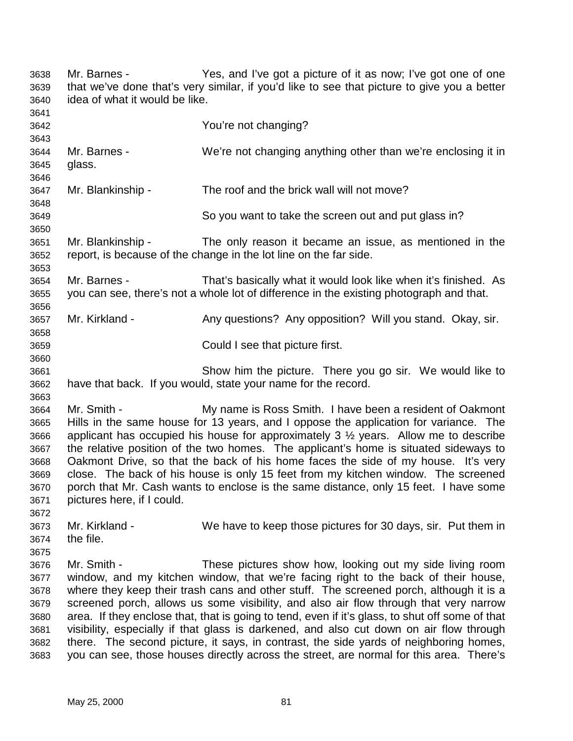Mr. Barnes - Yes, and I've got a picture of it as now; I've got one of one that we've done that's very similar, if you'd like to see that picture to give you a better idea of what it would be like.

You're not changing?

Mr. Barnes - We're not changing anything other than we're enclosing it in glass.

Mr. Blankinship - The roof and the brick wall will not move?

So you want to take the screen out and put glass in?

Mr. Blankinship - The only reason it became an issue, as mentioned in the report, is because of the change in the lot line on the far side.

Mr. Barnes - That's basically what it would look like when it's finished. As you can see, there's not a whole lot of difference in the existing photograph and that.

Mr. Kirkland - Any questions? Any opposition? Will you stand. Okay, sir.

Could I see that picture first.

Show him the picture. There you go sir. We would like to have that back. If you would, state your name for the record.

Mr. Smith - My name is Ross Smith. I have been a resident of Oakmont Hills in the same house for 13 years, and I oppose the application for variance. The applicant has occupied his house for approximately 3 ½ years. Allow me to describe the relative position of the two homes. The applicant's home is situated sideways to Oakmont Drive, so that the back of his home faces the side of my house. It's very close. The back of his house is only 15 feet from my kitchen window. The screened porch that Mr. Cash wants to enclose is the same distance, only 15 feet. I have some pictures here, if I could.

Mr. Kirkland - We have to keep those pictures for 30 days, sir. Put them in the file.

Mr. Smith - These pictures show how, looking out my side living room window, and my kitchen window, that we're facing right to the back of their house, where they keep their trash cans and other stuff. The screened porch, although it is a screened porch, allows us some visibility, and also air flow through that very narrow area. If they enclose that, that is going to tend, even if it's glass, to shut off some of that visibility, especially if that glass is darkened, and also cut down on air flow through there. The second picture, it says, in contrast, the side yards of neighboring homes, you can see, those houses directly across the street, are normal for this area. There's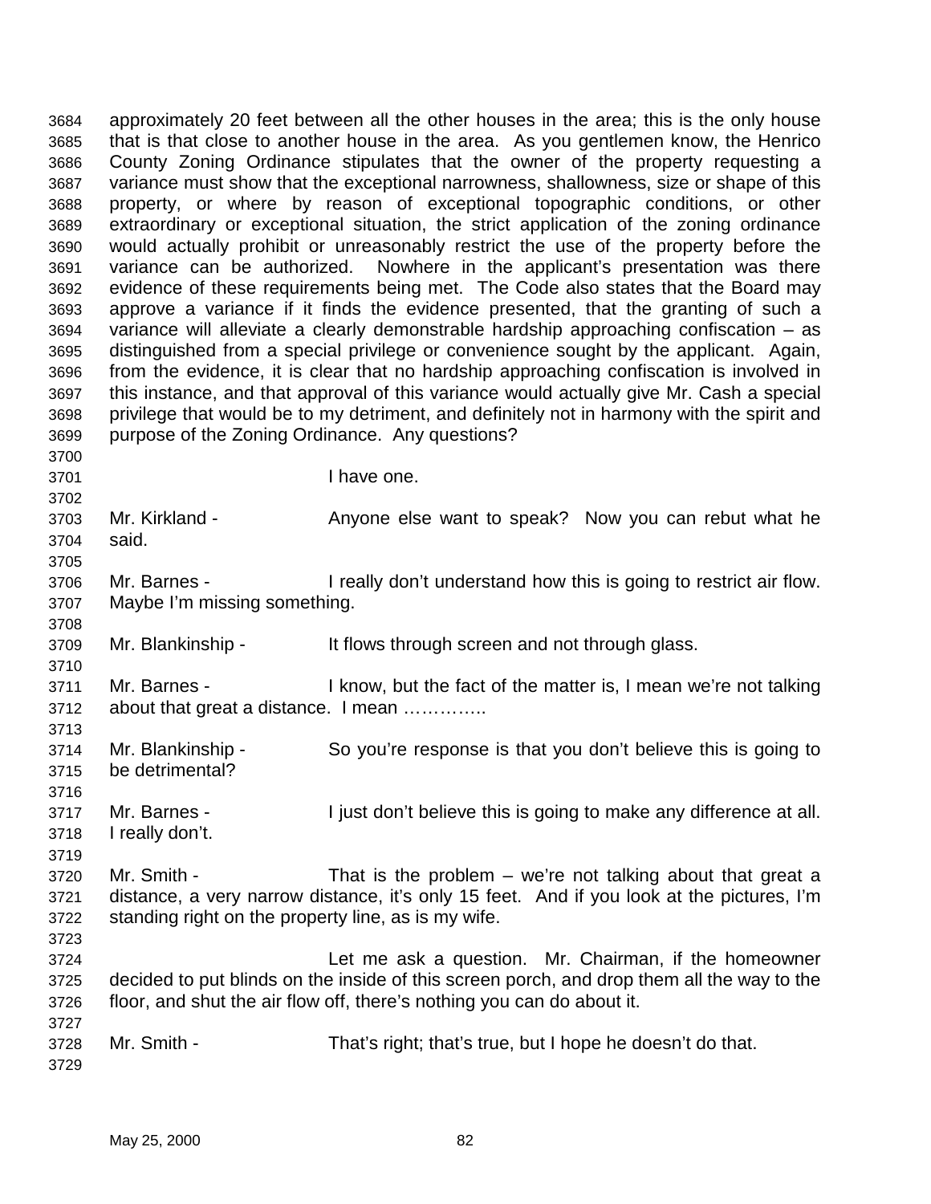approximately 20 feet between all the other houses in the area; this is the only house that is that close to another house in the area. As you gentlemen know, the Henrico County Zoning Ordinance stipulates that the owner of the property requesting a variance must show that the exceptional narrowness, shallowness, size or shape of this property, or where by reason of exceptional topographic conditions, or other extraordinary or exceptional situation, the strict application of the zoning ordinance would actually prohibit or unreasonably restrict the use of the property before the variance can be authorized. Nowhere in the applicant's presentation was there evidence of these requirements being met. The Code also states that the Board may approve a variance if it finds the evidence presented, that the granting of such a variance will alleviate a clearly demonstrable hardship approaching confiscation – as distinguished from a special privilege or convenience sought by the applicant. Again, from the evidence, it is clear that no hardship approaching confiscation is involved in this instance, and that approval of this variance would actually give Mr. Cash a special privilege that would be to my detriment, and definitely not in harmony with the spirit and purpose of the Zoning Ordinance. Any questions?

I have one.

Mr. Kirkland - Anyone else want to speak? Now you can rebut what he said.

Mr. Barnes - I really don't understand how this is going to restrict air flow. Maybe I'm missing something.

Mr. Blankinship - It flows through screen and not through glass.

Mr. Barnes - I know, but the fact of the matter is, I mean we're not talking about that great a distance. I mean …………..

Mr. Blankinship - So you're response is that you don't believe this is going to be detrimental?

Mr. Barnes - I just don't believe this is going to make any difference at all. I really don't.

Mr. Smith - That is the problem – we're not talking about that great a distance, a very narrow distance, it's only 15 feet. And if you look at the pictures, I'm standing right on the property line, as is my wife.

Let me ask a question. Mr. Chairman, if the homeowner decided to put blinds on the inside of this screen porch, and drop them all the way to the floor, and shut the air flow off, there's nothing you can do about it.

Mr. Smith - That's right; that's true, but I hope he doesn't do that.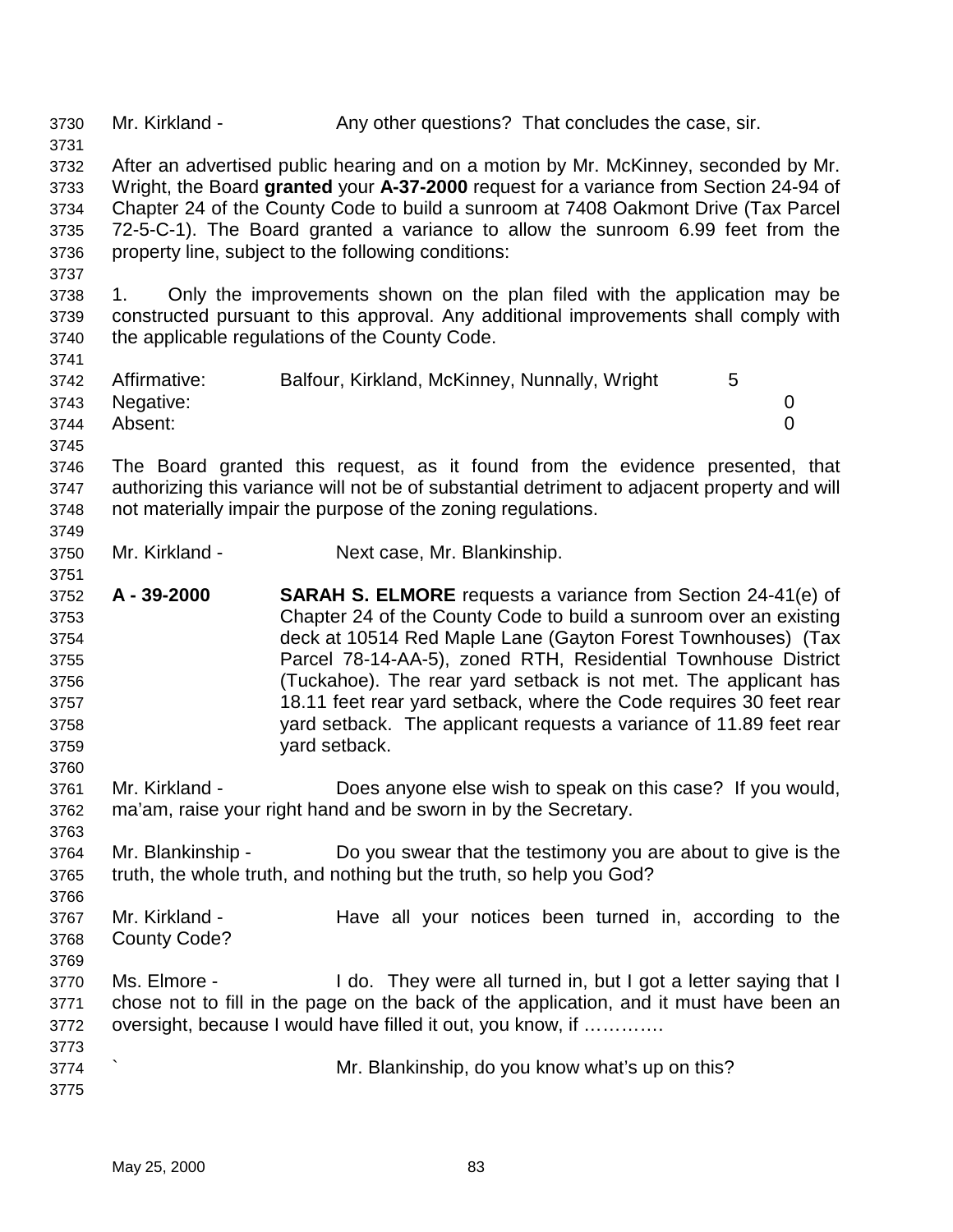Mr. Kirkland - Any other questions? That concludes the case, sir.

After an advertised public hearing and on a motion by Mr. McKinney, seconded by Mr. Wright, the Board **granted** your **A-37-2000** request for a variance from Section 24-94 of Chapter 24 of the County Code to build a sunroom at 7408 Oakmont Drive (Tax Parcel 72-5-C-1). The Board granted a variance to allow the sunroom 6.99 feet from the property line, subject to the following conditions:

1. Only the improvements shown on the plan filed with the application may be constructed pursuant to this approval. Any additional improvements shall comply with the applicable regulations of the County Code.

| | | |
|---|---|---|
| Affirmative: | Balfour, Kirkland, McKinney, Nunnally, Wright | 5 |
| Negative: | | 0 |
| Absent: | | 0 |

The Board granted this request, as it found from the evidence presented, that authorizing this variance will not be of substantial detriment to adjacent property and will not materially impair the purpose of the zoning regulations.

Mr. Kirkland - Next case, Mr. Blankinship.

**A - 39-2000** **SARAH S. ELMORE** requests a variance from Section 24-41(e) of Chapter 24 of the County Code to build a sunroom over an existing deck at 10514 Red Maple Lane (Gayton Forest Townhouses) (Tax Parcel 78-14-AA-5), zoned RTH, Residential Townhouse District (Tuckahoe). The rear yard setback is not met. The applicant has 18.11 feet rear yard setback, where the Code requires 30 feet rear yard setback. The applicant requests a variance of 11.89 feet rear yard setback.

Mr. Kirkland - Does anyone else wish to speak on this case? If you would, ma'am, raise your right hand and be sworn in by the Secretary.

Mr. Blankinship - Do you swear that the testimony you are about to give is the truth, the whole truth, and nothing but the truth, so help you God?

Mr. Kirkland - Have all your notices been turned in, according to the County Code?

Ms. Elmore - I do. They were all turned in, but I got a letter saying that I chose not to fill in the page on the back of the application, and it must have been an oversight, because I would have filled it out, you know, if ………….

` Mr. Blankinship, do you know what's up on this?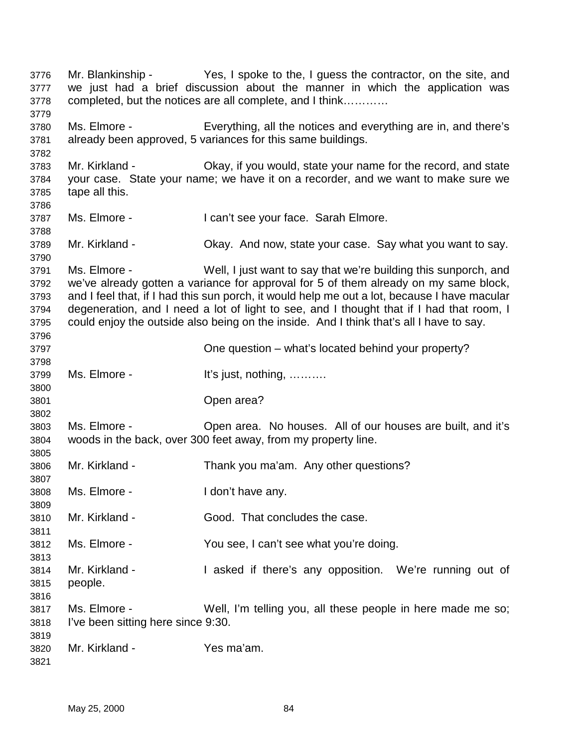Mr. Blankinship - Yes, I spoke to the, I guess the contractor, on the site, and we just had a brief discussion about the manner in which the application was completed, but the notices are all complete, and I think…………

Ms. Elmore - Everything, all the notices and everything are in, and there's already been approved, 5 variances for this same buildings.

Mr. Kirkland - Okay, if you would, state your name for the record, and state your case. State your name; we have it on a recorder, and we want to make sure we tape all this.

Ms. Elmore - I can't see your face. Sarah Elmore.

Mr. Kirkland - Okay. And now, state your case. Say what you want to say.

Ms. Elmore - Well, I just want to say that we're building this sunporch, and we've already gotten a variance for approval for 5 of them already on my same block, and I feel that, if I had this sun porch, it would help me out a lot, because I have macular degeneration, and I need a lot of light to see, and I thought that if I had that room, I could enjoy the outside also being on the inside. And I think that's all I have to say.

One question – what's located behind your property?

Ms. Elmore - It's just, nothing, ……….

Open area?

Ms. Elmore - Open area. No houses. All of our houses are built, and it's woods in the back, over 300 feet away, from my property line.

Mr. Kirkland - Thank you ma'am. Any other questions?

Ms. Elmore - I don't have any.

Mr. Kirkland - Good. That concludes the case.

Ms. Elmore - You see, I can't see what you're doing.

Mr. Kirkland - I asked if there's any opposition. We're running out of people.

Ms. Elmore - Well, I'm telling you, all these people in here made me so; I've been sitting here since 9:30.

Mr. Kirkland - Yes ma'am.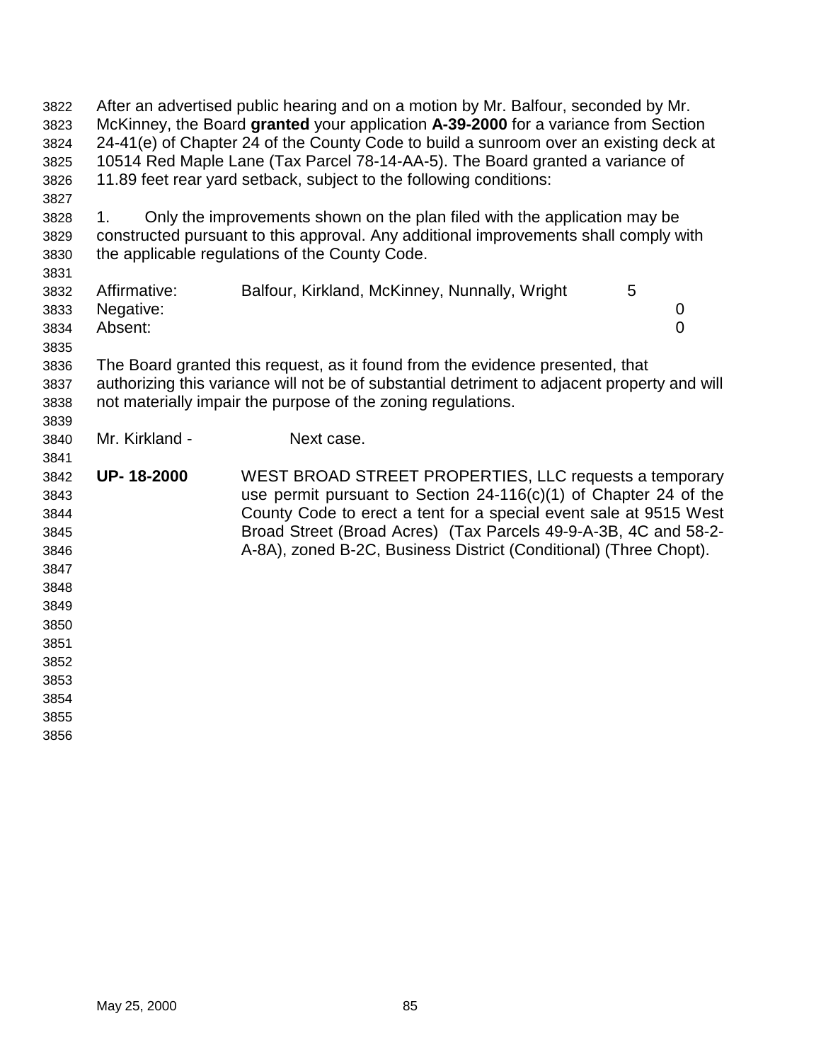After an advertised public hearing and on a motion by Mr. Balfour, seconded by Mr. McKinney, the Board **granted** your application **A-39-2000** for a variance from Section 24-41(e) of Chapter 24 of the County Code to build a sunroom over an existing deck at 10514 Red Maple Lane (Tax Parcel 78-14-AA-5). The Board granted a variance of 11.89 feet rear yard setback, subject to the following conditions:

1. Only the improvements shown on the plan filed with the application may be constructed pursuant to this approval. Any additional improvements shall comply with the applicable regulations of the County Code.

| | | |
|---|---|---|
| Affirmative: | Balfour, Kirkland, McKinney, Nunnally, Wright | 5 |
| Negative: | | 0 |
| Absent: | | 0 |

The Board granted this request, as it found from the evidence presented, that authorizing this variance will not be of substantial detriment to adjacent property and will not materially impair the purpose of the zoning regulations.

Mr. Kirkland - Next case.

**UP- 18-2000** WEST BROAD STREET PROPERTIES, LLC requests a temporary use permit pursuant to Section 24-116(c)(1) of Chapter 24 of the County Code to erect a tent for a special event sale at 9515 West Broad Street (Broad Acres) (Tax Parcels 49-9-A-3B, 4C and 58-2-A-8A), zoned B-2C, Business District (Conditional) (Three Chopt).